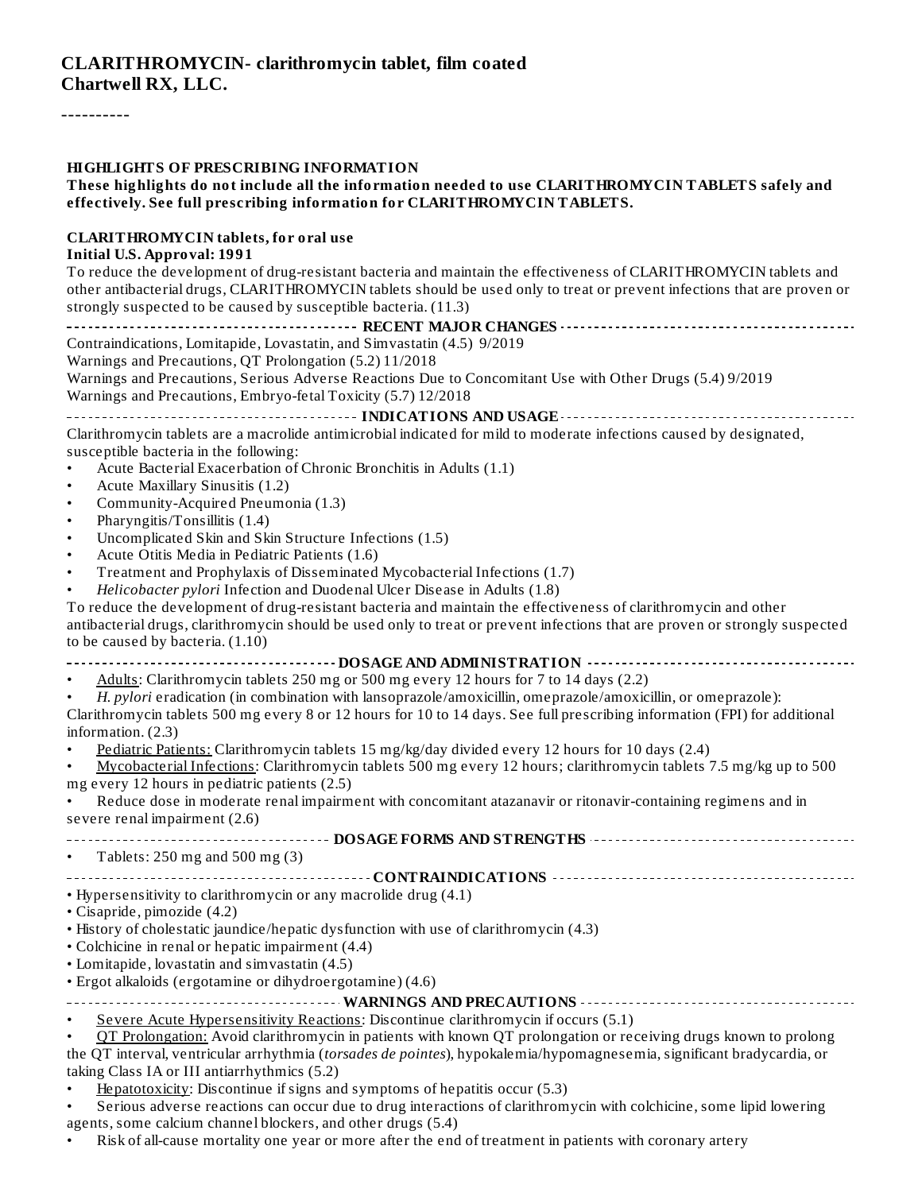# CLARITHROMYCIN- clarithromycin tablet, film coated
## Chartwell RX, LLC.

----------

### HIGHLIGHTS OF PRESCRIBING INFORMATION

**These highlights do not include all the information needed to use CLARITHROMYCIN TABLETS safely and effectively. See full prescribing information for CLARITHROMYCIN TABLETS.**

**CLARITHROMYCIN tablets, for oral use**
**Initial U.S. Approval: 1991**

To reduce the development of drug-resistant bacteria and maintain the effectiveness of CLARITHROMYCIN tablets and other antibacterial drugs, CLARITHROMYCIN tablets should be used only to treat or prevent infections that are proven or strongly suspected to be caused by susceptible bacteria. (11.3)

**RECENT MAJOR CHANGES**

Contraindications, Lomitapide, Lovastatin, and Simvastatin (4.5) 9/2019
Warnings and Precautions, QT Prolongation (5.2) 11/2018
Warnings and Precautions, Serious Adverse Reactions Due to Concomitant Use with Other Drugs (5.4) 9/2019
Warnings and Precautions, Embryo-fetal Toxicity (5.7) 12/2018

**INDICATIONS AND USAGE**

Clarithromycin tablets are a macrolide antimicrobial indicated for mild to moderate infections caused by designated, susceptible bacteria in the following:

- Acute Bacterial Exacerbation of Chronic Bronchitis in Adults (1.1)
- Acute Maxillary Sinusitis (1.2)
- Community-Acquired Pneumonia (1.3)
- Pharyngitis/Tonsillitis (1.4)
- Uncomplicated Skin and Skin Structure Infections (1.5)
- Acute Otitis Media in Pediatric Patients (1.6)
- Treatment and Prophylaxis of Disseminated Mycobacterial Infections (1.7)
- *Helicobacter pylori* Infection and Duodenal Ulcer Disease in Adults (1.8)

To reduce the development of drug-resistant bacteria and maintain the effectiveness of clarithromycin and other antibacterial drugs, clarithromycin should be used only to treat or prevent infections that are proven or strongly suspected to be caused by bacteria. (1.10)

**DOSAGE AND ADMINISTRATION**

- Adults: Clarithromycin tablets 250 mg or 500 mg every 12 hours for 7 to 14 days (2.2)
- *H. pylori* eradication (in combination with lansoprazole/amoxicillin, omeprazole/amoxicillin, or omeprazole): Clarithromycin tablets 500 mg every 8 or 12 hours for 10 to 14 days. See full prescribing information (FPI) for additional information. (2.3)
- Pediatric Patients: Clarithromycin tablets 15 mg/kg/day divided every 12 hours for 10 days (2.4)
- Mycobacterial Infections: Clarithromycin tablets 500 mg every 12 hours; clarithromycin tablets 7.5 mg/kg up to 500 mg every 12 hours in pediatric patients (2.5)
- Reduce dose in moderate renal impairment with concomitant atazanavir or ritonavir-containing regimens and in severe renal impairment (2.6)

**DOSAGE FORMS AND STRENGTHS**

- Tablets: 250 mg and 500 mg (3)

**CONTRAINDICATIONS**

- Hypersensitivity to clarithromycin or any macrolide drug (4.1)
- Cisapride, pimozide (4.2)
- History of cholestatic jaundice/hepatic dysfunction with use of clarithromycin (4.3)
- Colchicine in renal or hepatic impairment (4.4)
- Lomitapide, lovastatin and simvastatin (4.5)
- Ergot alkaloids (ergotamine or dihydroergotamine) (4.6)

**WARNINGS AND PRECAUTIONS**

- Severe Acute Hypersensitivity Reactions: Discontinue clarithromycin if occurs (5.1)
- QT Prolongation: Avoid clarithromycin in patients with known QT prolongation or receiving drugs known to prolong the QT interval, ventricular arrhythmia (*torsades de pointes*), hypokalemia/hypomagnesemia, significant bradycardia, or taking Class IA or III antiarrhythmics (5.2)
- Hepatotoxicity: Discontinue if signs and symptoms of hepatitis occur (5.3)
- Serious adverse reactions can occur due to drug interactions of clarithromycin with colchicine, some lipid lowering agents, some calcium channel blockers, and other drugs (5.4)
- Risk of all-cause mortality one year or more after the end of treatment in patients with coronary artery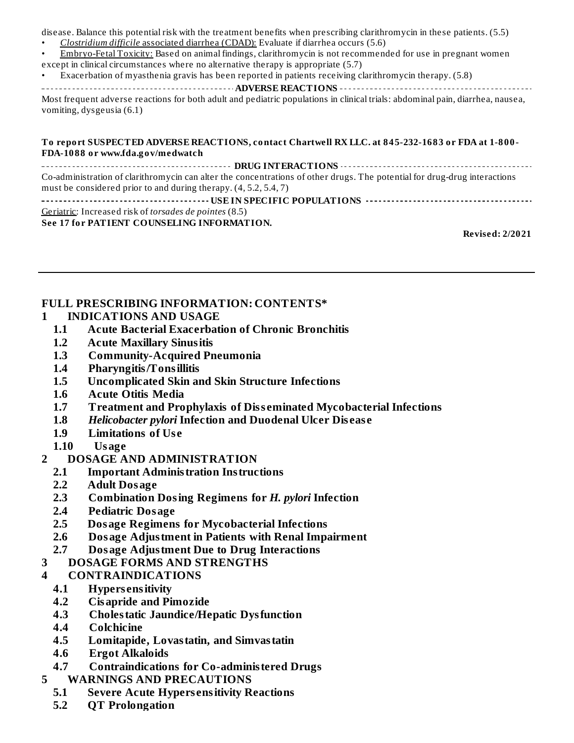disease. Balance this potential risk with the treatment benefits when prescribing clarithromycin in these patients. (5.5)

- *Clostridium difficile* associated diarrhea (CDAD): Evaluate if diarrhea occurs (5.6)
- Embryo-Fetal Toxicity: Based on animal findings, clarithromycin is not recommended for use in pregnant women except in clinical circumstances where no alternative therapy is appropriate (5.7)
- Exacerbation of myasthenia gravis has been reported in patients receiving clarithromycin therapy. (5.8)

**ADVERSE REACTIONS**

Most frequent adverse reactions for both adult and pediatric populations in clinical trials: abdominal pain, diarrhea, nausea, vomiting, dysgeusia (6.1)

**To report SUSPECTED ADVERSE REACTIONS, contact Chartwell RX LLC. at 845-232-1683 or FDA at 1-800-FDA-1088 or www.fda.gov/medwatch**

**DRUG INTERACTIONS**

Co-administration of clarithromycin can alter the concentrations of other drugs. The potential for drug-drug interactions must be considered prior to and during therapy. (4, 5.2, 5.4, 7)

**USE IN SPECIFIC POPULATIONS**

Geriatric: Increased risk of *torsades de pointes* (8.5)

**See 17 for PATIENT COUNSELING INFORMATION.**

**Revised: 2/2021**

---

## FULL PRESCRIBING INFORMATION: CONTENTS*

**1 INDICATIONS AND USAGE**
- **1.1 Acute Bacterial Exacerbation of Chronic Bronchitis**
- **1.2 Acute Maxillary Sinusitis**
- **1.3 Community-Acquired Pneumonia**
- **1.4 Pharyngitis/Tonsillitis**
- **1.5 Uncomplicated Skin and Skin Structure Infections**
- **1.6 Acute Otitis Media**
- **1.7 Treatment and Prophylaxis of Disseminated Mycobacterial Infections**
- **1.8 *Helicobacter pylori* Infection and Duodenal Ulcer Disease**
- **1.9 Limitations of Use**
- **1.10 Usage**

**2 DOSAGE AND ADMINISTRATION**
- **2.1 Important Administration Instructions**
- **2.2 Adult Dosage**
- **2.3 Combination Dosing Regimens for *H. pylori* Infection**
- **2.4 Pediatric Dosage**
- **2.5 Dosage Regimens for Mycobacterial Infections**
- **2.6 Dosage Adjustment in Patients with Renal Impairment**
- **2.7 Dosage Adjustment Due to Drug Interactions**

**3 DOSAGE FORMS AND STRENGTHS**

**4 CONTRAINDICATIONS**
- **4.1 Hypersensitivity**
- **4.2 Cisapride and Pimozide**
- **4.3 Cholestatic Jaundice/Hepatic Dysfunction**
- **4.4 Colchicine**
- **4.5 Lomitapide, Lovastatin, and Simvastatin**
- **4.6 Ergot Alkaloids**
- **4.7 Contraindications for Co-administered Drugs**

**5 WARNINGS AND PRECAUTIONS**
- **5.1 Severe Acute Hypersensitivity Reactions**
- **5.2 QT Prolongation**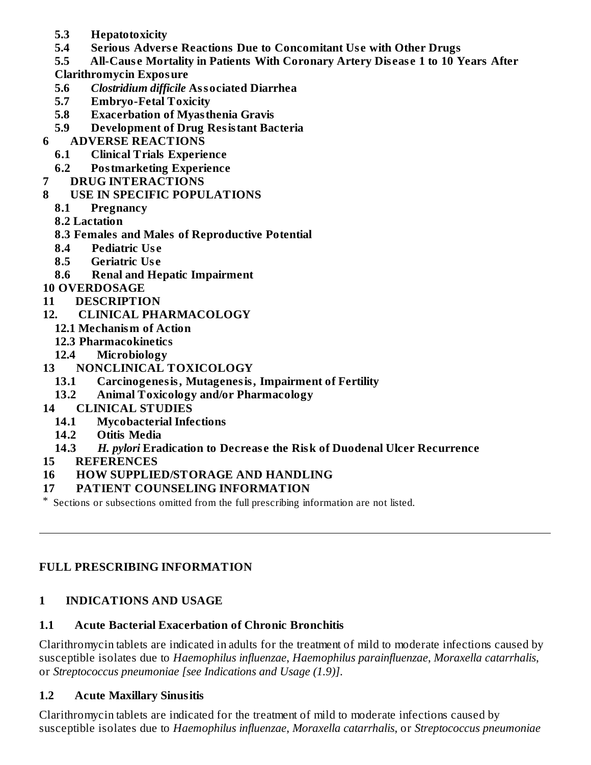**5.3 Hepatotoxicity**

**5.4 Serious Adverse Reactions Due to Concomitant Use with Other Drugs**

**5.5 All-Cause Mortality in Patients With Coronary Artery Disease 1 to 10 Years After Clarithromycin Exposure**

**5.6 *Clostridium difficile* Associated Diarrhea**

**5.7 Embryo-Fetal Toxicity**

**5.8 Exacerbation of Myasthenia Gravis**

**5.9 Development of Drug Resistant Bacteria**

**6 ADVERSE REACTIONS**

**6.1 Clinical Trials Experience**

**6.2 Postmarketing Experience**

**7 DRUG INTERACTIONS**

**8 USE IN SPECIFIC POPULATIONS**

**8.1 Pregnancy**

**8.2 Lactation**

**8.3 Females and Males of Reproductive Potential**

**8.4 Pediatric Use**

**8.5 Geriatric Use**

**8.6 Renal and Hepatic Impairment**

**10 OVERDOSAGE**

**11 DESCRIPTION**

**12. CLINICAL PHARMACOLOGY**

**12.1 Mechanism of Action**

**12.3 Pharmacokinetics**

**12.4 Microbiology**

**13 NONCLINICAL TOXICOLOGY**

**13.1 Carcinogenesis, Mutagenesis, Impairment of Fertility**

**13.2 Animal Toxicology and/or Pharmacology**

**14 CLINICAL STUDIES**

**14.1 Mycobacterial Infections**

**14.2 Otitis Media**

**14.3 *H. pylori* Eradication to Decrease the Risk of Duodenal Ulcer Recurrence**

**15 REFERENCES**

**16 HOW SUPPLIED/STORAGE AND HANDLING**

**17 PATIENT COUNSELING INFORMATION**

\* Sections or subsections omitted from the full prescribing information are not listed.

---

## FULL PRESCRIBING INFORMATION

## 1 INDICATIONS AND USAGE

### 1.1 Acute Bacterial Exacerbation of Chronic Bronchitis

Clarithromycin tablets are indicated in adults for the treatment of mild to moderate infections caused by susceptible isolates due to *Haemophilus influenzae*, *Haemophilus parainfluenzae*, *Moraxella catarrhalis*, or *Streptococcus pneumoniae [see Indications and Usage (1.9)]*.

### 1.2 Acute Maxillary Sinusitis

Clarithromycin tablets are indicated for the treatment of mild to moderate infections caused by susceptible isolates due to *Haemophilus influenzae*, *Moraxella catarrhalis*, or *Streptococcus pneumoniae*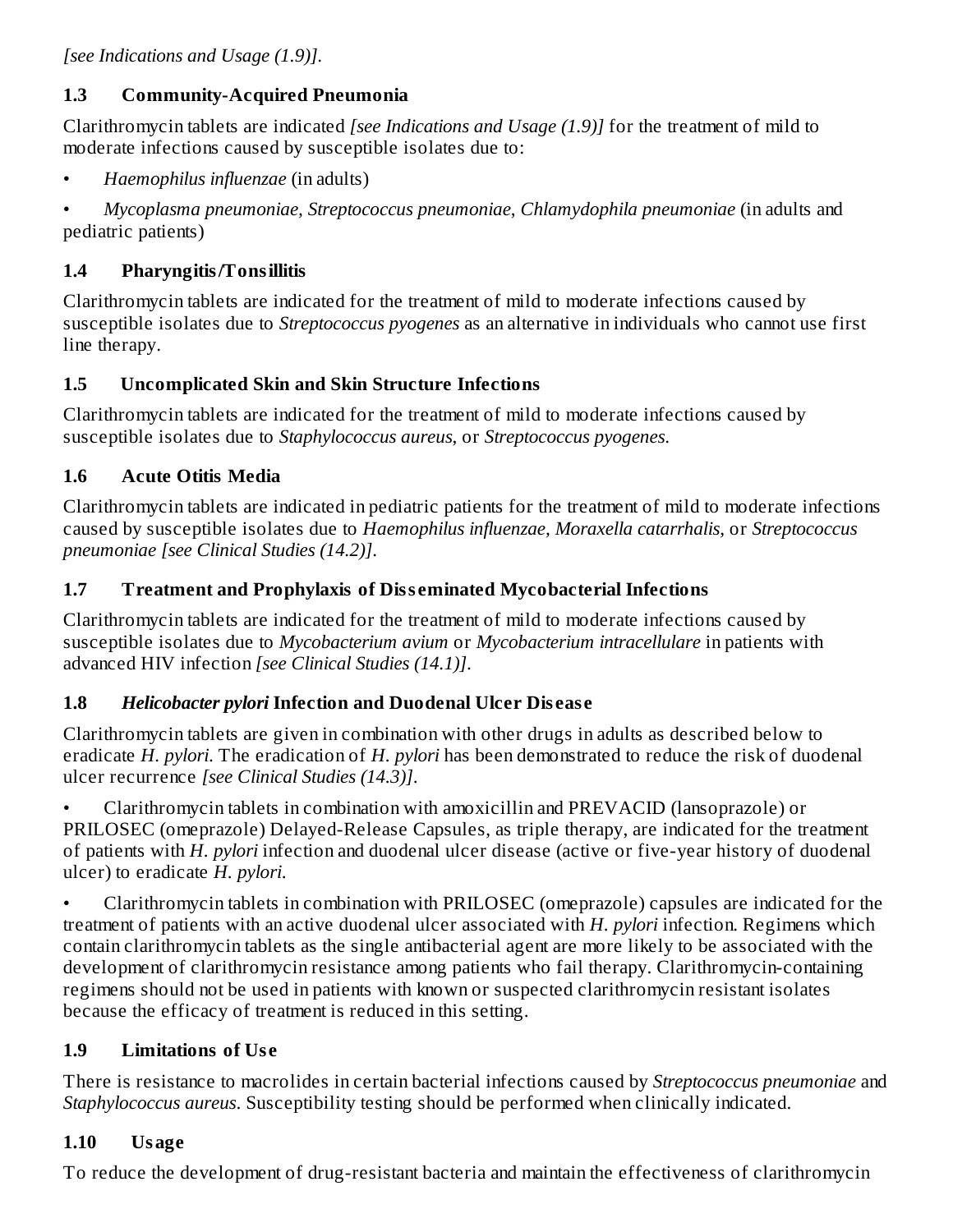*[see Indications and Usage (1.9)]*.

### 1.3 Community-Acquired Pneumonia

Clarithromycin tablets are indicated *[see Indications and Usage (1.9)]* for the treatment of mild to moderate infections caused by susceptible isolates due to:

- *Haemophilus influenzae* (in adults)
- *Mycoplasma pneumoniae*, *Streptococcus pneumoniae*, *Chlamydophila pneumoniae* (in adults and pediatric patients)

### 1.4 Pharyngitis/Tonsillitis

Clarithromycin tablets are indicated for the treatment of mild to moderate infections caused by susceptible isolates due to *Streptococcus pyogenes* as an alternative in individuals who cannot use first line therapy.

### 1.5 Uncomplicated Skin and Skin Structure Infections

Clarithromycin tablets are indicated for the treatment of mild to moderate infections caused by susceptible isolates due to *Staphylococcus aureus*, or *Streptococcus pyogenes*.

### 1.6 Acute Otitis Media

Clarithromycin tablets are indicated in pediatric patients for the treatment of mild to moderate infections caused by susceptible isolates due to *Haemophilus influenzae, Moraxella catarrhalis*, or *Streptococcus pneumoniae [see Clinical Studies (14.2)]*.

### 1.7 Treatment and Prophylaxis of Disseminated Mycobacterial Infections

Clarithromycin tablets are indicated for the treatment of mild to moderate infections caused by susceptible isolates due to *Mycobacterium avium* or *Mycobacterium intracellulare* in patients with advanced HIV infection *[see Clinical Studies (14.1)]*.

### 1.8 *Helicobacter pylori* Infection and Duodenal Ulcer Disease

Clarithromycin tablets are given in combination with other drugs in adults as described below to eradicate *H. pylori*. The eradication of *H. pylori* has been demonstrated to reduce the risk of duodenal ulcer recurrence *[see Clinical Studies (14.3)]*.

- Clarithromycin tablets in combination with amoxicillin and PREVACID (lansoprazole) or PRILOSEC (omeprazole) Delayed-Release Capsules, as triple therapy, are indicated for the treatment of patients with *H. pylori* infection and duodenal ulcer disease (active or five-year history of duodenal ulcer) to eradicate *H. pylori*.
- Clarithromycin tablets in combination with PRILOSEC (omeprazole) capsules are indicated for the treatment of patients with an active duodenal ulcer associated with *H. pylori* infection. Regimens which contain clarithromycin tablets as the single antibacterial agent are more likely to be associated with the development of clarithromycin resistance among patients who fail therapy. Clarithromycin-containing regimens should not be used in patients with known or suspected clarithromycin resistant isolates because the efficacy of treatment is reduced in this setting.

### 1.9 Limitations of Use

There is resistance to macrolides in certain bacterial infections caused by *Streptococcus pneumoniae* and *Staphylococcus aureus*. Susceptibility testing should be performed when clinically indicated.

### 1.10 Usage

To reduce the development of drug-resistant bacteria and maintain the effectiveness of clarithromycin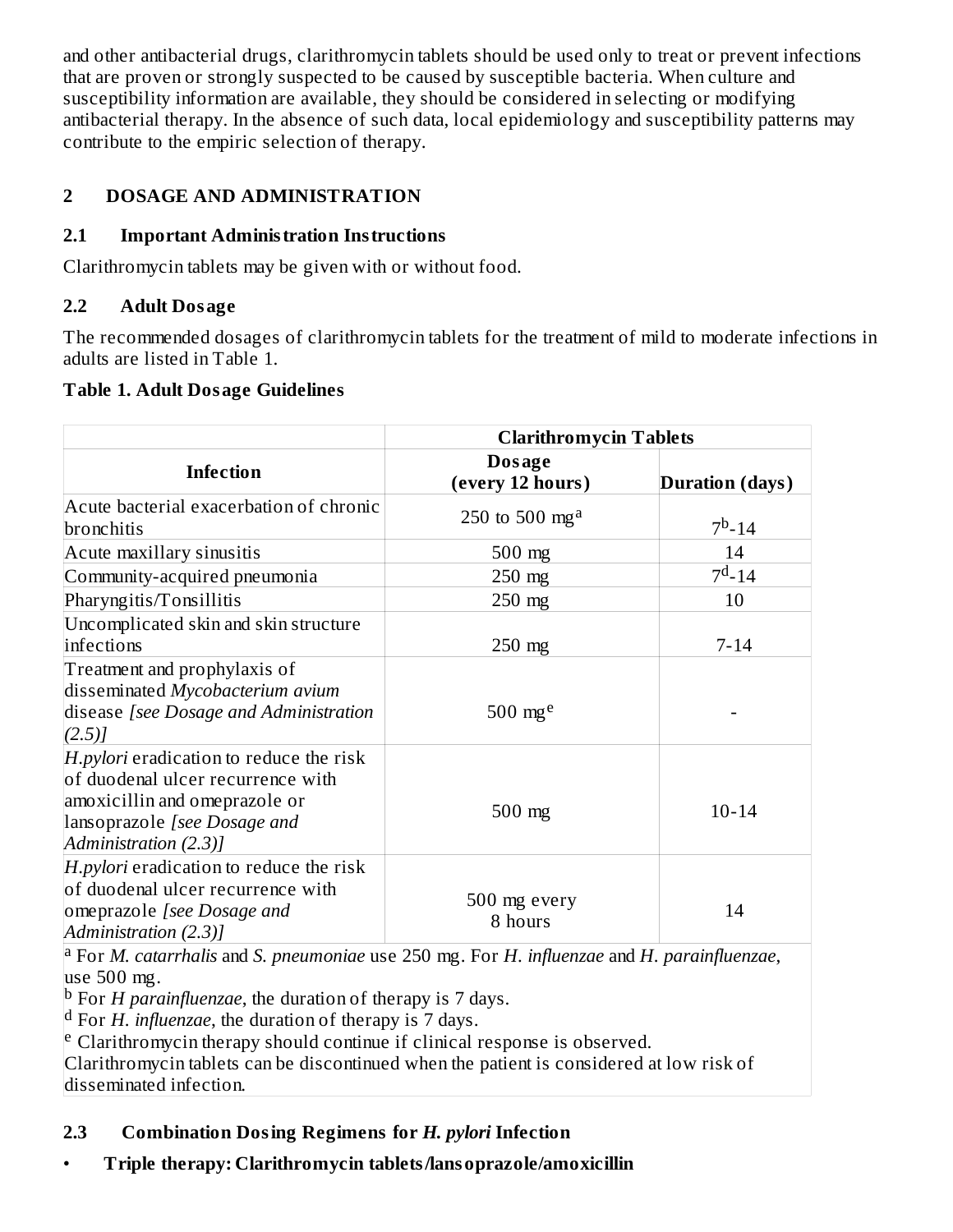and other antibacterial drugs, clarithromycin tablets should be used only to treat or prevent infections that are proven or strongly suspected to be caused by susceptible bacteria. When culture and susceptibility information are available, they should be considered in selecting or modifying antibacterial therapy. In the absence of such data, local epidemiology and susceptibility patterns may contribute to the empiric selection of therapy.

## 2 DOSAGE AND ADMINISTRATION

### 2.1 Important Administration Instructions

Clarithromycin tablets may be given with or without food.

### 2.2 Adult Dosage

The recommended dosages of clarithromycin tablets for the treatment of mild to moderate infections in adults are listed in Table 1.

**Table 1. Adult Dosage Guidelines**

| | Clarithromycin Tablets | |
|---|---|---|
| **Infection** | **Dosage (every 12 hours)** | **Duration (days)** |
| Acute bacterial exacerbation of chronic bronchitis | 250 to 500 mg[a] | 7[b]-14 |
| Acute maxillary sinusitis | 500 mg | 14 |
| Community-acquired pneumonia | 250 mg | 7[d]-14 |
| Pharyngitis/Tonsillitis | 250 mg | 10 |
| Uncomplicated skin and skin structure infections | 250 mg | 7-14 |
| Treatment and prophylaxis of disseminated *Mycobacterium avium* disease *[see Dosage and Administration (2.5)]* | 500 mg[e] | - |
| *H.pylori* eradication to reduce the risk of duodenal ulcer recurrence with amoxicillin and omeprazole or lansoprazole *[see Dosage and Administration (2.3)]* | 500 mg | 10-14 |
| *H.pylori* eradication to reduce the risk of duodenal ulcer recurrence with omeprazole *[see Dosage and Administration (2.3)]* | 500 mg every 8 hours | 14 |

[a] For *M. catarrhalis* and *S. pneumoniae* use 250 mg. For *H. influenzae* and *H. parainfluenzae*, use 500 mg.
[b] For *H parainfluenzae*, the duration of therapy is 7 days.
[d] For *H. influenzae*, the duration of therapy is 7 days.
[e] Clarithromycin therapy should continue if clinical response is observed.
Clarithromycin tablets can be discontinued when the patient is considered at low risk of disseminated infection.

### 2.3 Combination Dosing Regimens for *H. pylori* Infection

- **Triple therapy: Clarithromycin tablets/lansoprazole/amoxicillin**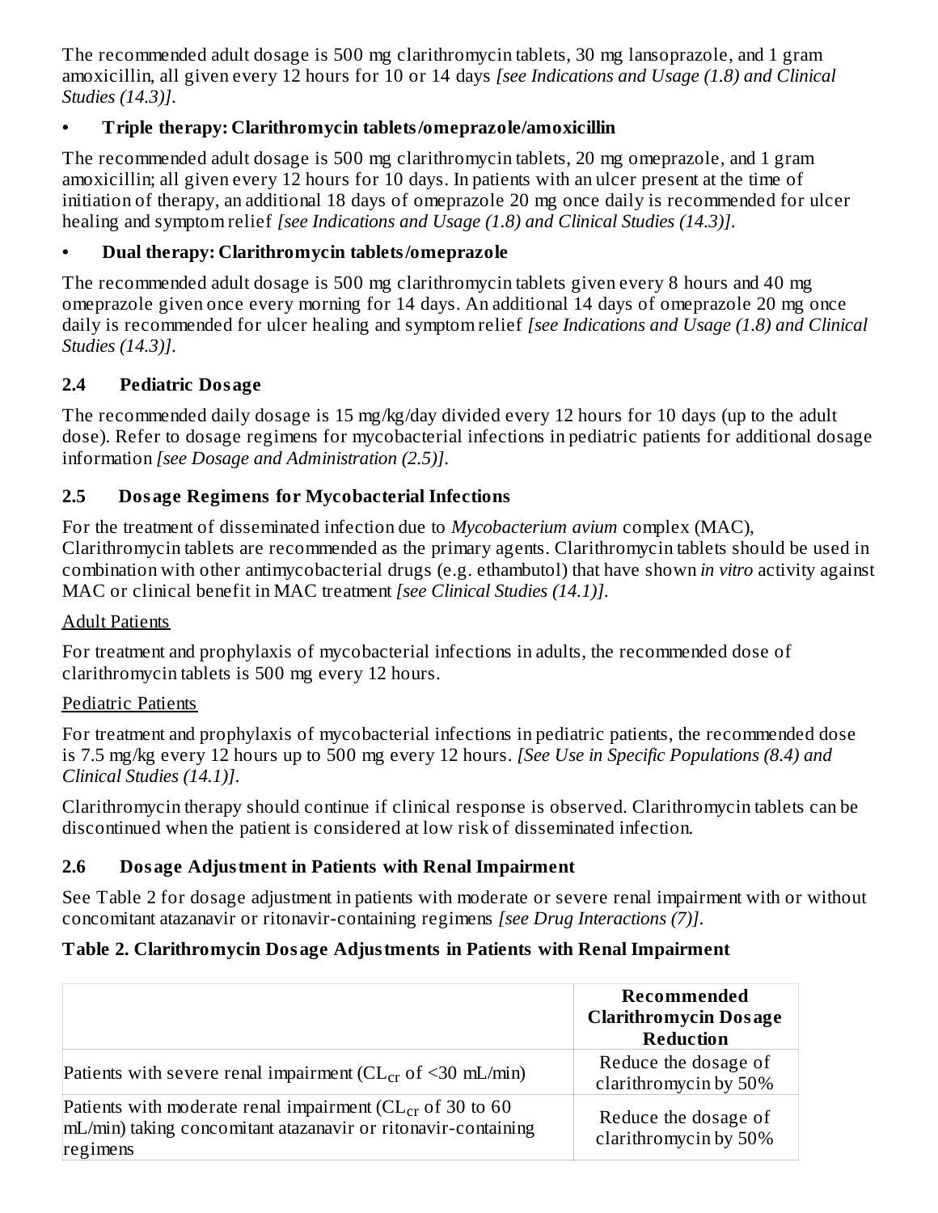The recommended adult dosage is 500 mg clarithromycin tablets, 30 mg lansoprazole, and 1 gram amoxicillin, all given every 12 hours for 10 or 14 days *[see Indications and Usage (1.8) and Clinical Studies (14.3)]*.

- **Triple therapy: Clarithromycin tablets/omeprazole/amoxicillin**

The recommended adult dosage is 500 mg clarithromycin tablets, 20 mg omeprazole, and 1 gram amoxicillin; all given every 12 hours for 10 days. In patients with an ulcer present at the time of initiation of therapy, an additional 18 days of omeprazole 20 mg once daily is recommended for ulcer healing and symptom relief *[see Indications and Usage (1.8) and Clinical Studies (14.3)]*.

- **Dual therapy: Clarithromycin tablets/omeprazole**

The recommended adult dosage is 500 mg clarithromycin tablets given every 8 hours and 40 mg omeprazole given once every morning for 14 days. An additional 14 days of omeprazole 20 mg once daily is recommended for ulcer healing and symptom relief *[see Indications and Usage (1.8) and Clinical Studies (14.3)]*.

## 2.4 Pediatric Dosage

The recommended daily dosage is 15 mg/kg/day divided every 12 hours for 10 days (up to the adult dose). Refer to dosage regimens for mycobacterial infections in pediatric patients for additional dosage information *[see Dosage and Administration (2.5)]*.

## 2.5 Dosage Regimens for Mycobacterial Infections

For the treatment of disseminated infection due to *Mycobacterium avium* complex (MAC), Clarithromycin tablets are recommended as the primary agents. Clarithromycin tablets should be used in combination with other antimycobacterial drugs (e.g. ethambutol) that have shown *in vitro* activity against MAC or clinical benefit in MAC treatment *[see Clinical Studies (14.1)]*.

Adult Patients

For treatment and prophylaxis of mycobacterial infections in adults, the recommended dose of clarithromycin tablets is 500 mg every 12 hours.

Pediatric Patients

For treatment and prophylaxis of mycobacterial infections in pediatric patients, the recommended dose is 7.5 mg/kg every 12 hours up to 500 mg every 12 hours. *[See Use in Specific Populations (8.4) and Clinical Studies (14.1)]*.

Clarithromycin therapy should continue if clinical response is observed. Clarithromycin tablets can be discontinued when the patient is considered at low risk of disseminated infection.

## 2.6 Dosage Adjustment in Patients with Renal Impairment

See Table 2 for dosage adjustment in patients with moderate or severe renal impairment with or without concomitant atazanavir or ritonavir-containing regimens *[see Drug Interactions (7)]*.

**Table 2. Clarithromycin Dosage Adjustments in Patients with Renal Impairment**

| | **Recommended Clarithromycin Dosage Reduction** |
|---|---|
| Patients with severe renal impairment ($CL_{cr}$ of <30 mL/min) | Reduce the dosage of clarithromycin by 50% |
| Patients with moderate renal impairment ($CL_{cr}$ of 30 to 60 mL/min) taking concomitant atazanavir or ritonavir-containing regimens | Reduce the dosage of clarithromycin by 50% |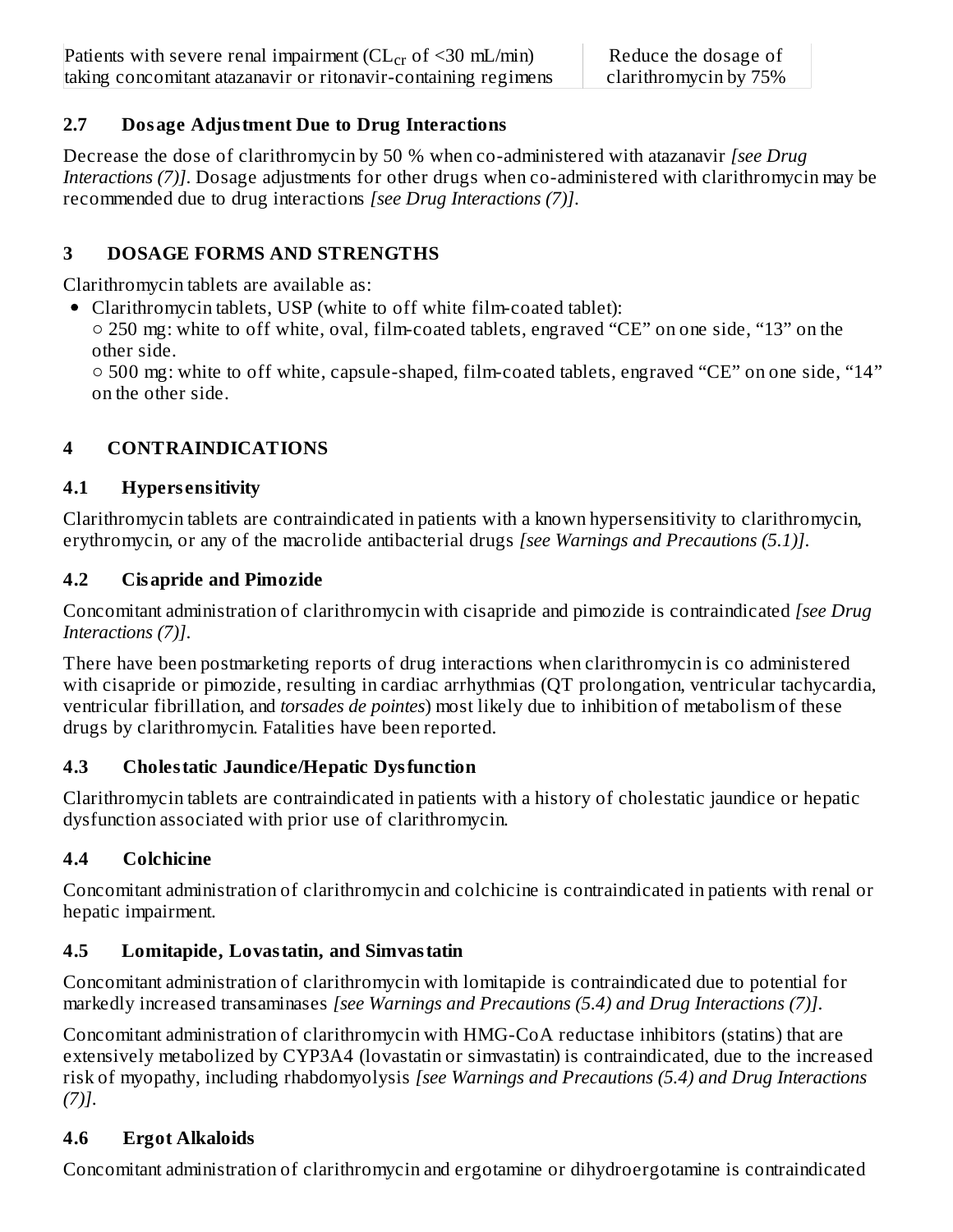| Patients with severe renal impairment ($CL_{cr}$ of <30 mL/min) taking concomitant atazanavir or ritonavir-containing regimens | Reduce the dosage of clarithromycin by 75% |
|---|---|

### 2.7 Dosage Adjustment Due to Drug Interactions

Decrease the dose of clarithromycin by 50 % when co-administered with atazanavir *[see Drug Interactions (7)]*. Dosage adjustments for other drugs when co-administered with clarithromycin may be recommended due to drug interactions *[see Drug Interactions (7)]*.

## 3 DOSAGE FORMS AND STRENGTHS

Clarithromycin tablets are available as:

- Clarithromycin tablets, USP (white to off white film-coated tablet):
  ○ 250 mg: white to off white, oval, film-coated tablets, engraved "CE" on one side, "13" on the other side.
  ○ 500 mg: white to off white, capsule-shaped, film-coated tablets, engraved "CE" on one side, "14" on the other side.

## 4 CONTRAINDICATIONS

### 4.1 Hypersensitivity

Clarithromycin tablets are contraindicated in patients with a known hypersensitivity to clarithromycin, erythromycin, or any of the macrolide antibacterial drugs *[see Warnings and Precautions (5.1)]*.

### 4.2 Cisapride and Pimozide

Concomitant administration of clarithromycin with cisapride and pimozide is contraindicated *[see Drug Interactions (7)]*.

There have been postmarketing reports of drug interactions when clarithromycin is co administered with cisapride or pimozide, resulting in cardiac arrhythmias (QT prolongation, ventricular tachycardia, ventricular fibrillation, and *torsades de pointes*) most likely due to inhibition of metabolism of these drugs by clarithromycin. Fatalities have been reported.

### 4.3 Cholestatic Jaundice/Hepatic Dysfunction

Clarithromycin tablets are contraindicated in patients with a history of cholestatic jaundice or hepatic dysfunction associated with prior use of clarithromycin.

### 4.4 Colchicine

Concomitant administration of clarithromycin and colchicine is contraindicated in patients with renal or hepatic impairment.

### 4.5 Lomitapide, Lovastatin, and Simvastatin

Concomitant administration of clarithromycin with lomitapide is contraindicated due to potential for markedly increased transaminases *[see Warnings and Precautions (5.4) and Drug Interactions (7)]*.

Concomitant administration of clarithromycin with HMG-CoA reductase inhibitors (statins) that are extensively metabolized by CYP3A4 (lovastatin or simvastatin) is contraindicated, due to the increased risk of myopathy, including rhabdomyolysis *[see Warnings and Precautions (5.4) and Drug Interactions (7)]*.

### 4.6 Ergot Alkaloids

Concomitant administration of clarithromycin and ergotamine or dihydroergotamine is contraindicated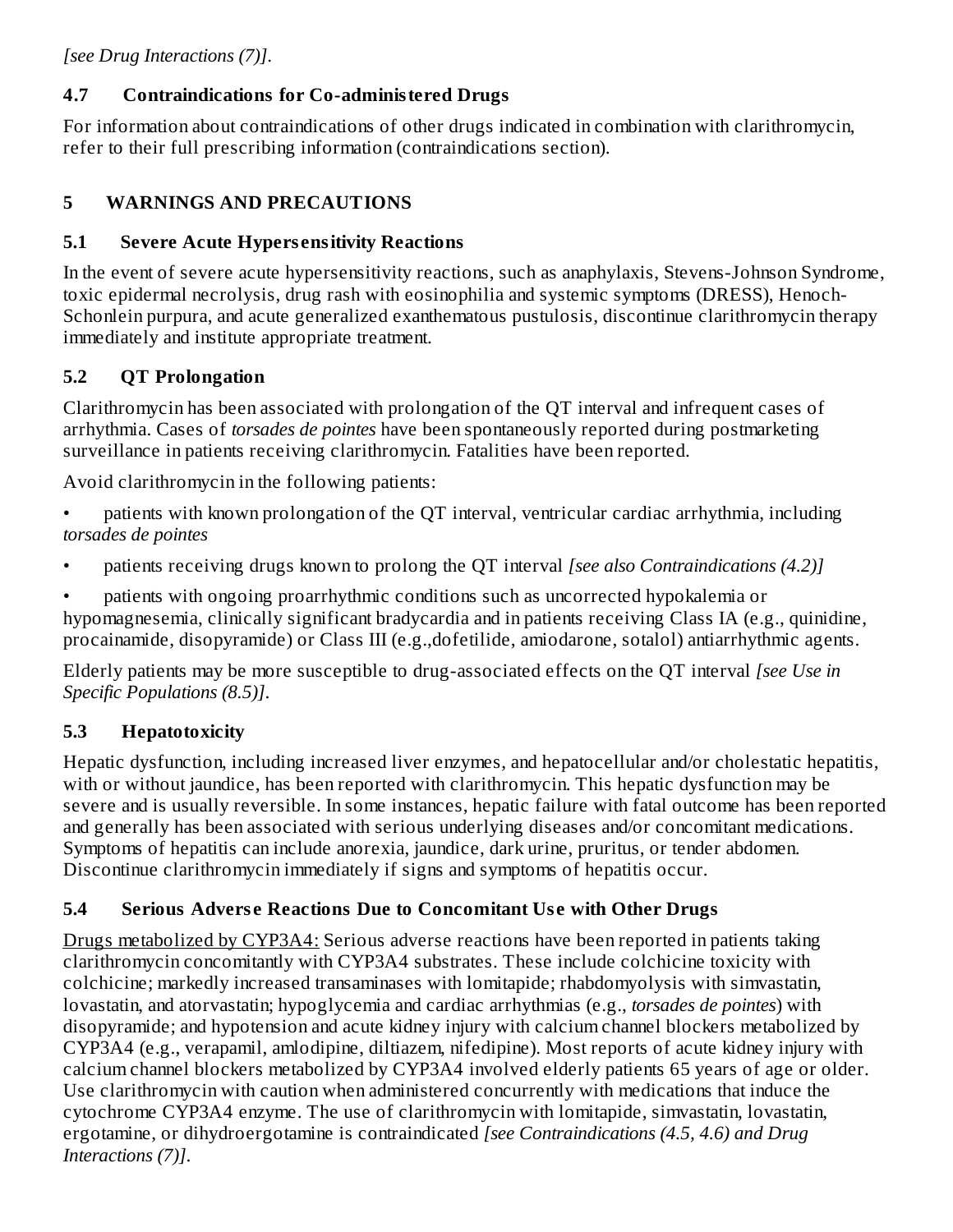*[see Drug Interactions (7)]*.

### 4.7 Contraindications for Co-administered Drugs

For information about contraindications of other drugs indicated in combination with clarithromycin, refer to their full prescribing information (contraindications section).

## 5 WARNINGS AND PRECAUTIONS

### 5.1 Severe Acute Hypersensitivity Reactions

In the event of severe acute hypersensitivity reactions, such as anaphylaxis, Stevens-Johnson Syndrome, toxic epidermal necrolysis, drug rash with eosinophilia and systemic symptoms (DRESS), Henoch-Schonlein purpura, and acute generalized exanthematous pustulosis, discontinue clarithromycin therapy immediately and institute appropriate treatment.

### 5.2 QT Prolongation

Clarithromycin has been associated with prolongation of the QT interval and infrequent cases of arrhythmia. Cases of *torsades de pointes* have been spontaneously reported during postmarketing surveillance in patients receiving clarithromycin. Fatalities have been reported.

Avoid clarithromycin in the following patients:

- patients with known prolongation of the QT interval, ventricular cardiac arrhythmia, including *torsades de pointes*
- patients receiving drugs known to prolong the QT interval *[see also Contraindications (4.2)]*
- patients with ongoing proarrhythmic conditions such as uncorrected hypokalemia or hypomagnesemia, clinically significant bradycardia and in patients receiving Class IA (e.g., quinidine, procainamide, disopyramide) or Class III (e.g.,dofetilide, amiodarone, sotalol) antiarrhythmic agents.

Elderly patients may be more susceptible to drug-associated effects on the QT interval *[see Use in Specific Populations (8.5)]*.

### 5.3 Hepatotoxicity

Hepatic dysfunction, including increased liver enzymes, and hepatocellular and/or cholestatic hepatitis, with or without jaundice, has been reported with clarithromycin. This hepatic dysfunction may be severe and is usually reversible. In some instances, hepatic failure with fatal outcome has been reported and generally has been associated with serious underlying diseases and/or concomitant medications. Symptoms of hepatitis can include anorexia, jaundice, dark urine, pruritus, or tender abdomen. Discontinue clarithromycin immediately if signs and symptoms of hepatitis occur.

### 5.4 Serious Adverse Reactions Due to Concomitant Use with Other Drugs

Drugs metabolized by CYP3A4: Serious adverse reactions have been reported in patients taking clarithromycin concomitantly with CYP3A4 substrates. These include colchicine toxicity with colchicine; markedly increased transaminases with lomitapide; rhabdomyolysis with simvastatin, lovastatin, and atorvastatin; hypoglycemia and cardiac arrhythmias (e.g., *torsades de pointes*) with disopyramide; and hypotension and acute kidney injury with calcium channel blockers metabolized by CYP3A4 (e.g., verapamil, amlodipine, diltiazem, nifedipine). Most reports of acute kidney injury with calcium channel blockers metabolized by CYP3A4 involved elderly patients 65 years of age or older. Use clarithromycin with caution when administered concurrently with medications that induce the cytochrome CYP3A4 enzyme. The use of clarithromycin with lomitapide, simvastatin, lovastatin, ergotamine, or dihydroergotamine is contraindicated *[see Contraindications (4.5, 4.6) and Drug Interactions (7)]*.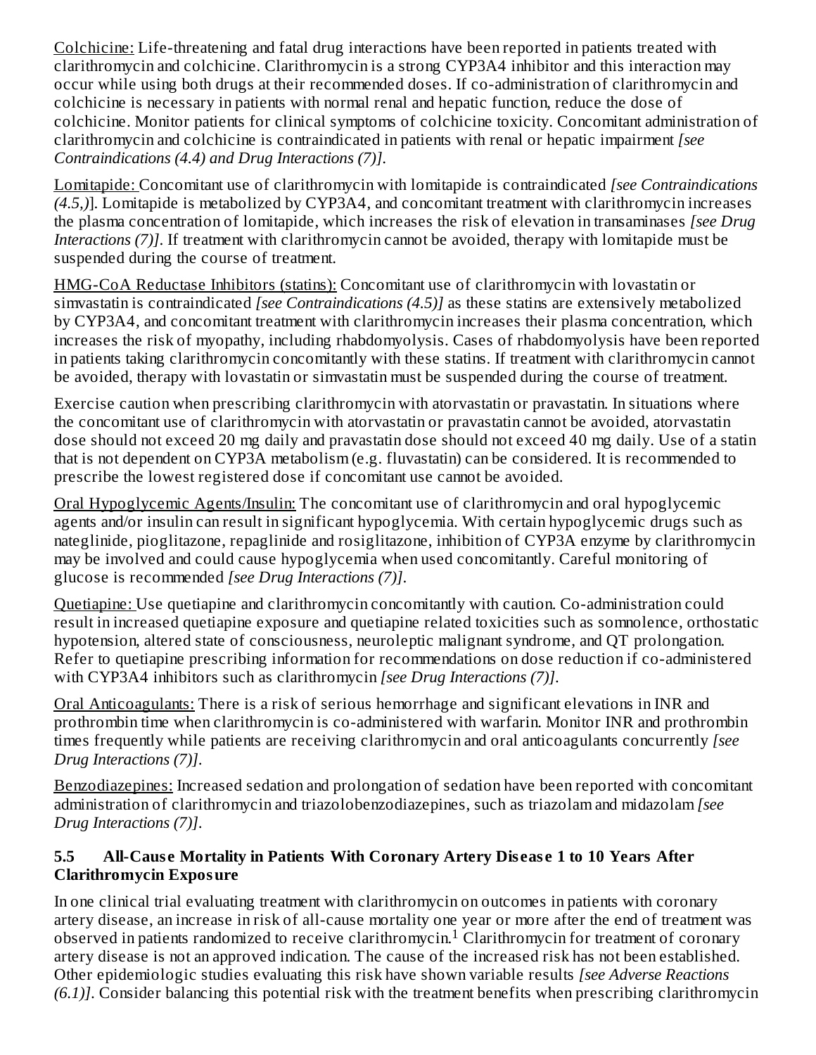Colchicine: Life-threatening and fatal drug interactions have been reported in patients treated with clarithromycin and colchicine. Clarithromycin is a strong CYP3A4 inhibitor and this interaction may occur while using both drugs at their recommended doses. If co-administration of clarithromycin and colchicine is necessary in patients with normal renal and hepatic function, reduce the dose of colchicine. Monitor patients for clinical symptoms of colchicine toxicity. Concomitant administration of clarithromycin and colchicine is contraindicated in patients with renal or hepatic impairment *[see Contraindications (4.4) and Drug Interactions (7)]*.

Lomitapide: Concomitant use of clarithromycin with lomitapide is contraindicated *[see Contraindications (4.5,)]*. Lomitapide is metabolized by CYP3A4, and concomitant treatment with clarithromycin increases the plasma concentration of lomitapide, which increases the risk of elevation in transaminases *[see Drug Interactions (7)]*. If treatment with clarithromycin cannot be avoided, therapy with lomitapide must be suspended during the course of treatment.

HMG-CoA Reductase Inhibitors (statins): Concomitant use of clarithromycin with lovastatin or simvastatin is contraindicated *[see Contraindications (4.5)]* as these statins are extensively metabolized by CYP3A4, and concomitant treatment with clarithromycin increases their plasma concentration, which increases the risk of myopathy, including rhabdomyolysis. Cases of rhabdomyolysis have been reported in patients taking clarithromycin concomitantly with these statins. If treatment with clarithromycin cannot be avoided, therapy with lovastatin or simvastatin must be suspended during the course of treatment.

Exercise caution when prescribing clarithromycin with atorvastatin or pravastatin. In situations where the concomitant use of clarithromycin with atorvastatin or pravastatin cannot be avoided, atorvastatin dose should not exceed 20 mg daily and pravastatin dose should not exceed 40 mg daily. Use of a statin that is not dependent on CYP3A metabolism (e.g. fluvastatin) can be considered. It is recommended to prescribe the lowest registered dose if concomitant use cannot be avoided.

Oral Hypoglycemic Agents/Insulin: The concomitant use of clarithromycin and oral hypoglycemic agents and/or insulin can result in significant hypoglycemia. With certain hypoglycemic drugs such as nateglinide, pioglitazone, repaglinide and rosiglitazone, inhibition of CYP3A enzyme by clarithromycin may be involved and could cause hypoglycemia when used concomitantly. Careful monitoring of glucose is recommended *[see Drug Interactions (7)]*.

Quetiapine: Use quetiapine and clarithromycin concomitantly with caution. Co-administration could result in increased quetiapine exposure and quetiapine related toxicities such as somnolence, orthostatic hypotension, altered state of consciousness, neuroleptic malignant syndrome, and QT prolongation. Refer to quetiapine prescribing information for recommendations on dose reduction if co-administered with CYP3A4 inhibitors such as clarithromycin *[see Drug Interactions (7)]*.

Oral Anticoagulants: There is a risk of serious hemorrhage and significant elevations in INR and prothrombin time when clarithromycin is co-administered with warfarin. Monitor INR and prothrombin times frequently while patients are receiving clarithromycin and oral anticoagulants concurrently *[see Drug Interactions (7)]*.

Benzodiazepines: Increased sedation and prolongation of sedation have been reported with concomitant administration of clarithromycin and triazolobenzodiazepines, such as triazolam and midazolam *[see Drug Interactions (7)]*.

### 5.5 All-Cause Mortality in Patients With Coronary Artery Disease 1 to 10 Years After Clarithromycin Exposure

In one clinical trial evaluating treatment with clarithromycin on outcomes in patients with coronary artery disease, an increase in risk of all-cause mortality one year or more after the end of treatment was observed in patients randomized to receive clarithromycin.[1] Clarithromycin for treatment of coronary artery disease is not an approved indication. The cause of the increased risk has not been established. Other epidemiologic studies evaluating this risk have shown variable results *[see Adverse Reactions (6.1)]*. Consider balancing this potential risk with the treatment benefits when prescribing clarithromycin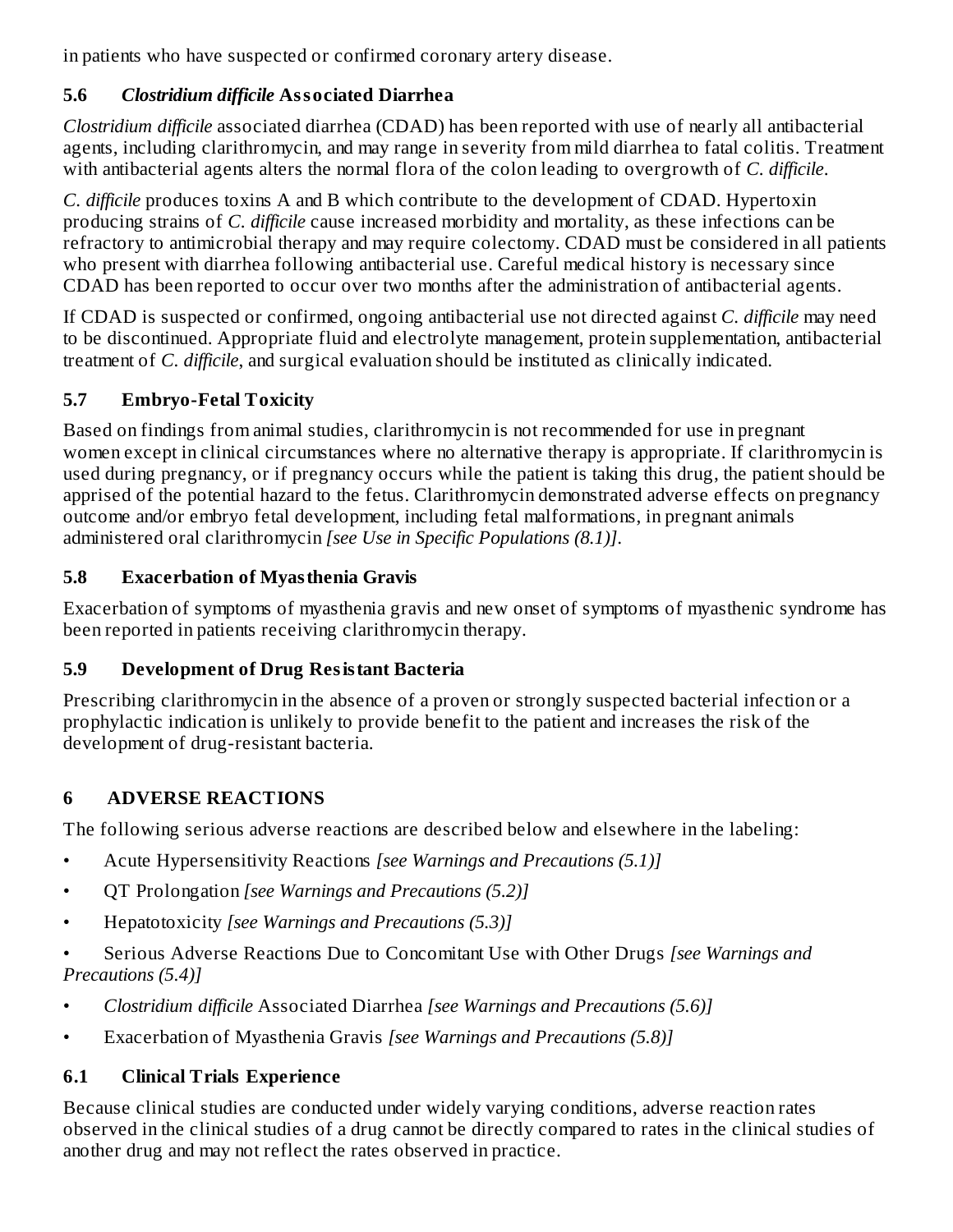in patients who have suspected or confirmed coronary artery disease.

### 5.6 *Clostridium difficile* Associated Diarrhea

*Clostridium difficile* associated diarrhea (CDAD) has been reported with use of nearly all antibacterial agents, including clarithromycin, and may range in severity from mild diarrhea to fatal colitis. Treatment with antibacterial agents alters the normal flora of the colon leading to overgrowth of *C. difficile*.

*C. difficile* produces toxins A and B which contribute to the development of CDAD. Hypertoxin producing strains of *C. difficile* cause increased morbidity and mortality, as these infections can be refractory to antimicrobial therapy and may require colectomy. CDAD must be considered in all patients who present with diarrhea following antibacterial use. Careful medical history is necessary since CDAD has been reported to occur over two months after the administration of antibacterial agents.

If CDAD is suspected or confirmed, ongoing antibacterial use not directed against *C. difficile* may need to be discontinued. Appropriate fluid and electrolyte management, protein supplementation, antibacterial treatment of *C. difficile*, and surgical evaluation should be instituted as clinically indicated.

### 5.7 Embryo-Fetal Toxicity

Based on findings from animal studies, clarithromycin is not recommended for use in pregnant women except in clinical circumstances where no alternative therapy is appropriate. If clarithromycin is used during pregnancy, or if pregnancy occurs while the patient is taking this drug, the patient should be apprised of the potential hazard to the fetus. Clarithromycin demonstrated adverse effects on pregnancy outcome and/or embryo fetal development, including fetal malformations, in pregnant animals administered oral clarithromycin *[see Use in Specific Populations (8.1)]*.

### 5.8 Exacerbation of Myasthenia Gravis

Exacerbation of symptoms of myasthenia gravis and new onset of symptoms of myasthenic syndrome has been reported in patients receiving clarithromycin therapy.

### 5.9 Development of Drug Resistant Bacteria

Prescribing clarithromycin in the absence of a proven or strongly suspected bacterial infection or a prophylactic indication is unlikely to provide benefit to the patient and increases the risk of the development of drug-resistant bacteria.

## 6 ADVERSE REACTIONS

The following serious adverse reactions are described below and elsewhere in the labeling:

- Acute Hypersensitivity Reactions *[see Warnings and Precautions (5.1)]*
- QT Prolongation *[see Warnings and Precautions (5.2)]*
- Hepatotoxicity *[see Warnings and Precautions (5.3)]*
- Serious Adverse Reactions Due to Concomitant Use with Other Drugs *[see Warnings and Precautions (5.4)]*
- *Clostridium difficile* Associated Diarrhea *[see Warnings and Precautions (5.6)]*
- Exacerbation of Myasthenia Gravis *[see Warnings and Precautions (5.8)]*

### 6.1 Clinical Trials Experience

Because clinical studies are conducted under widely varying conditions, adverse reaction rates observed in the clinical studies of a drug cannot be directly compared to rates in the clinical studies of another drug and may not reflect the rates observed in practice.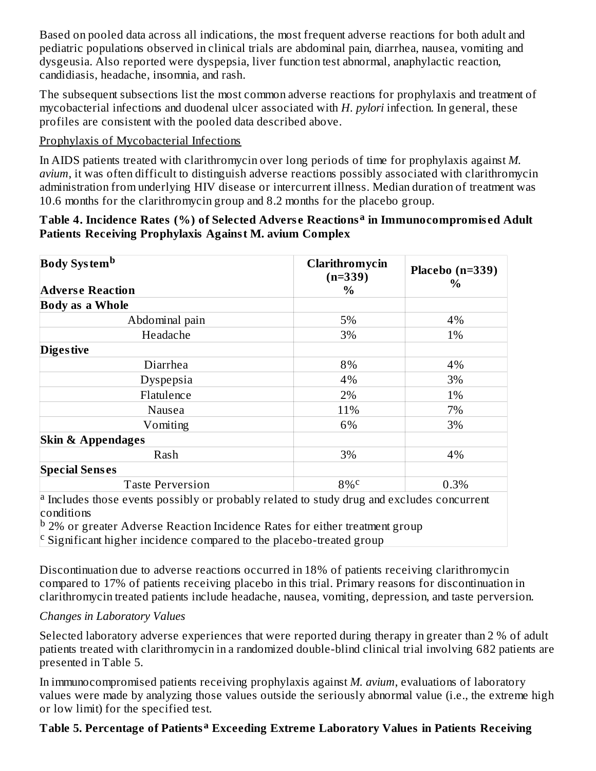Based on pooled data across all indications, the most frequent adverse reactions for both adult and pediatric populations observed in clinical trials are abdominal pain, diarrhea, nausea, vomiting and dysgeusia. Also reported were dyspepsia, liver function test abnormal, anaphylactic reaction, candidiasis, headache, insomnia, and rash.

The subsequent subsections list the most common adverse reactions for prophylaxis and treatment of mycobacterial infections and duodenal ulcer associated with *H. pylori* infection. In general, these profiles are consistent with the pooled data described above.

Prophylaxis of Mycobacterial Infections

In AIDS patients treated with clarithromycin over long periods of time for prophylaxis against *M. avium*, it was often difficult to distinguish adverse reactions possibly associated with clarithromycin administration from underlying HIV disease or intercurrent illness. Median duration of treatment was 10.6 months for the clarithromycin group and 8.2 months for the placebo group.

**Table 4. Incidence Rates (%) of Selected Adverse Reactions[a] in Immunocompromised Adult Patients Receiving Prophylaxis Against M. avium Complex**

| Body System[b] Adverse Reaction | Clarithromycin (n=339) % | Placebo (n=339) % |
|---|---|---|
| **Body as a Whole** | | |
| Abdominal pain | 5% | 4% |
| Headache | 3% | 1% |
| **Digestive** | | |
| Diarrhea | 8% | 4% |
| Dyspepsia | 4% | 3% |
| Flatulence | 2% | 1% |
| Nausea | 11% | 7% |
| Vomiting | 6% | 3% |
| **Skin & Appendages** | | |
| Rash | 3% | 4% |
| **Special Senses** | | |
| Taste Perversion | 8%[c] | 0.3% |

[a] Includes those events possibly or probably related to study drug and excludes concurrent conditions
[b] 2% or greater Adverse Reaction Incidence Rates for either treatment group
[c] Significant higher incidence compared to the placebo-treated group

Discontinuation due to adverse reactions occurred in 18% of patients receiving clarithromycin compared to 17% of patients receiving placebo in this trial. Primary reasons for discontinuation in clarithromycin treated patients include headache, nausea, vomiting, depression, and taste perversion.

*Changes in Laboratory Values*

Selected laboratory adverse experiences that were reported during therapy in greater than 2 % of adult patients treated with clarithromycin in a randomized double-blind clinical trial involving 682 patients are presented in Table 5.

In immunocompromised patients receiving prophylaxis against *M. avium*, evaluations of laboratory values were made by analyzing those values outside the seriously abnormal value (i.e., the extreme high or low limit) for the specified test.

**Table 5. Percentage of Patients[a] Exceeding Extreme Laboratory Values in Patients Receiving**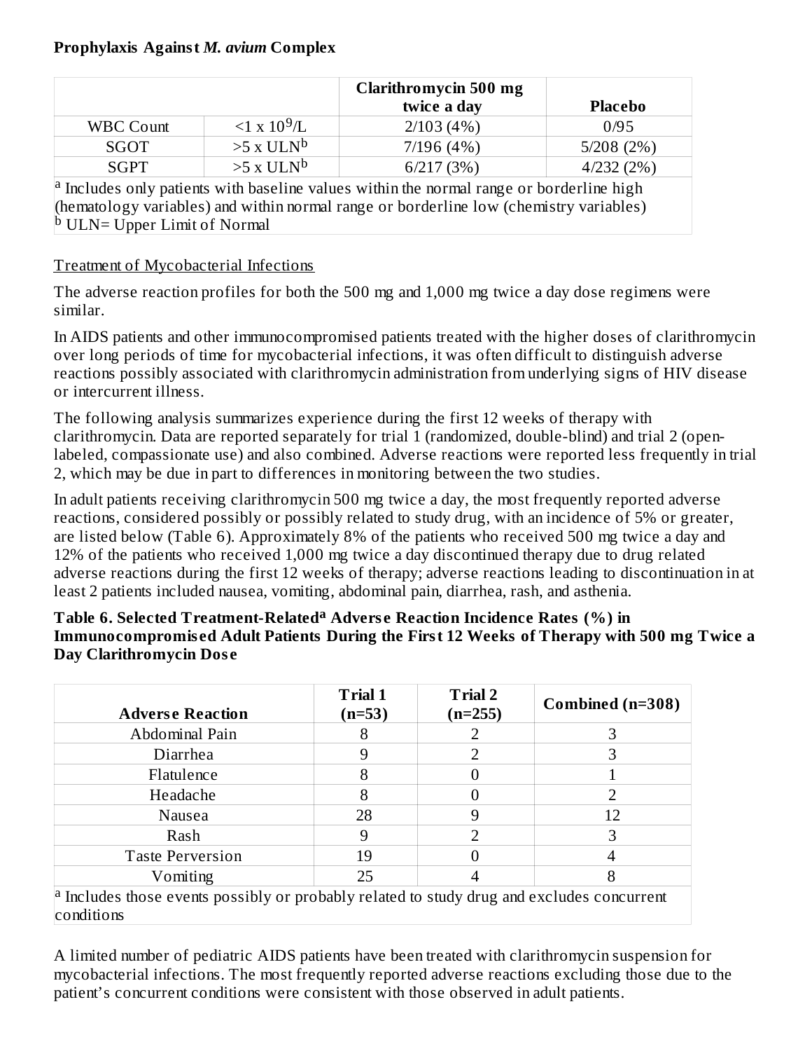**Prophylaxis Against *M. avium* Complex**

| | | Clarithromycin 500 mg twice a day | Placebo |
|---|---|---|---|
| WBC Count | <1 x $10^9$/L | 2/103 (4%) | 0/95 |
| SGOT | >5 x ULN[b] | 7/196 (4%) | 5/208 (2%) |
| SGPT | >5 x ULN[b] | 6/217 (3%) | 4/232 (2%) |

[a] Includes only patients with baseline values within the normal range or borderline high (hematology variables) and within normal range or borderline low (chemistry variables)
[b] ULN= Upper Limit of Normal

Treatment of Mycobacterial Infections

The adverse reaction profiles for both the 500 mg and 1,000 mg twice a day dose regimens were similar.

In AIDS patients and other immunocompromised patients treated with the higher doses of clarithromycin over long periods of time for mycobacterial infections, it was often difficult to distinguish adverse reactions possibly associated with clarithromycin administration from underlying signs of HIV disease or intercurrent illness.

The following analysis summarizes experience during the first 12 weeks of therapy with clarithromycin. Data are reported separately for trial 1 (randomized, double-blind) and trial 2 (open-labeled, compassionate use) and also combined. Adverse reactions were reported less frequently in trial 2, which may be due in part to differences in monitoring between the two studies.

In adult patients receiving clarithromycin 500 mg twice a day, the most frequently reported adverse reactions, considered possibly or possibly related to study drug, with an incidence of 5% or greater, are listed below (Table 6). Approximately 8% of the patients who received 500 mg twice a day and 12% of the patients who received 1,000 mg twice a day discontinued therapy due to drug related adverse reactions during the first 12 weeks of therapy; adverse reactions leading to discontinuation in at least 2 patients included nausea, vomiting, abdominal pain, diarrhea, rash, and asthenia.

**Table 6. Selected Treatment-Related[a] Adverse Reaction Incidence Rates (%) in Immunocompromised Adult Patients During the First 12 Weeks of Therapy with 500 mg Twice a Day Clarithromycin Dose**

| Adverse Reaction | Trial 1 (n=53) | Trial 2 (n=255) | Combined (n=308) |
|---|---|---|---|
| Abdominal Pain | 8 | 2 | 3 |
| Diarrhea | 9 | 2 | 3 |
| Flatulence | 8 | 0 | 1 |
| Headache | 8 | 0 | 2 |
| Nausea | 28 | 9 | 12 |
| Rash | 9 | 2 | 3 |
| Taste Perversion | 19 | 0 | 4 |
| Vomiting | 25 | 4 | 8 |

[a] Includes those events possibly or probably related to study drug and excludes concurrent conditions

A limited number of pediatric AIDS patients have been treated with clarithromycin suspension for mycobacterial infections. The most frequently reported adverse reactions excluding those due to the patient's concurrent conditions were consistent with those observed in adult patients.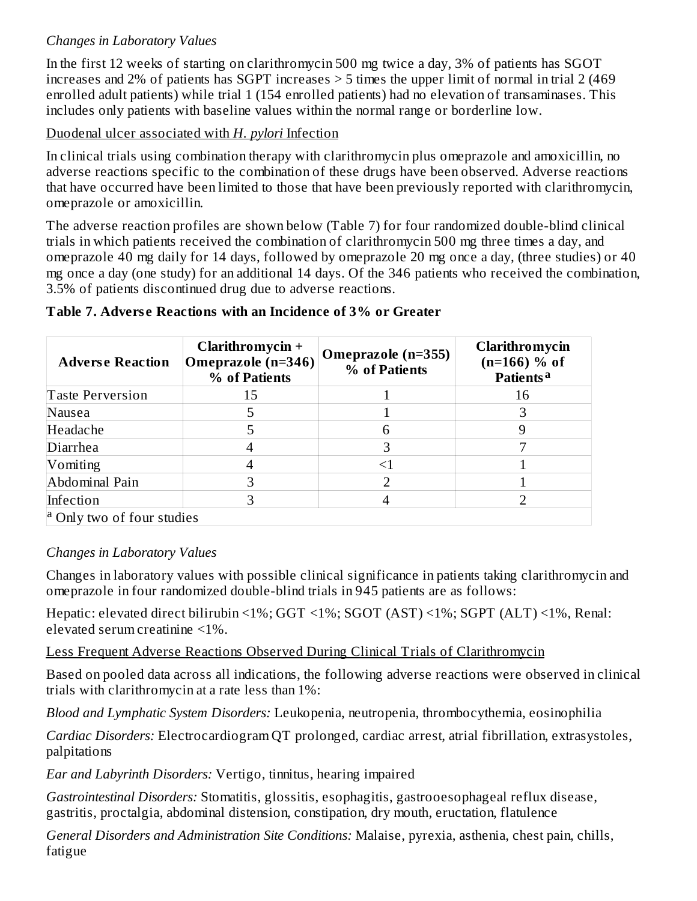*Changes in Laboratory Values*

In the first 12 weeks of starting on clarithromycin 500 mg twice a day, 3% of patients has SGOT increases and 2% of patients has SGPT increases > 5 times the upper limit of normal in trial 2 (469 enrolled adult patients) while trial 1 (154 enrolled patients) had no elevation of transaminases. This includes only patients with baseline values within the normal range or borderline low.

Duodenal ulcer associated with *H. pylori* Infection

In clinical trials using combination therapy with clarithromycin plus omeprazole and amoxicillin, no adverse reactions specific to the combination of these drugs have been observed. Adverse reactions that have occurred have been limited to those that have been previously reported with clarithromycin, omeprazole or amoxicillin.

The adverse reaction profiles are shown below (Table 7) for four randomized double-blind clinical trials in which patients received the combination of clarithromycin 500 mg three times a day, and omeprazole 40 mg daily for 14 days, followed by omeprazole 20 mg once a day, (three studies) or 40 mg once a day (one study) for an additional 14 days. Of the 346 patients who received the combination, 3.5% of patients discontinued drug due to adverse reactions.

**Table 7. Adverse Reactions with an Incidence of 3% or Greater**

| Adverse Reaction | Clarithromycin + Omeprazole (n=346) % of Patients | Omeprazole (n=355) % of Patients | Clarithromycin (n=166) % of Patients[a] |
|---|---|---|---|
| Taste Perversion | 15 | 1 | 16 |
| Nausea | 5 | 1 | 3 |
| Headache | 5 | 6 | 9 |
| Diarrhea | 4 | 3 | 7 |
| Vomiting | 4 | <1 | 1 |
| Abdominal Pain | 3 | 2 | 1 |
| Infection | 3 | 4 | 2 |
| [a] Only two of four studies | | | |

*Changes in Laboratory Values*

Changes in laboratory values with possible clinical significance in patients taking clarithromycin and omeprazole in four randomized double-blind trials in 945 patients are as follows:

Hepatic: elevated direct bilirubin <1%; GGT <1%; SGOT (AST) <1%; SGPT (ALT) <1%, Renal: elevated serum creatinine <1%.

Less Frequent Adverse Reactions Observed During Clinical Trials of Clarithromycin

Based on pooled data across all indications, the following adverse reactions were observed in clinical trials with clarithromycin at a rate less than 1%:

*Blood and Lymphatic System Disorders:* Leukopenia, neutropenia, thrombocythemia, eosinophilia

*Cardiac Disorders:* Electrocardiogram QT prolonged, cardiac arrest, atrial fibrillation, extrasystoles, palpitations

*Ear and Labyrinth Disorders:* Vertigo, tinnitus, hearing impaired

*Gastrointestinal Disorders:* Stomatitis, glossitis, esophagitis, gastrooesophageal reflux disease, gastritis, proctalgia, abdominal distension, constipation, dry mouth, eructation, flatulence

*General Disorders and Administration Site Conditions:* Malaise, pyrexia, asthenia, chest pain, chills, fatigue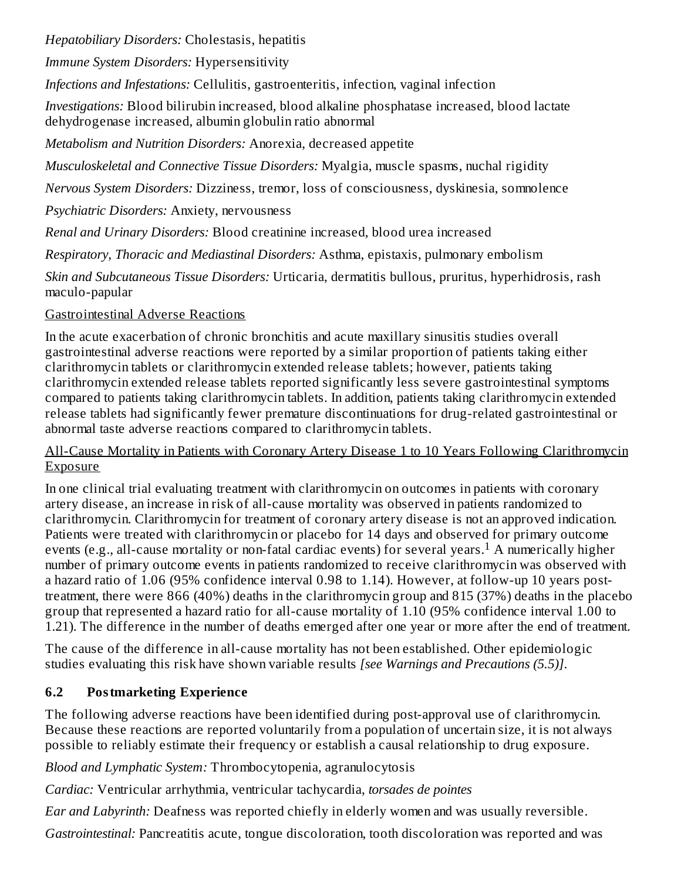*Hepatobiliary Disorders:* Cholestasis, hepatitis

*Immune System Disorders:* Hypersensitivity

*Infections and Infestations:* Cellulitis, gastroenteritis, infection, vaginal infection

*Investigations:* Blood bilirubin increased, blood alkaline phosphatase increased, blood lactate dehydrogenase increased, albumin globulin ratio abnormal

*Metabolism and Nutrition Disorders:* Anorexia, decreased appetite

*Musculoskeletal and Connective Tissue Disorders:* Myalgia, muscle spasms, nuchal rigidity

*Nervous System Disorders:* Dizziness, tremor, loss of consciousness, dyskinesia, somnolence

*Psychiatric Disorders:* Anxiety, nervousness

*Renal and Urinary Disorders:* Blood creatinine increased, blood urea increased

*Respiratory, Thoracic and Mediastinal Disorders:* Asthma, epistaxis, pulmonary embolism

*Skin and Subcutaneous Tissue Disorders:* Urticaria, dermatitis bullous, pruritus, hyperhidrosis, rash maculo-papular

Gastrointestinal Adverse Reactions

In the acute exacerbation of chronic bronchitis and acute maxillary sinusitis studies overall gastrointestinal adverse reactions were reported by a similar proportion of patients taking either clarithromycin tablets or clarithromycin extended release tablets; however, patients taking clarithromycin extended release tablets reported significantly less severe gastrointestinal symptoms compared to patients taking clarithromycin tablets. In addition, patients taking clarithromycin extended release tablets had significantly fewer premature discontinuations for drug-related gastrointestinal or abnormal taste adverse reactions compared to clarithromycin tablets.

All-Cause Mortality in Patients with Coronary Artery Disease 1 to 10 Years Following Clarithromycin Exposure

In one clinical trial evaluating treatment with clarithromycin on outcomes in patients with coronary artery disease, an increase in risk of all-cause mortality was observed in patients randomized to clarithromycin. Clarithromycin for treatment of coronary artery disease is not an approved indication. Patients were treated with clarithromycin or placebo for 14 days and observed for primary outcome events (e.g., all-cause mortality or non-fatal cardiac events) for several years.[1] A numerically higher number of primary outcome events in patients randomized to receive clarithromycin was observed with a hazard ratio of 1.06 (95% confidence interval 0.98 to 1.14). However, at follow-up 10 years post-treatment, there were 866 (40%) deaths in the clarithromycin group and 815 (37%) deaths in the placebo group that represented a hazard ratio for all-cause mortality of 1.10 (95% confidence interval 1.00 to 1.21). The difference in the number of deaths emerged after one year or more after the end of treatment.

The cause of the difference in all-cause mortality has not been established. Other epidemiologic studies evaluating this risk have shown variable results *[see Warnings and Precautions (5.5)]*.

## 6.2 Postmarketing Experience

The following adverse reactions have been identified during post-approval use of clarithromycin. Because these reactions are reported voluntarily from a population of uncertain size, it is not always possible to reliably estimate their frequency or establish a causal relationship to drug exposure.

*Blood and Lymphatic System:* Thrombocytopenia, agranulocytosis

*Cardiac:* Ventricular arrhythmia, ventricular tachycardia, *torsades de pointes*

*Ear and Labyrinth:* Deafness was reported chiefly in elderly women and was usually reversible.

*Gastrointestinal:* Pancreatitis acute, tongue discoloration, tooth discoloration was reported and was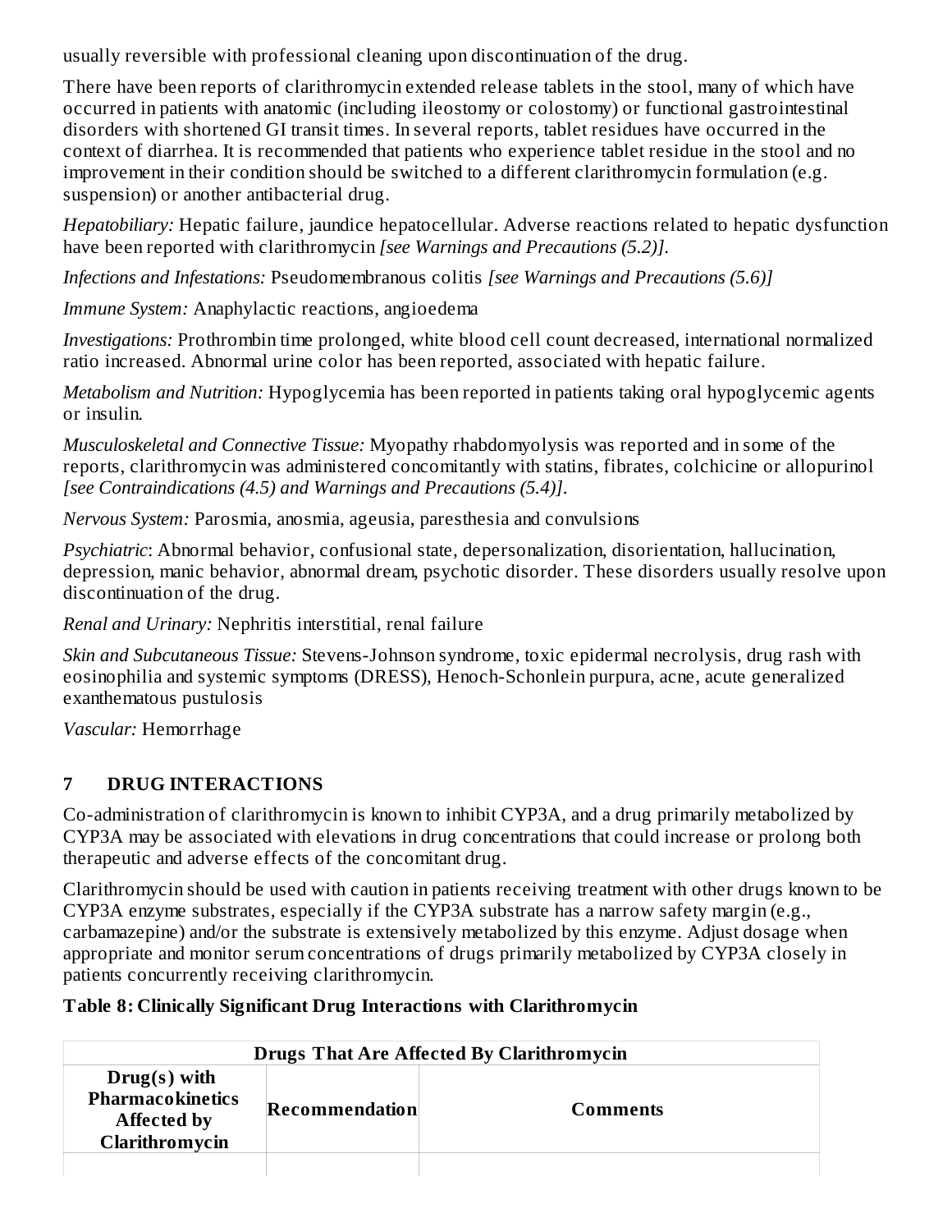usually reversible with professional cleaning upon discontinuation of the drug.

There have been reports of clarithromycin extended release tablets in the stool, many of which have occurred in patients with anatomic (including ileostomy or colostomy) or functional gastrointestinal disorders with shortened GI transit times. In several reports, tablet residues have occurred in the context of diarrhea. It is recommended that patients who experience tablet residue in the stool and no improvement in their condition should be switched to a different clarithromycin formulation (e.g. suspension) or another antibacterial drug.

*Hepatobiliary:* Hepatic failure, jaundice hepatocellular. Adverse reactions related to hepatic dysfunction have been reported with clarithromycin *[see Warnings and Precautions (5.2)].*

*Infections and Infestations:* Pseudomembranous colitis *[see Warnings and Precautions (5.6)]*

*Immune System:* Anaphylactic reactions, angioedema

*Investigations:* Prothrombin time prolonged, white blood cell count decreased, international normalized ratio increased. Abnormal urine color has been reported, associated with hepatic failure.

*Metabolism and Nutrition:* Hypoglycemia has been reported in patients taking oral hypoglycemic agents or insulin.

*Musculoskeletal and Connective Tissue:* Myopathy rhabdomyolysis was reported and in some of the reports, clarithromycin was administered concomitantly with statins, fibrates, colchicine or allopurinol *[see Contraindications (4.5) and Warnings and Precautions (5.4)].*

*Nervous System:* Parosmia, anosmia, ageusia, paresthesia and convulsions

*Psychiatric*: Abnormal behavior, confusional state, depersonalization, disorientation, hallucination, depression, manic behavior, abnormal dream, psychotic disorder. These disorders usually resolve upon discontinuation of the drug.

*Renal and Urinary:* Nephritis interstitial, renal failure

*Skin and Subcutaneous Tissue:* Stevens-Johnson syndrome, toxic epidermal necrolysis, drug rash with eosinophilia and systemic symptoms (DRESS), Henoch-Schonlein purpura, acne, acute generalized exanthematous pustulosis

*Vascular:* Hemorrhage

## 7 DRUG INTERACTIONS

Co-administration of clarithromycin is known to inhibit CYP3A, and a drug primarily metabolized by CYP3A may be associated with elevations in drug concentrations that could increase or prolong both therapeutic and adverse effects of the concomitant drug.

Clarithromycin should be used with caution in patients receiving treatment with other drugs known to be CYP3A enzyme substrates, especially if the CYP3A substrate has a narrow safety margin (e.g., carbamazepine) and/or the substrate is extensively metabolized by this enzyme. Adjust dosage when appropriate and monitor serum concentrations of drugs primarily metabolized by CYP3A closely in patients concurrently receiving clarithromycin.

**Table 8: Clinically Significant Drug Interactions with Clarithromycin**

| **Drugs That Are Affected By Clarithromycin** | | |
|---|---|---|
| **Drug(s) with Pharmacokinetics Affected by Clarithromycin** | **Recommendation** | **Comments** |
| | | |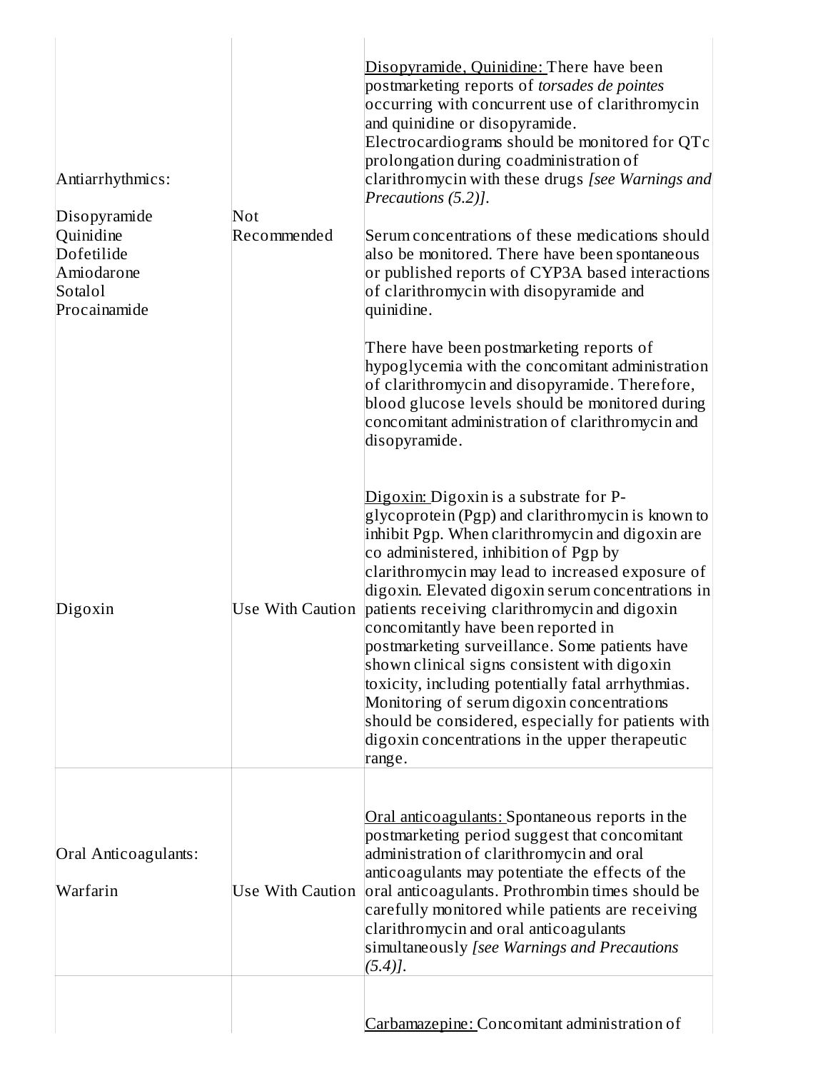| | | |
|---|---|---|
| Antiarrhythmics:<br><br>Disopyramide<br>Quinidine<br>Dofetilide<br>Amiodarone<br>Sotalol<br>Procainamide | Not Recommended | Disopyramide, Quinidine: There have been postmarketing reports of *torsades de pointes* occurring with concurrent use of clarithromycin and quinidine or disopyramide. Electrocardiograms should be monitored for QTc prolongation during coadministration of clarithromycin with these drugs *[see Warnings and Precautions (5.2)]*.<br><br>Serum concentrations of these medications should also be monitored. There have been spontaneous or published reports of CYP3A based interactions of clarithromycin with disopyramide and quinidine.<br><br>There have been postmarketing reports of hypoglycemia with the concomitant administration of clarithromycin and disopyramide. Therefore, blood glucose levels should be monitored during concomitant administration of clarithromycin and disopyramide. |
| Digoxin | Use With Caution | Digoxin: Digoxin is a substrate for P-glycoprotein (Pgp) and clarithromycin is known to inhibit Pgp. When clarithromycin and digoxin are co administered, inhibition of Pgp by clarithromycin may lead to increased exposure of digoxin. Elevated digoxin serum concentrations in patients receiving clarithromycin and digoxin concomitantly have been reported in postmarketing surveillance. Some patients have shown clinical signs consistent with digoxin toxicity, including potentially fatal arrhythmias. Monitoring of serum digoxin concentrations should be considered, especially for patients with digoxin concentrations in the upper therapeutic range. |
| Oral Anticoagulants:<br><br>Warfarin | Use With Caution | Oral anticoagulants: Spontaneous reports in the postmarketing period suggest that concomitant administration of clarithromycin and oral anticoagulants may potentiate the effects of the oral anticoagulants. Prothrombin times should be carefully monitored while patients are receiving clarithromycin and oral anticoagulants simultaneously *[see Warnings and Precautions (5.4)]*. |
| | | Carbamazepine: Concomitant administration of |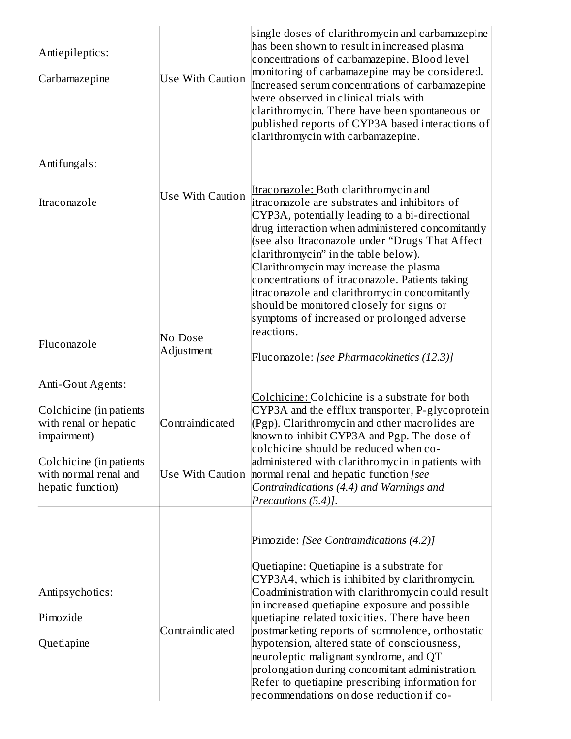| | | |
|---|---|---|
| Antiepileptics:<br><br>Carbamazepine | Use With Caution | single doses of clarithromycin and carbamazepine has been shown to result in increased plasma concentrations of carbamazepine. Blood level monitoring of carbamazepine may be considered. Increased serum concentrations of carbamazepine were observed in clinical trials with clarithromycin. There have been spontaneous or published reports of CYP3A based interactions of clarithromycin with carbamazepine. |
| Antifungals:<br><br>Itraconazole<br><br>Fluconazole | Use With Caution<br><br>No Dose Adjustment | Itraconazole: Both clarithromycin and itraconazole are substrates and inhibitors of CYP3A, potentially leading to a bi-directional drug interaction when administered concomitantly (see also Itraconazole under "Drugs That Affect clarithromycin" in the table below). Clarithromycin may increase the plasma concentrations of itraconazole. Patients taking itraconazole and clarithromycin concomitantly should be monitored closely for signs or symptoms of increased or prolonged adverse reactions.<br><br>Fluconazole: *[see Pharmacokinetics (12.3)]* |
| Anti-Gout Agents:<br><br>Colchicine (in patients with renal or hepatic impairment)<br><br>Colchicine (in patients with normal renal and hepatic function) | Contraindicated<br><br>Use With Caution | Colchicine: Colchicine is a substrate for both CYP3A and the efflux transporter, P-glycoprotein (Pgp). Clarithromycin and other macrolides are known to inhibit CYP3A and Pgp. The dose of colchicine should be reduced when co-administered with clarithromycin in patients with normal renal and hepatic function *[see Contraindications (4.4) and Warnings and Precautions (5.4)]*. |
| Antipsychotics:<br><br>Pimozide<br><br>Quetiapine | Contraindicated | Pimozide: *[See Contraindications (4.2)]*<br><br>Quetiapine: Quetiapine is a substrate for CYP3A4, which is inhibited by clarithromycin. Coadministration with clarithromycin could result in increased quetiapine exposure and possible quetiapine related toxicities. There have been postmarketing reports of somnolence, orthostatic hypotension, altered state of consciousness, neuroleptic malignant syndrome, and QT prolongation during concomitant administration. Refer to quetiapine prescribing information for recommendations on dose reduction if co- |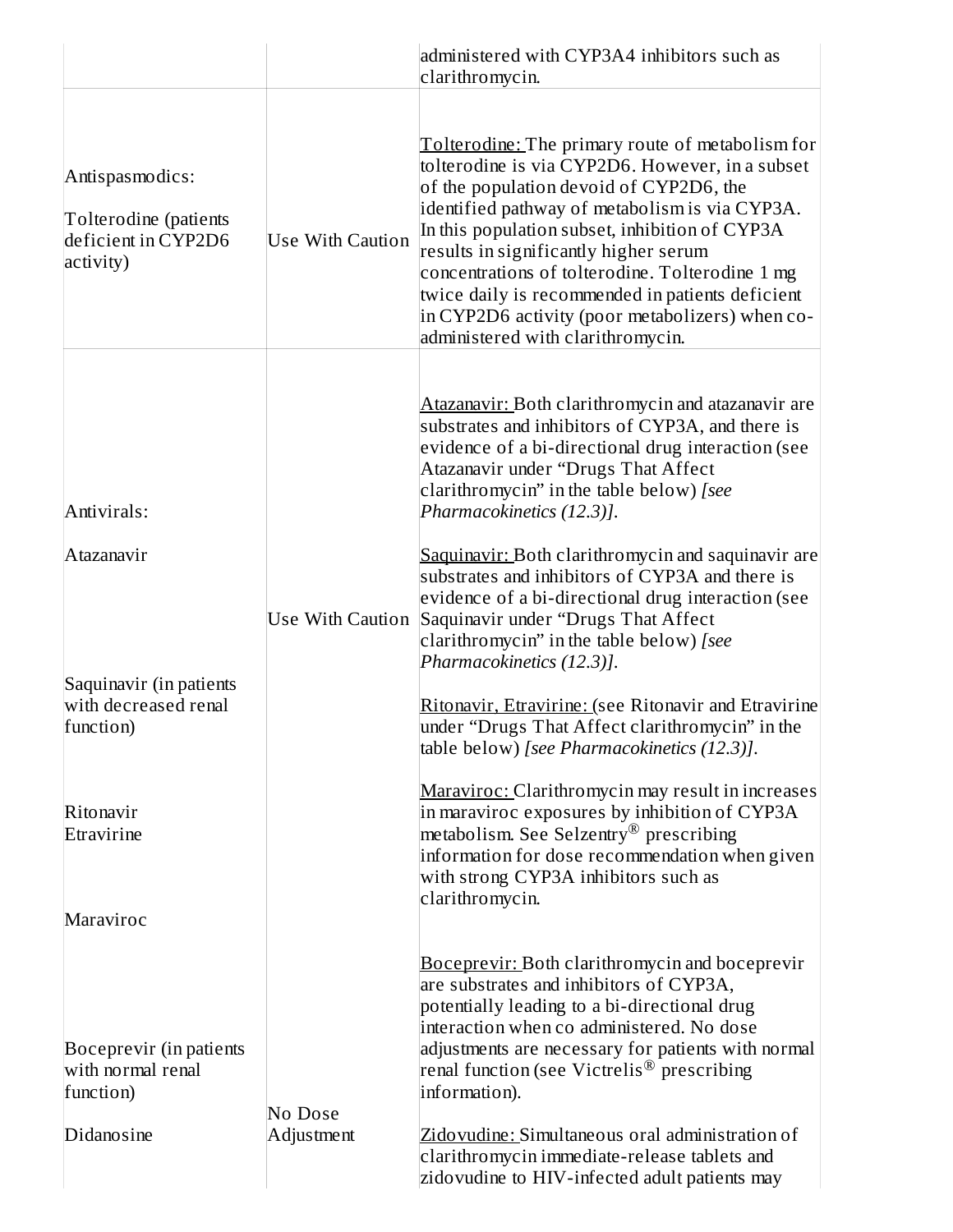| | | |
|---|---|---|
| | | administered with CYP3A4 inhibitors such as clarithromycin. |
| Antispasmodics:<br><br>Tolterodine (patients deficient in CYP2D6 activity) | Use With Caution | Tolterodine: The primary route of metabolism for tolterodine is via CYP2D6. However, in a subset of the population devoid of CYP2D6, the identified pathway of metabolism is via CYP3A. In this population subset, inhibition of CYP3A results in significantly higher serum concentrations of tolterodine. Tolterodine 1 mg twice daily is recommended in patients deficient in CYP2D6 activity (poor metabolizers) when co-administered with clarithromycin. |
| Antivirals:<br><br>Atazanavir<br><br>Saquinavir (in patients with decreased renal function)<br><br>Ritonavir<br>Etravirine<br><br>Maraviroc | Use With Caution | Atazanavir: Both clarithromycin and atazanavir are substrates and inhibitors of CYP3A, and there is evidence of a bi-directional drug interaction (see Atazanavir under "Drugs That Affect clarithromycin" in the table below) *[see Pharmacokinetics (12.3)]*.<br><br>Saquinavir: Both clarithromycin and saquinavir are substrates and inhibitors of CYP3A and there is evidence of a bi-directional drug interaction (see Saquinavir under "Drugs That Affect clarithromycin" in the table below) *[see Pharmacokinetics (12.3)]*.<br><br>Ritonavir, Etravirine: (see Ritonavir and Etravirine under "Drugs That Affect clarithromycin" in the table below) *[see Pharmacokinetics (12.3)]*.<br><br>Maraviroc: Clarithromycin may result in increases in maraviroc exposures by inhibition of CYP3A metabolism. See Selzentry® prescribing information for dose recommendation when given with strong CYP3A inhibitors such as clarithromycin. |
| Boceprevir (in patients with normal renal function)<br><br>Didanosine | No Dose Adjustment | Boceprevir: Both clarithromycin and boceprevir are substrates and inhibitors of CYP3A, potentially leading to a bi-directional drug interaction when co administered. No dose adjustments are necessary for patients with normal renal function (see Victrelis® prescribing information).<br><br>Zidovudine: Simultaneous oral administration of clarithromycin immediate-release tablets and zidovudine to HIV-infected adult patients may |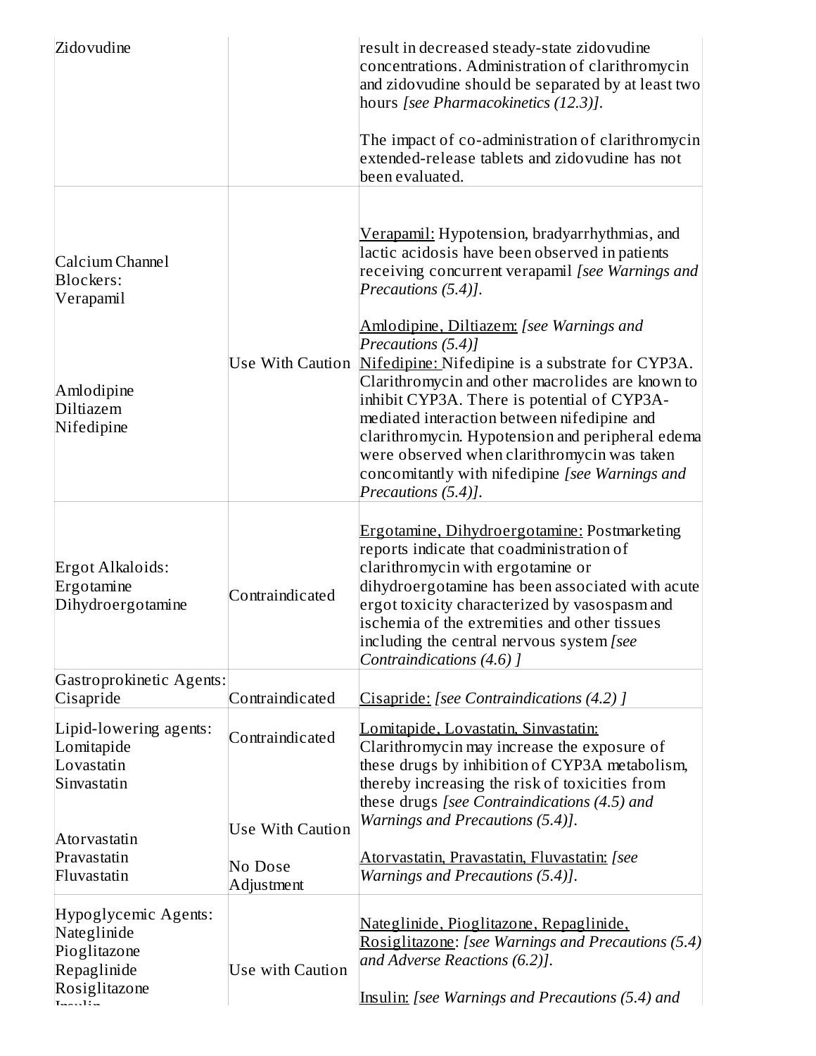| | | |
|---|---|---|
| Zidovudine | | result in decreased steady-state zidovudine concentrations. Administration of clarithromycin and zidovudine should be separated by at least two hours *[see Pharmacokinetics (12.3)]*.<br><br>The impact of co-administration of clarithromycin extended-release tablets and zidovudine has not been evaluated. |
| Calcium Channel Blockers:<br>Verapamil<br><br>Amlodipine<br>Diltiazem<br>Nifedipine | Use With Caution | Verapamil: Hypotension, bradyarrhythmias, and lactic acidosis have been observed in patients receiving concurrent verapamil *[see Warnings and Precautions (5.4)]*.<br><br>Amlodipine, Diltiazem: *[see Warnings and Precautions (5.4)]*<br>Nifedipine: Nifedipine is a substrate for CYP3A. Clarithromycin and other macrolides are known to inhibit CYP3A. There is potential of CYP3A-mediated interaction between nifedipine and clarithromycin. Hypotension and peripheral edema were observed when clarithromycin was taken concomitantly with nifedipine *[see Warnings and Precautions (5.4)]*. |
| Ergot Alkaloids:<br>Ergotamine<br>Dihydroergotamine | Contraindicated | Ergotamine, Dihydroergotamine: Postmarketing reports indicate that coadministration of clarithromycin with ergotamine or dihydroergotamine has been associated with acute ergot toxicity characterized by vasospasm and ischemia of the extremities and other tissues including the central nervous system *[see Contraindications (4.6) ]* |
| Gastroprokinetic Agents:<br>Cisapride | Contraindicated | Cisapride: *[see Contraindications (4.2) ]* |
| Lipid-lowering agents:<br>Lomitapide<br>Lovastatin<br>Sinvastatin<br><br>Atorvastatin<br>Pravastatin<br>Fluvastatin | Contraindicated<br><br>Use With Caution<br><br>No Dose Adjustment | Lomitapide, Lovastatin, Sinvastatin: Clarithromycin may increase the exposure of these drugs by inhibition of CYP3A metabolism, thereby increasing the risk of toxicities from these drugs *[see Contraindications (4.5) and Warnings and Precautions (5.4)]*.<br><br>Atorvastatin, Pravastatin, Fluvastatin: *[see Warnings and Precautions (5.4)]*. |
| Hypoglycemic Agents:<br>Nateglinide<br>Pioglitazone<br>Repaglinide<br>Rosiglitazone<br>Insulin | Use with Caution | Nateglinide, Pioglitazone, Repaglinide, Rosiglitazone: *[see Warnings and Precautions (5.4) and Adverse Reactions (6.2)]*.<br><br>Insulin: *[see Warnings and Precautions (5.4) and* |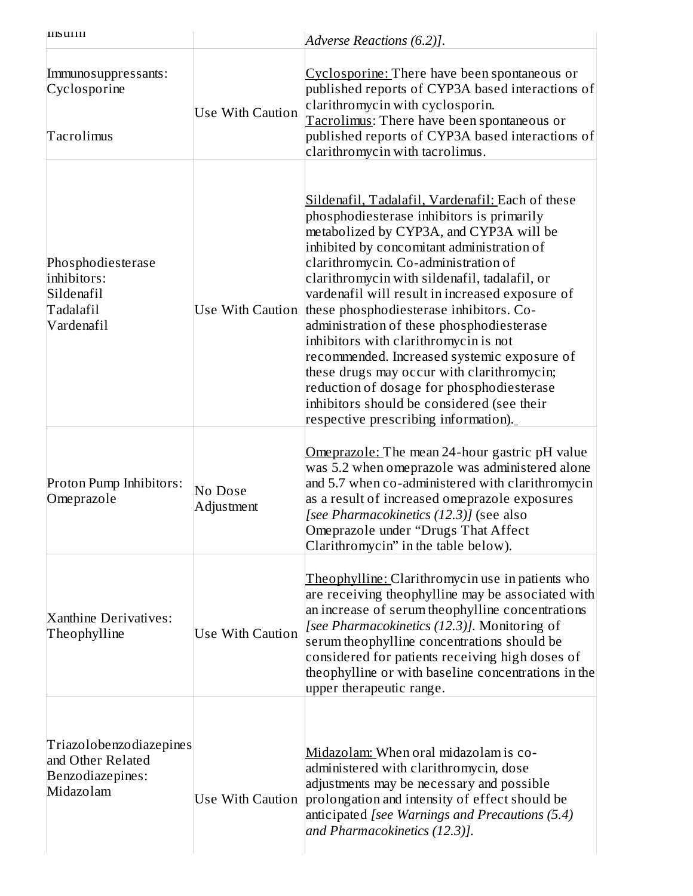| | | |
|---|---|---|
| Insulin | | *Adverse Reactions (6.2)]*. |
| Immunosuppressants: Cyclosporine<br><br>Tacrolimus | Use With Caution | Cyclosporine: There have been spontaneous or published reports of CYP3A based interactions of clarithromycin with cyclosporin.<br>Tacrolimus: There have been spontaneous or published reports of CYP3A based interactions of clarithromycin with tacrolimus. |
| Phosphodiesterase inhibitors: Sildenafil Tadalafil Vardenafil | Use With Caution | Sildenafil, Tadalafil, Vardenafil: Each of these phosphodiesterase inhibitors is primarily metabolized by CYP3A, and CYP3A will be inhibited by concomitant administration of clarithromycin. Co-administration of clarithromycin with sildenafil, tadalafil, or vardenafil will result in increased exposure of these phosphodiesterase inhibitors. Co-administration of these phosphodiesterase inhibitors with clarithromycin is not recommended. Increased systemic exposure of these drugs may occur with clarithromycin; reduction of dosage for phosphodiesterase inhibitors should be considered (see their respective prescribing information). |
| Proton Pump Inhibitors: Omeprazole | No Dose Adjustment | Omeprazole: The mean 24-hour gastric pH value was 5.2 when omeprazole was administered alone and 5.7 when co-administered with clarithromycin as a result of increased omeprazole exposures *[see Pharmacokinetics (12.3)]* (see also Omeprazole under "Drugs That Affect Clarithromycin" in the table below). |
| Xanthine Derivatives: Theophylline | Use With Caution | Theophylline: Clarithromycin use in patients who are receiving theophylline may be associated with an increase of serum theophylline concentrations *[see Pharmacokinetics (12.3)]*. Monitoring of serum theophylline concentrations should be considered for patients receiving high doses of theophylline or with baseline concentrations in the upper therapeutic range. |
| Triazolobenzodiazepines and Other Related Benzodiazepines: Midazolam | Use With Caution | Midazolam: When oral midazolam is co-administered with clarithromycin, dose adjustments may be necessary and possible prolongation and intensity of effect should be anticipated *[see Warnings and Precautions (5.4) and Pharmacokinetics (12.3)]*. |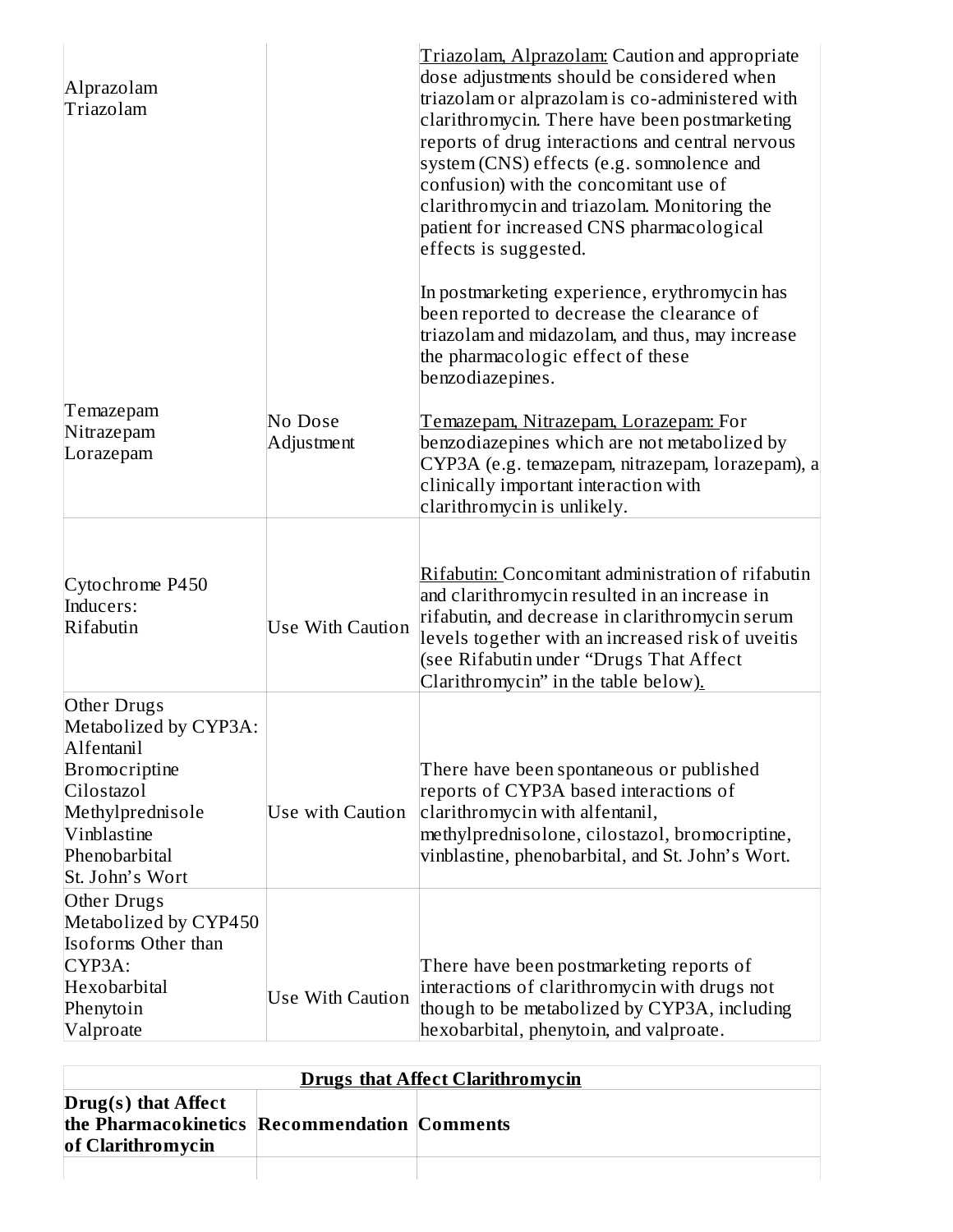| | | |
|---|---|---|
| Alprazolam<br>Triazolam | | Triazolam, Alprazolam: Caution and appropriate dose adjustments should be considered when triazolam or alprazolam is co-administered with clarithromycin. There have been postmarketing reports of drug interactions and central nervous system (CNS) effects (e.g. somnolence and confusion) with the concomitant use of clarithromycin and triazolam. Monitoring the patient for increased CNS pharmacological effects is suggested.<br><br>In postmarketing experience, erythromycin has been reported to decrease the clearance of triazolam and midazolam, and thus, may increase the pharmacologic effect of these benzodiazepines. |
| Temazepam<br>Nitrazepam<br>Lorazepam | No Dose Adjustment | Temazepam, Nitrazepam, Lorazepam: For benzodiazepines which are not metabolized by CYP3A (e.g. temazepam, nitrazepam, lorazepam), a clinically important interaction with clarithromycin is unlikely. |
| Cytochrome P450 Inducers:<br>Rifabutin | Use With Caution | Rifabutin: Concomitant administration of rifabutin and clarithromycin resulted in an increase in rifabutin, and decrease in clarithromycin serum levels together with an increased risk of uveitis (see Rifabutin under "Drugs That Affect Clarithromycin" in the table below). |
| Other Drugs Metabolized by CYP3A:<br>Alfentanil<br>Bromocriptine<br>Cilostazol<br>Methylprednisole<br>Vinblastine<br>Phenobarbital<br>St. John's Wort | Use with Caution | There have been spontaneous or published reports of CYP3A based interactions of clarithromycin with alfentanil, methylprednisolone, cilostazol, bromocriptine, vinblastine, phenobarbital, and St. John's Wort. |
| Other Drugs Metabolized by CYP450 Isoforms Other than CYP3A:<br>Hexobarbital<br>Phenytoin<br>Valproate | Use With Caution | There have been postmarketing reports of interactions of clarithromycin with drugs not though to be metabolized by CYP3A, including hexobarbital, phenytoin, and valproate. |

| **Drugs that Affect Clarithromycin** | | |
|---|---|---|
| **Drug(s) that Affect the Pharmacokinetics of Clarithromycin** | **Recommendation** | **Comments** |
| | | |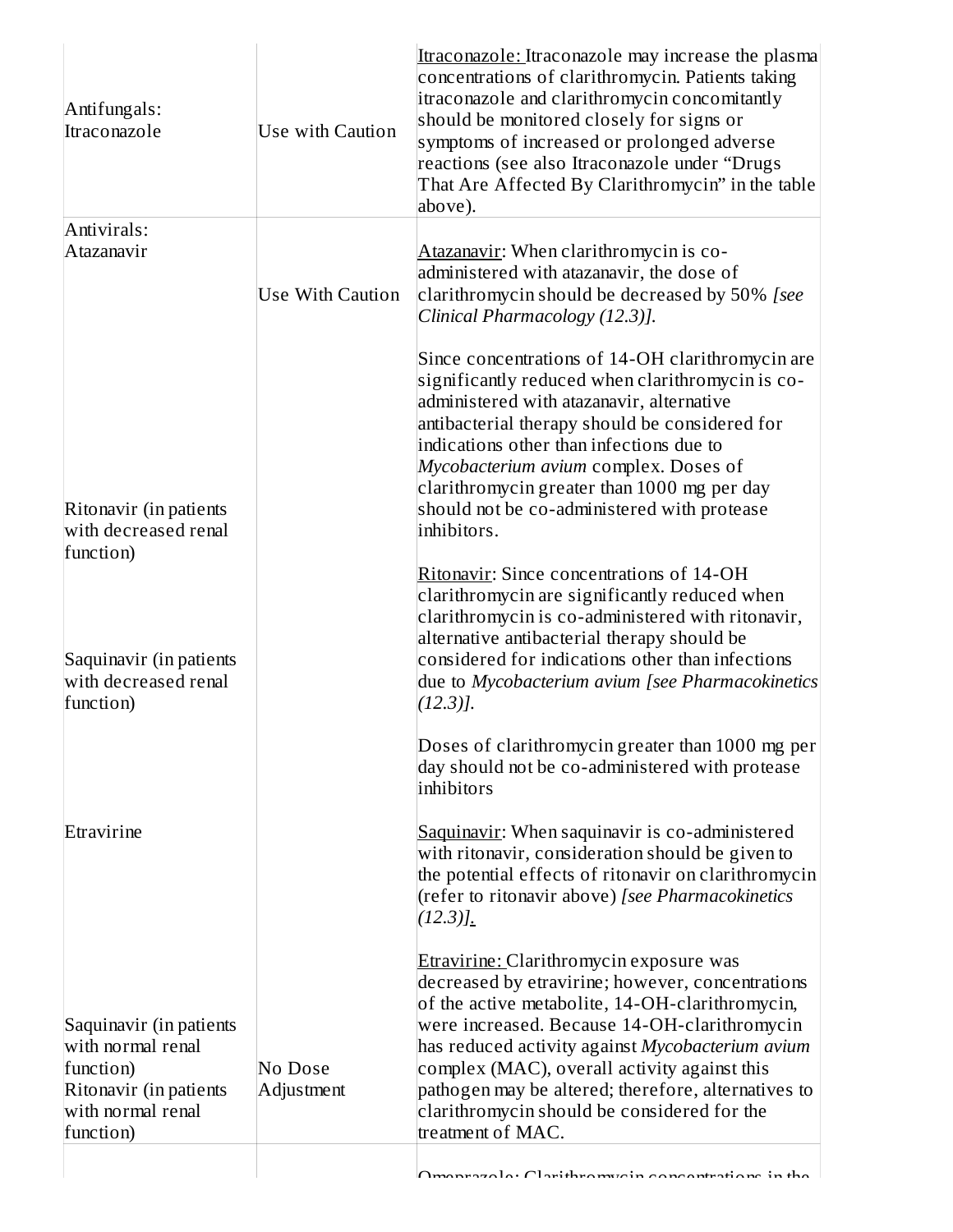| | | |
|---|---|---|
| Antifungals: Itraconazole | Use with Caution | <u>Itraconazole:</u> Itraconazole may increase the plasma concentrations of clarithromycin. Patients taking itraconazole and clarithromycin concomitantly should be monitored closely for signs or symptoms of increased or prolonged adverse reactions (see also Itraconazole under "Drugs That Are Affected By Clarithromycin" in the table above). |
| Antivirals: Atazanavir<br><br>Ritonavir (in patients with decreased renal function)<br><br>Saquinavir (in patients with decreased renal function)<br><br>Etravirine | Use With Caution | <u>Atazanavir</u>: When clarithromycin is co-administered with atazanavir, the dose of clarithromycin should be decreased by 50% *[see Clinical Pharmacology (12.3)].*<br><br>Since concentrations of 14-OH clarithromycin are significantly reduced when clarithromycin is co-administered with atazanavir, alternative antibacterial therapy should be considered for indications other than infections due to *Mycobacterium avium* complex. Doses of clarithromycin greater than 1000 mg per day should not be co-administered with protease inhibitors.<br><br><u>Ritonavir</u>: Since concentrations of 14-OH clarithromycin are significantly reduced when clarithromycin is co-administered with ritonavir, alternative antibacterial therapy should be considered for indications other than infections due to *Mycobacterium avium [see Pharmacokinetics (12.3)].*<br><br>Doses of clarithromycin greater than 1000 mg per day should not be co-administered with protease inhibitors<br><br><u>Saquinavir</u>: When saquinavir is co-administered with ritonavir, consideration should be given to the potential effects of ritonavir on clarithromycin (refer to ritonavir above) *[see Pharmacokinetics (12.3)].*<br><br><u>Etravirine:</u> Clarithromycin exposure was decreased by etravirine; however, concentrations of the active metabolite, 14-OH-clarithromycin, were increased. Because 14-OH-clarithromycin has reduced activity against *Mycobacterium avium* complex (MAC), overall activity against this pathogen may be altered; therefore, alternatives to clarithromycin should be considered for the treatment of MAC. |
| Saquinavir (in patients with normal renal function)<br>Ritonavir (in patients with normal renal function) | No Dose Adjustment | |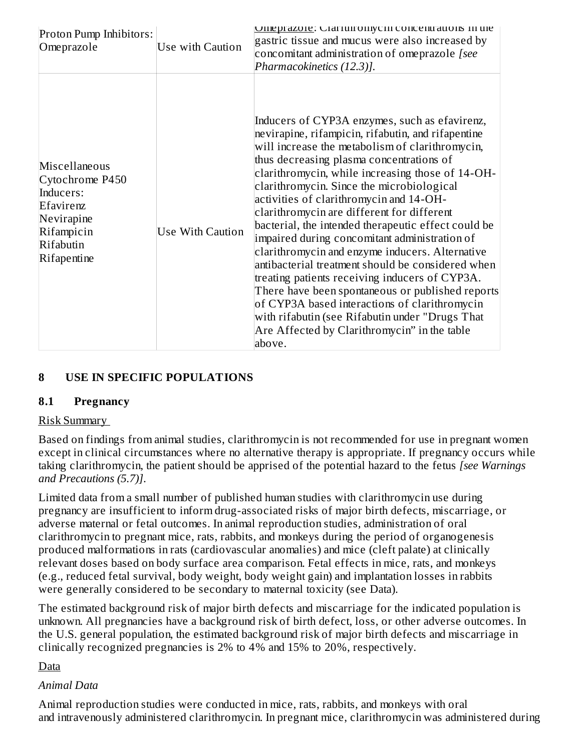| | | |
|---|---|---|
| Proton Pump Inhibitors: Omeprazole | Use with Caution | Omeprazole: Clarithromycin concentrations in the gastric tissue and mucus were also increased by concomitant administration of omeprazole *[see Pharmacokinetics (12.3)].* |
| Miscellaneous Cytochrome P450 Inducers: Efavirenz Nevirapine Rifampicin Rifabutin Rifapentine | Use With Caution | Inducers of CYP3A enzymes, such as efavirenz, nevirapine, rifampicin, rifabutin, and rifapentine will increase the metabolism of clarithromycin, thus decreasing plasma concentrations of clarithromycin, while increasing those of 14-OH-clarithromycin. Since the microbiological activities of clarithromycin and 14-OH-clarithromycin are different for different bacterial, the intended therapeutic effect could be impaired during concomitant administration of clarithromycin and enzyme inducers. Alternative antibacterial treatment should be considered when treating patients receiving inducers of CYP3A. There have been spontaneous or published reports of CYP3A based interactions of clarithromycin with rifabutin (see Rifabutin under "Drugs That Are Affected by Clarithromycin" in the table above. |

## 8 USE IN SPECIFIC POPULATIONS

### 8.1 Pregnancy

Risk Summary

Based on findings from animal studies, clarithromycin is not recommended for use in pregnant women except in clinical circumstances where no alternative therapy is appropriate. If pregnancy occurs while taking clarithromycin, the patient should be apprised of the potential hazard to the fetus *[see Warnings and Precautions (5.7)]*.

Limited data from a small number of published human studies with clarithromycin use during pregnancy are insufficient to inform drug-associated risks of major birth defects, miscarriage, or adverse maternal or fetal outcomes. In animal reproduction studies, administration of oral clarithromycin to pregnant mice, rats, rabbits, and monkeys during the period of organogenesis produced malformations in rats (cardiovascular anomalies) and mice (cleft palate) at clinically relevant doses based on body surface area comparison. Fetal effects in mice, rats, and monkeys (e.g., reduced fetal survival, body weight, body weight gain) and implantation losses in rabbits were generally considered to be secondary to maternal toxicity (see Data).

The estimated background risk of major birth defects and miscarriage for the indicated population is unknown. All pregnancies have a background risk of birth defect, loss, or other adverse outcomes. In the U.S. general population, the estimated background risk of major birth defects and miscarriage in clinically recognized pregnancies is 2% to 4% and 15% to 20%, respectively.

Data

*Animal Data*

Animal reproduction studies were conducted in mice, rats, rabbits, and monkeys with oral and intravenously administered clarithromycin. In pregnant mice, clarithromycin was administered during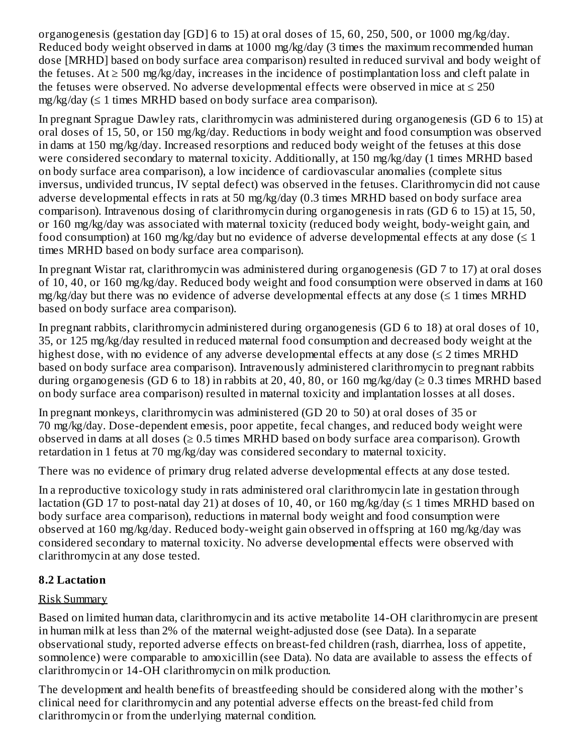organogenesis (gestation day [GD] 6 to 15) at oral doses of 15, 60, 250, 500, or 1000 mg/kg/day. Reduced body weight observed in dams at 1000 mg/kg/day (3 times the maximum recommended human dose [MRHD] based on body surface area comparison) resulted in reduced survival and body weight of the fetuses. At ≥ 500 mg/kg/day, increases in the incidence of postimplantation loss and cleft palate in the fetuses were observed. No adverse developmental effects were observed in mice at ≤ 250 mg/kg/day (≤ 1 times MRHD based on body surface area comparison).

In pregnant Sprague Dawley rats, clarithromycin was administered during organogenesis (GD 6 to 15) at oral doses of 15, 50, or 150 mg/kg/day. Reductions in body weight and food consumption was observed in dams at 150 mg/kg/day. Increased resorptions and reduced body weight of the fetuses at this dose were considered secondary to maternal toxicity. Additionally, at 150 mg/kg/day (1 times MRHD based on body surface area comparison), a low incidence of cardiovascular anomalies (complete situs inversus, undivided truncus, IV septal defect) was observed in the fetuses. Clarithromycin did not cause adverse developmental effects in rats at 50 mg/kg/day (0.3 times MRHD based on body surface area comparison). Intravenous dosing of clarithromycin during organogenesis in rats (GD 6 to 15) at 15, 50, or 160 mg/kg/day was associated with maternal toxicity (reduced body weight, body-weight gain, and food consumption) at 160 mg/kg/day but no evidence of adverse developmental effects at any dose (≤ 1 times MRHD based on body surface area comparison).

In pregnant Wistar rat, clarithromycin was administered during organogenesis (GD 7 to 17) at oral doses of 10, 40, or 160 mg/kg/day. Reduced body weight and food consumption were observed in dams at 160 mg/kg/day but there was no evidence of adverse developmental effects at any dose (≤ 1 times MRHD based on body surface area comparison).

In pregnant rabbits, clarithromycin administered during organogenesis (GD 6 to 18) at oral doses of 10, 35, or 125 mg/kg/day resulted in reduced maternal food consumption and decreased body weight at the highest dose, with no evidence of any adverse developmental effects at any dose (≤ 2 times MRHD based on body surface area comparison). Intravenously administered clarithromycin to pregnant rabbits during organogenesis (GD 6 to 18) in rabbits at 20, 40, 80, or 160 mg/kg/day (≥ 0.3 times MRHD based on body surface area comparison) resulted in maternal toxicity and implantation losses at all doses.

In pregnant monkeys, clarithromycin was administered (GD 20 to 50) at oral doses of 35 or 70 mg/kg/day. Dose-dependent emesis, poor appetite, fecal changes, and reduced body weight were observed in dams at all doses (≥ 0.5 times MRHD based on body surface area comparison). Growth retardation in 1 fetus at 70 mg/kg/day was considered secondary to maternal toxicity.

There was no evidence of primary drug related adverse developmental effects at any dose tested.

In a reproductive toxicology study in rats administered oral clarithromycin late in gestation through lactation (GD 17 to post-natal day 21) at doses of 10, 40, or 160 mg/kg/day (≤ 1 times MRHD based on body surface area comparison), reductions in maternal body weight and food consumption were observed at 160 mg/kg/day. Reduced body-weight gain observed in offspring at 160 mg/kg/day was considered secondary to maternal toxicity. No adverse developmental effects were observed with clarithromycin at any dose tested.

### 8.2 Lactation

Risk Summary

Based on limited human data, clarithromycin and its active metabolite 14-OH clarithromycin are present in human milk at less than 2% of the maternal weight-adjusted dose (see Data). In a separate observational study, reported adverse effects on breast-fed children (rash, diarrhea, loss of appetite, somnolence) were comparable to amoxicillin (see Data). No data are available to assess the effects of clarithromycin or 14-OH clarithromycin on milk production.

The development and health benefits of breastfeeding should be considered along with the mother's clinical need for clarithromycin and any potential adverse effects on the breast-fed child from clarithromycin or from the underlying maternal condition.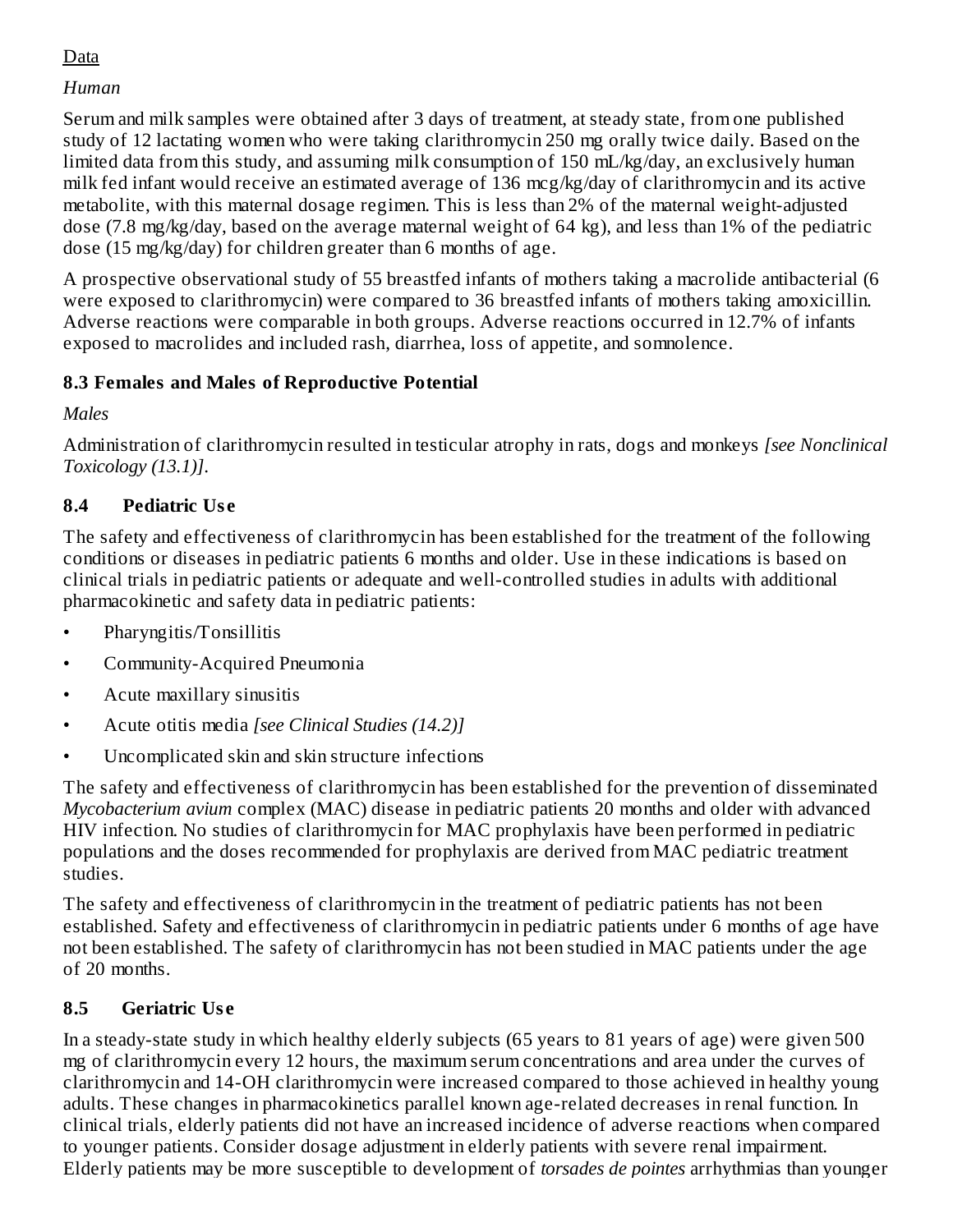Data

*Human*

Serum and milk samples were obtained after 3 days of treatment, at steady state, from one published study of 12 lactating women who were taking clarithromycin 250 mg orally twice daily. Based on the limited data from this study, and assuming milk consumption of 150 mL/kg/day, an exclusively human milk fed infant would receive an estimated average of 136 mcg/kg/day of clarithromycin and its active metabolite, with this maternal dosage regimen. This is less than 2% of the maternal weight-adjusted dose (7.8 mg/kg/day, based on the average maternal weight of 64 kg), and less than 1% of the pediatric dose (15 mg/kg/day) for children greater than 6 months of age.

A prospective observational study of 55 breastfed infants of mothers taking a macrolide antibacterial (6 were exposed to clarithromycin) were compared to 36 breastfed infants of mothers taking amoxicillin. Adverse reactions were comparable in both groups. Adverse reactions occurred in 12.7% of infants exposed to macrolides and included rash, diarrhea, loss of appetite, and somnolence.

### 8.3 Females and Males of Reproductive Potential

*Males*

Administration of clarithromycin resulted in testicular atrophy in rats, dogs and monkeys *[see Nonclinical Toxicology (13.1)]*.

### 8.4 Pediatric Use

The safety and effectiveness of clarithromycin has been established for the treatment of the following conditions or diseases in pediatric patients 6 months and older. Use in these indications is based on clinical trials in pediatric patients or adequate and well-controlled studies in adults with additional pharmacokinetic and safety data in pediatric patients:

- Pharyngitis/Tonsillitis
- Community-Acquired Pneumonia
- Acute maxillary sinusitis
- Acute otitis media *[see Clinical Studies (14.2)]*
- Uncomplicated skin and skin structure infections

The safety and effectiveness of clarithromycin has been established for the prevention of disseminated *Mycobacterium avium* complex (MAC) disease in pediatric patients 20 months and older with advanced HIV infection. No studies of clarithromycin for MAC prophylaxis have been performed in pediatric populations and the doses recommended for prophylaxis are derived from MAC pediatric treatment studies.

The safety and effectiveness of clarithromycin in the treatment of pediatric patients has not been established. Safety and effectiveness of clarithromycin in pediatric patients under 6 months of age have not been established. The safety of clarithromycin has not been studied in MAC patients under the age of 20 months.

### 8.5 Geriatric Use

In a steady-state study in which healthy elderly subjects (65 years to 81 years of age) were given 500 mg of clarithromycin every 12 hours, the maximum serum concentrations and area under the curves of clarithromycin and 14-OH clarithromycin were increased compared to those achieved in healthy young adults. These changes in pharmacokinetics parallel known age-related decreases in renal function. In clinical trials, elderly patients did not have an increased incidence of adverse reactions when compared to younger patients. Consider dosage adjustment in elderly patients with severe renal impairment. Elderly patients may be more susceptible to development of *torsades de pointes* arrhythmias than younger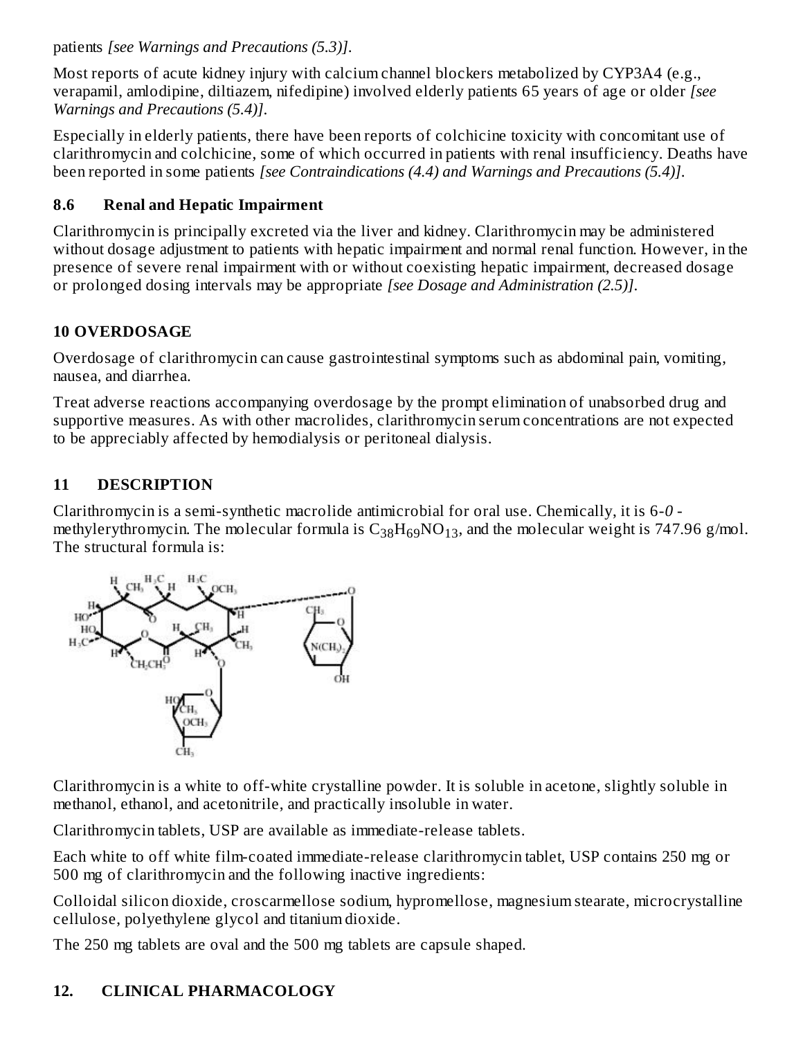patients *[see Warnings and Precautions (5.3)]*.

Most reports of acute kidney injury with calcium channel blockers metabolized by CYP3A4 (e.g., verapamil, amlodipine, diltiazem, nifedipine) involved elderly patients 65 years of age or older *[see Warnings and Precautions (5.4)]*.

Especially in elderly patients, there have been reports of colchicine toxicity with concomitant use of clarithromycin and colchicine, some of which occurred in patients with renal insufficiency. Deaths have been reported in some patients *[see Contraindications (4.4) and Warnings and Precautions (5.4)]*.

### 8.6 Renal and Hepatic Impairment

Clarithromycin is principally excreted via the liver and kidney. Clarithromycin may be administered without dosage adjustment to patients with hepatic impairment and normal renal function. However, in the presence of severe renal impairment with or without coexisting hepatic impairment, decreased dosage or prolonged dosing intervals may be appropriate *[see Dosage and Administration (2.5)]*.

## 10 OVERDOSAGE

Overdosage of clarithromycin can cause gastrointestinal symptoms such as abdominal pain, vomiting, nausea, and diarrhea.

Treat adverse reactions accompanying overdosage by the prompt elimination of unabsorbed drug and supportive measures. As with other macrolides, clarithromycin serum concentrations are not expected to be appreciably affected by hemodialysis or peritoneal dialysis.

## 11 DESCRIPTION

Clarithromycin is a semi-synthetic macrolide antimicrobial for oral use. Chemically, it is 6-*0* -methylerythromycin. The molecular formula is $C_{38}H_{69}NO_{13}$, and the molecular weight is 747.96 g/mol. The structural formula is:

Clarithromycin is a white to off-white crystalline powder. It is soluble in acetone, slightly soluble in methanol, ethanol, and acetonitrile, and practically insoluble in water.

Clarithromycin tablets, USP are available as immediate-release tablets.

Each white to off white film-coated immediate-release clarithromycin tablet, USP contains 250 mg or 500 mg of clarithromycin and the following inactive ingredients:

Colloidal silicon dioxide, croscarmellose sodium, hypromellose, magnesium stearate, microcrystalline cellulose, polyethylene glycol and titanium dioxide.

The 250 mg tablets are oval and the 500 mg tablets are capsule shaped.

## 12. CLINICAL PHARMACOLOGY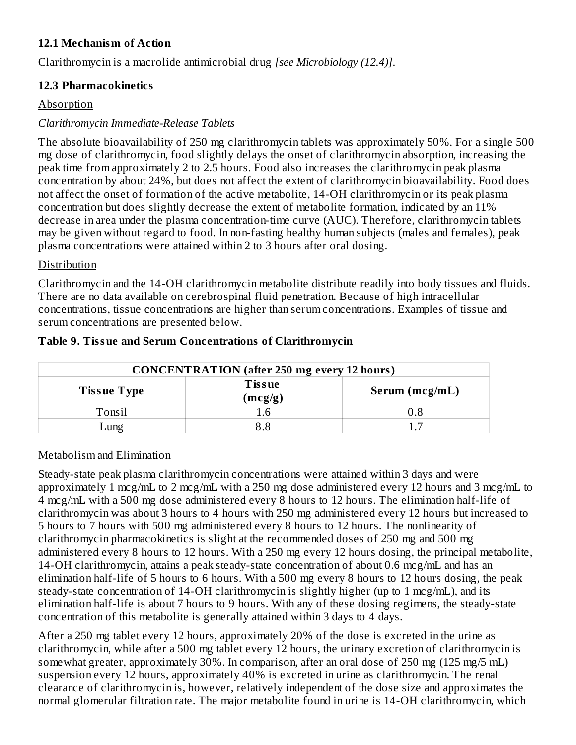### 12.1 Mechanism of Action

Clarithromycin is a macrolide antimicrobial drug *[see Microbiology (12.4)]*.

### 12.3 Pharmacokinetics

Absorption

*Clarithromycin Immediate-Release Tablets*

The absolute bioavailability of 250 mg clarithromycin tablets was approximately 50%. For a single 500 mg dose of clarithromycin, food slightly delays the onset of clarithromycin absorption, increasing the peak time from approximately 2 to 2.5 hours. Food also increases the clarithromycin peak plasma concentration by about 24%, but does not affect the extent of clarithromycin bioavailability. Food does not affect the onset of formation of the active metabolite, 14-OH clarithromycin or its peak plasma concentration but does slightly decrease the extent of metabolite formation, indicated by an 11% decrease in area under the plasma concentration-time curve (AUC). Therefore, clarithromycin tablets may be given without regard to food. In non-fasting healthy human subjects (males and females), peak plasma concentrations were attained within 2 to 3 hours after oral dosing.

Distribution

Clarithromycin and the 14-OH clarithromycin metabolite distribute readily into body tissues and fluids. There are no data available on cerebrospinal fluid penetration. Because of high intracellular concentrations, tissue concentrations are higher than serum concentrations. Examples of tissue and serum concentrations are presented below.

**Table 9. Tissue and Serum Concentrations of Clarithromycin**

| CONCENTRATION (after 250 mg every 12 hours) | | |
|---|---|---|
| **Tissue Type** | **Tissue (mcg/g)** | **Serum (mcg/mL)** |
| Tonsil | 1.6 | 0.8 |
| Lung | 8.8 | 1.7 |

Metabolism and Elimination

Steady-state peak plasma clarithromycin concentrations were attained within 3 days and were approximately 1 mcg/mL to 2 mcg/mL with a 250 mg dose administered every 12 hours and 3 mcg/mL to 4 mcg/mL with a 500 mg dose administered every 8 hours to 12 hours. The elimination half-life of clarithromycin was about 3 hours to 4 hours with 250 mg administered every 12 hours but increased to 5 hours to 7 hours with 500 mg administered every 8 hours to 12 hours. The nonlinearity of clarithromycin pharmacokinetics is slight at the recommended doses of 250 mg and 500 mg administered every 8 hours to 12 hours. With a 250 mg every 12 hours dosing, the principal metabolite, 14-OH clarithromycin, attains a peak steady-state concentration of about 0.6 mcg/mL and has an elimination half-life of 5 hours to 6 hours. With a 500 mg every 8 hours to 12 hours dosing, the peak steady-state concentration of 14-OH clarithromycin is slightly higher (up to 1 mcg/mL), and its elimination half-life is about 7 hours to 9 hours. With any of these dosing regimens, the steady-state concentration of this metabolite is generally attained within 3 days to 4 days.

After a 250 mg tablet every 12 hours, approximately 20% of the dose is excreted in the urine as clarithromycin, while after a 500 mg tablet every 12 hours, the urinary excretion of clarithromycin is somewhat greater, approximately 30%. In comparison, after an oral dose of 250 mg (125 mg/5 mL) suspension every 12 hours, approximately 40% is excreted in urine as clarithromycin. The renal clearance of clarithromycin is, however, relatively independent of the dose size and approximates the normal glomerular filtration rate. The major metabolite found in urine is 14-OH clarithromycin, which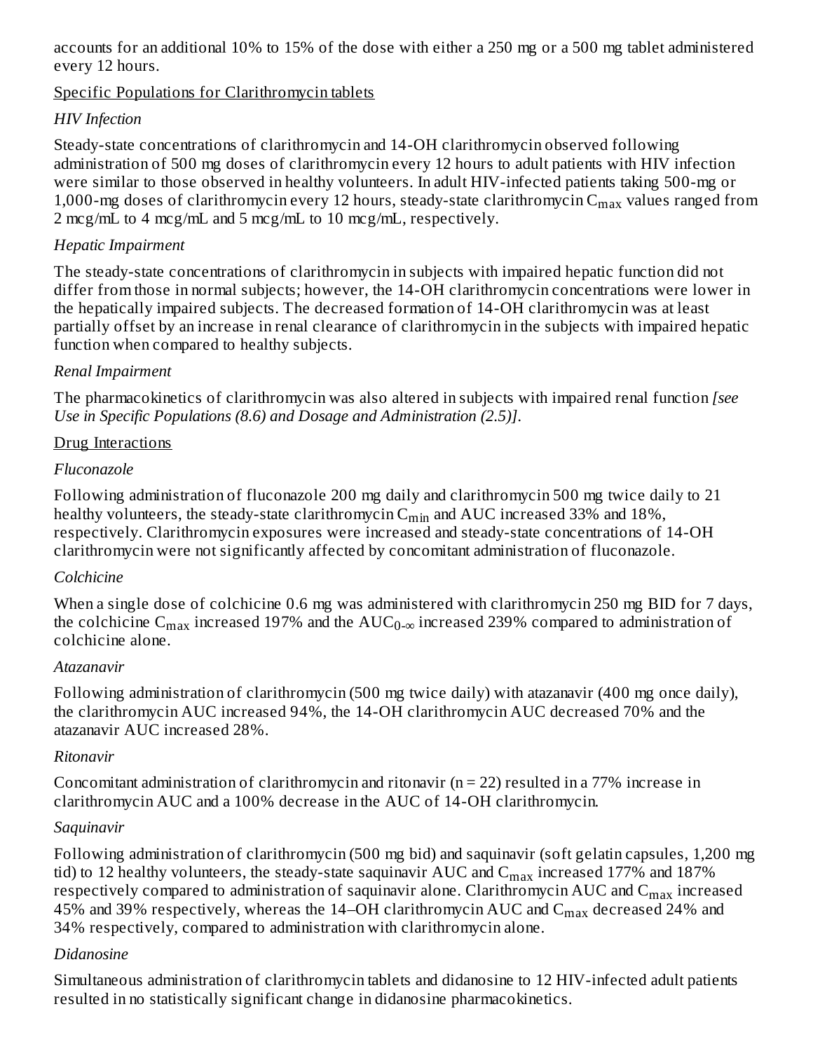accounts for an additional 10% to 15% of the dose with either a 250 mg or a 500 mg tablet administered every 12 hours.

Specific Populations for Clarithromycin tablets

*HIV Infection*

Steady-state concentrations of clarithromycin and 14-OH clarithromycin observed following administration of 500 mg doses of clarithromycin every 12 hours to adult patients with HIV infection were similar to those observed in healthy volunteers. In adult HIV-infected patients taking 500-mg or 1,000-mg doses of clarithromycin every 12 hours, steady-state clarithromycin $C_{max}$ values ranged from 2 mcg/mL to 4 mcg/mL and 5 mcg/mL to 10 mcg/mL, respectively.

*Hepatic Impairment*

The steady-state concentrations of clarithromycin in subjects with impaired hepatic function did not differ from those in normal subjects; however, the 14-OH clarithromycin concentrations were lower in the hepatically impaired subjects. The decreased formation of 14-OH clarithromycin was at least partially offset by an increase in renal clearance of clarithromycin in the subjects with impaired hepatic function when compared to healthy subjects.

*Renal Impairment*

The pharmacokinetics of clarithromycin was also altered in subjects with impaired renal function *[see Use in Specific Populations (8.6) and Dosage and Administration (2.5)]*.

Drug Interactions

*Fluconazole*

Following administration of fluconazole 200 mg daily and clarithromycin 500 mg twice daily to 21 healthy volunteers, the steady-state clarithromycin $C_{min}$ and AUC increased 33% and 18%, respectively. Clarithromycin exposures were increased and steady-state concentrations of 14-OH clarithromycin were not significantly affected by concomitant administration of fluconazole.

*Colchicine*

When a single dose of colchicine 0.6 mg was administered with clarithromycin 250 mg BID for 7 days, the colchicine $C_{max}$ increased 197% and the $AUC_{0-\infty}$ increased 239% compared to administration of colchicine alone.

*Atazanavir*

Following administration of clarithromycin (500 mg twice daily) with atazanavir (400 mg once daily), the clarithromycin AUC increased 94%, the 14-OH clarithromycin AUC decreased 70% and the atazanavir AUC increased 28%.

*Ritonavir*

Concomitant administration of clarithromycin and ritonavir (n = 22) resulted in a 77% increase in clarithromycin AUC and a 100% decrease in the AUC of 14-OH clarithromycin.

*Saquinavir*

Following administration of clarithromycin (500 mg bid) and saquinavir (soft gelatin capsules, 1,200 mg tid) to 12 healthy volunteers, the steady-state saquinavir AUC and $C_{max}$ increased 177% and 187% respectively compared to administration of saquinavir alone. Clarithromycin AUC and $C_{max}$ increased 45% and 39% respectively, whereas the 14–OH clarithromycin AUC and $C_{max}$ decreased 24% and 34% respectively, compared to administration with clarithromycin alone.

*Didanosine*

Simultaneous administration of clarithromycin tablets and didanosine to 12 HIV-infected adult patients resulted in no statistically significant change in didanosine pharmacokinetics.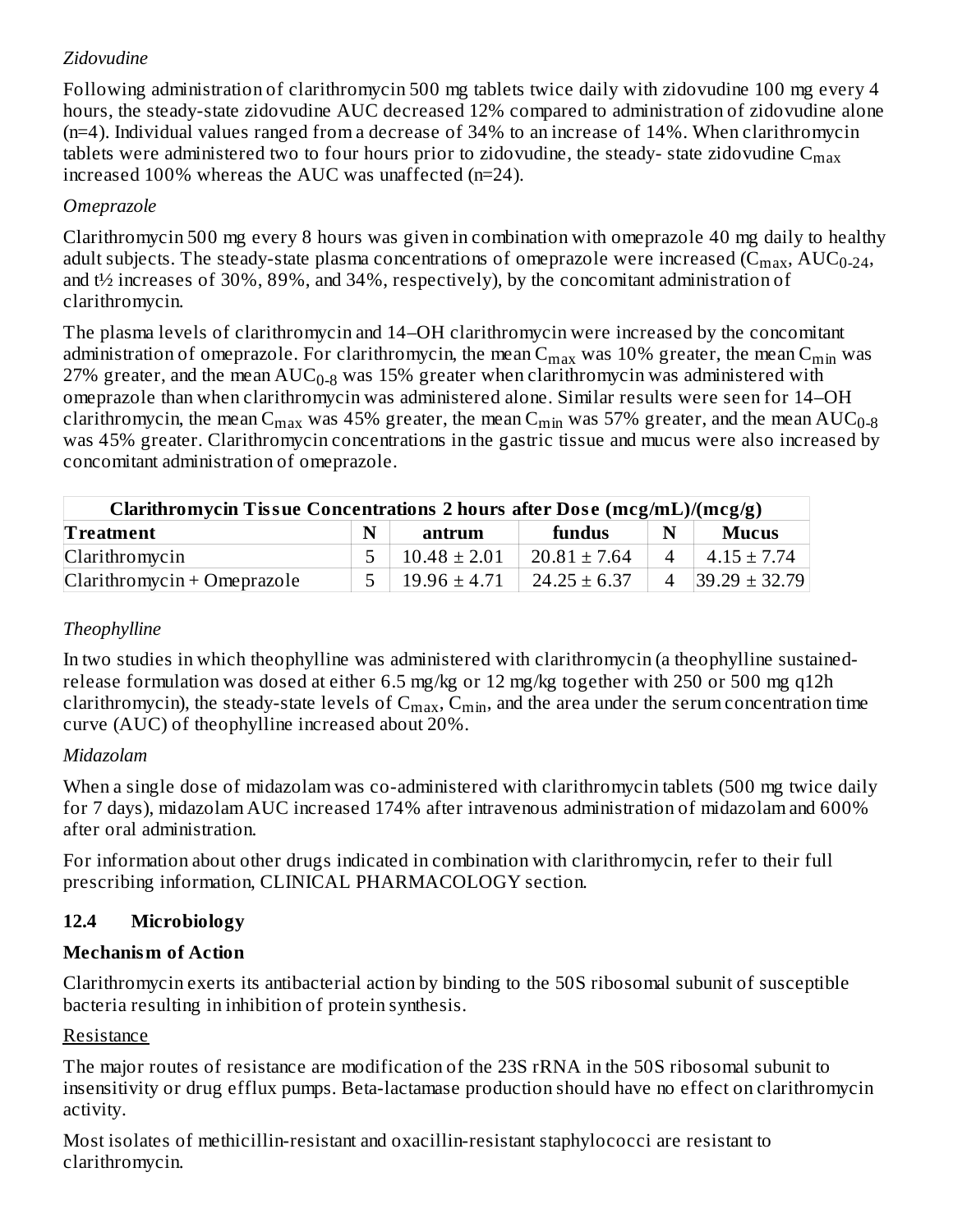*Zidovudine*

Following administration of clarithromycin 500 mg tablets twice daily with zidovudine 100 mg every 4 hours, the steady-state zidovudine AUC decreased 12% compared to administration of zidovudine alone (n=4). Individual values ranged from a decrease of 34% to an increase of 14%. When clarithromycin tablets were administered two to four hours prior to zidovudine, the steady- state zidovudine $C_{max}$ increased 100% whereas the AUC was unaffected (n=24).

*Omeprazole*

Clarithromycin 500 mg every 8 hours was given in combination with omeprazole 40 mg daily to healthy adult subjects. The steady-state plasma concentrations of omeprazole were increased ($C_{max}$, $AUC_{0-24}$, and t½ increases of 30%, 89%, and 34%, respectively), by the concomitant administration of clarithromycin.

The plasma levels of clarithromycin and 14–OH clarithromycin were increased by the concomitant administration of omeprazole. For clarithromycin, the mean $C_{max}$ was 10% greater, the mean $C_{min}$ was 27% greater, and the mean $AUC_{0-8}$ was 15% greater when clarithromycin was administered with omeprazole than when clarithromycin was administered alone. Similar results were seen for 14–OH clarithromycin, the mean $C_{max}$ was 45% greater, the mean $C_{min}$ was 57% greater, and the mean $AUC_{0-8}$ was 45% greater. Clarithromycin concentrations in the gastric tissue and mucus were also increased by concomitant administration of omeprazole.

| **Clarithromycin Tissue Concentrations 2 hours after Dose (mcg/mL)/(mcg/g)** | | | | | |
|---|---|---|---|---|---|
| **Treatment** | **N** | **antrum** | **fundus** | **N** | **Mucus** |
| Clarithromycin | 5 | 10.48 ± 2.01 | 20.81 ± 7.64 | 4 | 4.15 ± 7.74 |
| Clarithromycin + Omeprazole | 5 | 19.96 ± 4.71 | 24.25 ± 6.37 | 4 | 39.29 ± 32.79 |

*Theophylline*

In two studies in which theophylline was administered with clarithromycin (a theophylline sustained-release formulation was dosed at either 6.5 mg/kg or 12 mg/kg together with 250 or 500 mg q12h clarithromycin), the steady-state levels of $C_{max}$, $C_{min}$, and the area under the serum concentration time curve (AUC) of theophylline increased about 20%.

*Midazolam*

When a single dose of midazolam was co-administered with clarithromycin tablets (500 mg twice daily for 7 days), midazolam AUC increased 174% after intravenous administration of midazolam and 600% after oral administration.

For information about other drugs indicated in combination with clarithromycin, refer to their full prescribing information, CLINICAL PHARMACOLOGY section.

### 12.4 Microbiology

**Mechanism of Action**

Clarithromycin exerts its antibacterial action by binding to the 50S ribosomal subunit of susceptible bacteria resulting in inhibition of protein synthesis.

Resistance

The major routes of resistance are modification of the 23S rRNA in the 50S ribosomal subunit to insensitivity or drug efflux pumps. Beta-lactamase production should have no effect on clarithromycin activity.

Most isolates of methicillin-resistant and oxacillin-resistant staphylococci are resistant to clarithromycin.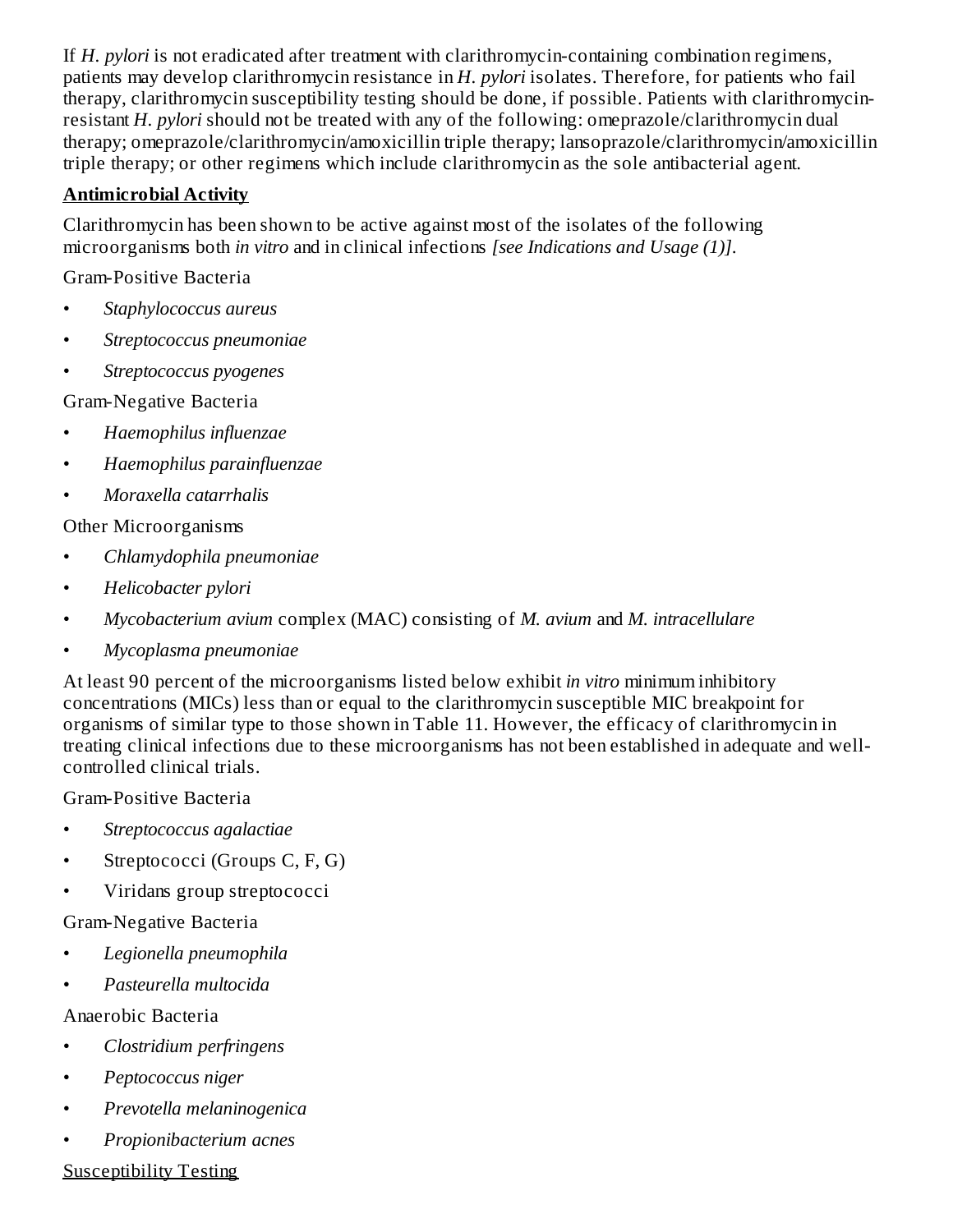If *H. pylori* is not eradicated after treatment with clarithromycin-containing combination regimens, patients may develop clarithromycin resistance in *H. pylori* isolates. Therefore, for patients who fail therapy, clarithromycin susceptibility testing should be done, if possible. Patients with clarithromycin-resistant *H. pylori* should not be treated with any of the following: omeprazole/clarithromycin dual therapy; omeprazole/clarithromycin/amoxicillin triple therapy; lansoprazole/clarithromycin/amoxicillin triple therapy; or other regimens which include clarithromycin as the sole antibacterial agent.

**Antimicrobial Activity**

Clarithromycin has been shown to be active against most of the isolates of the following microorganisms both *in vitro* and in clinical infections *[see Indications and Usage (1)]*.

Gram-Positive Bacteria

- *Staphylococcus aureus*
- *Streptococcus pneumoniae*
- *Streptococcus pyogenes*

Gram-Negative Bacteria

- *Haemophilus influenzae*
- *Haemophilus parainfluenzae*
- *Moraxella catarrhalis*

Other Microorganisms

- *Chlamydophila pneumoniae*
- *Helicobacter pylori*
- *Mycobacterium avium* complex (MAC) consisting of *M. avium* and *M. intracellulare*
- *Mycoplasma pneumoniae*

At least 90 percent of the microorganisms listed below exhibit *in vitro* minimum inhibitory concentrations (MICs) less than or equal to the clarithromycin susceptible MIC breakpoint for organisms of similar type to those shown in Table 11. However, the efficacy of clarithromycin in treating clinical infections due to these microorganisms has not been established in adequate and well-controlled clinical trials.

Gram-Positive Bacteria

- *Streptococcus agalactiae*
- Streptococci (Groups C, F, G)
- Viridans group streptococci

Gram-Negative Bacteria

- *Legionella pneumophila*
- *Pasteurella multocida*

Anaerobic Bacteria

- *Clostridium perfringens*
- *Peptococcus niger*
- *Prevotella melaninogenica*
- *Propionibacterium acnes*

Susceptibility Testing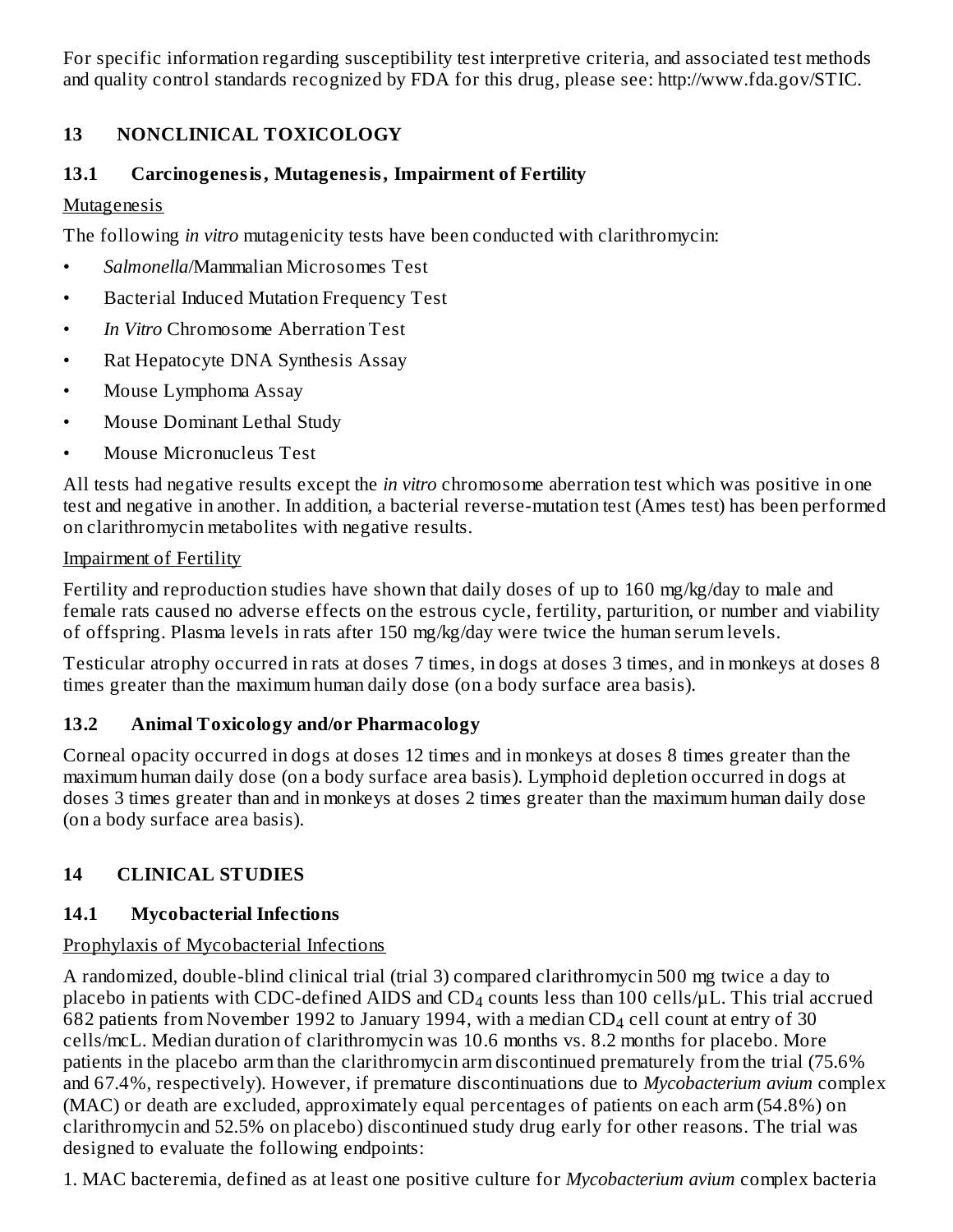For specific information regarding susceptibility test interpretive criteria, and associated test methods and quality control standards recognized by FDA for this drug, please see: http://www.fda.gov/STIC.

## 13 NONCLINICAL TOXICOLOGY

### 13.1 Carcinogenesis, Mutagenesis, Impairment of Fertility

Mutagenesis

The following *in vitro* mutagenicity tests have been conducted with clarithromycin:

- *Salmonella*/Mammalian Microsomes Test
- Bacterial Induced Mutation Frequency Test
- *In Vitro* Chromosome Aberration Test
- Rat Hepatocyte DNA Synthesis Assay
- Mouse Lymphoma Assay
- Mouse Dominant Lethal Study
- Mouse Micronucleus Test

All tests had negative results except the *in vitro* chromosome aberration test which was positive in one test and negative in another. In addition, a bacterial reverse-mutation test (Ames test) has been performed on clarithromycin metabolites with negative results.

Impairment of Fertility

Fertility and reproduction studies have shown that daily doses of up to 160 mg/kg/day to male and female rats caused no adverse effects on the estrous cycle, fertility, parturition, or number and viability of offspring. Plasma levels in rats after 150 mg/kg/day were twice the human serum levels.

Testicular atrophy occurred in rats at doses 7 times, in dogs at doses 3 times, and in monkeys at doses 8 times greater than the maximum human daily dose (on a body surface area basis).

### 13.2 Animal Toxicology and/or Pharmacology

Corneal opacity occurred in dogs at doses 12 times and in monkeys at doses 8 times greater than the maximum human daily dose (on a body surface area basis). Lymphoid depletion occurred in dogs at doses 3 times greater than and in monkeys at doses 2 times greater than the maximum human daily dose (on a body surface area basis).

## 14 CLINICAL STUDIES

### 14.1 Mycobacterial Infections

Prophylaxis of Mycobacterial Infections

A randomized, double-blind clinical trial (trial 3) compared clarithromycin 500 mg twice a day to placebo in patients with CDC-defined AIDS and $CD_4$ counts less than 100 cells/µL. This trial accrued 682 patients from November 1992 to January 1994, with a median $CD_4$ cell count at entry of 30 cells/mcL. Median duration of clarithromycin was 10.6 months vs. 8.2 months for placebo. More patients in the placebo arm than the clarithromycin arm discontinued prematurely from the trial (75.6% and 67.4%, respectively). However, if premature discontinuations due to *Mycobacterium avium* complex (MAC) or death are excluded, approximately equal percentages of patients on each arm (54.8%) on clarithromycin and 52.5% on placebo) discontinued study drug early for other reasons. The trial was designed to evaluate the following endpoints:

1. MAC bacteremia, defined as at least one positive culture for *Mycobacterium avium* complex bacteria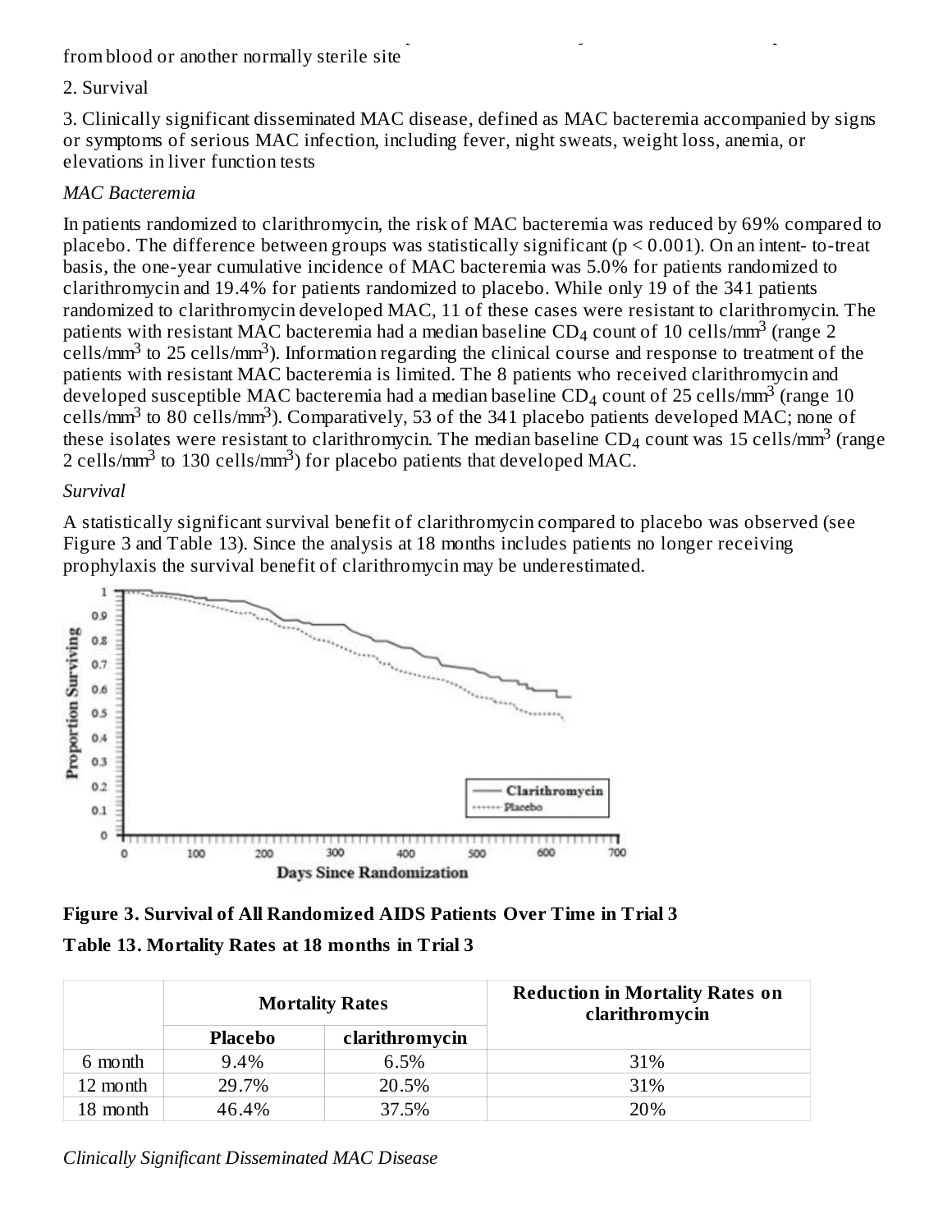from blood or another normally sterile site

2. Survival

3. Clinically significant disseminated MAC disease, defined as MAC bacteremia accompanied by signs or symptoms of serious MAC infection, including fever, night sweats, weight loss, anemia, or elevations in liver function tests

*MAC Bacteremia*

In patients randomized to clarithromycin, the risk of MAC bacteremia was reduced by 69% compared to placebo. The difference between groups was statistically significant ($p < 0.001$). On an intent- to-treat basis, the one-year cumulative incidence of MAC bacteremia was 5.0% for patients randomized to clarithromycin and 19.4% for patients randomized to placebo. While only 19 of the 341 patients randomized to clarithromycin developed MAC, 11 of these cases were resistant to clarithromycin. The patients with resistant MAC bacteremia had a median baseline $CD_4$ count of 10 cells/mm$^3$ (range 2 cells/mm$^3$ to 25 cells/mm$^3$). Information regarding the clinical course and response to treatment of the patients with resistant MAC bacteremia is limited. The 8 patients who received clarithromycin and developed susceptible MAC bacteremia had a median baseline $CD_4$ count of 25 cells/mm$^3$ (range 10 cells/mm$^3$ to 80 cells/mm$^3$). Comparatively, 53 of the 341 placebo patients developed MAC; none of these isolates were resistant to clarithromycin. The median baseline $CD_4$ count was 15 cells/mm$^3$ (range 2 cells/mm$^3$ to 130 cells/mm$^3$) for placebo patients that developed MAC.

*Survival*

A statistically significant survival benefit of clarithromycin compared to placebo was observed (see Figure 3 and Table 13). Since the analysis at 18 months includes patients no longer receiving prophylaxis the survival benefit of clarithromycin may be underestimated.

**Figure 3. Survival of All Randomized AIDS Patients Over Time in Trial 3**

**Table 13. Mortality Rates at 18 months in Trial 3**

| | Mortality Rates | | Reduction in Mortality Rates on clarithromycin |
|---|---|---|---|
| | Placebo | clarithromycin | |
| 6 month | 9.4% | 6.5% | 31% |
| 12 month | 29.7% | 20.5% | 31% |
| 18 month | 46.4% | 37.5% | 20% |

*Clinically Significant Disseminated MAC Disease*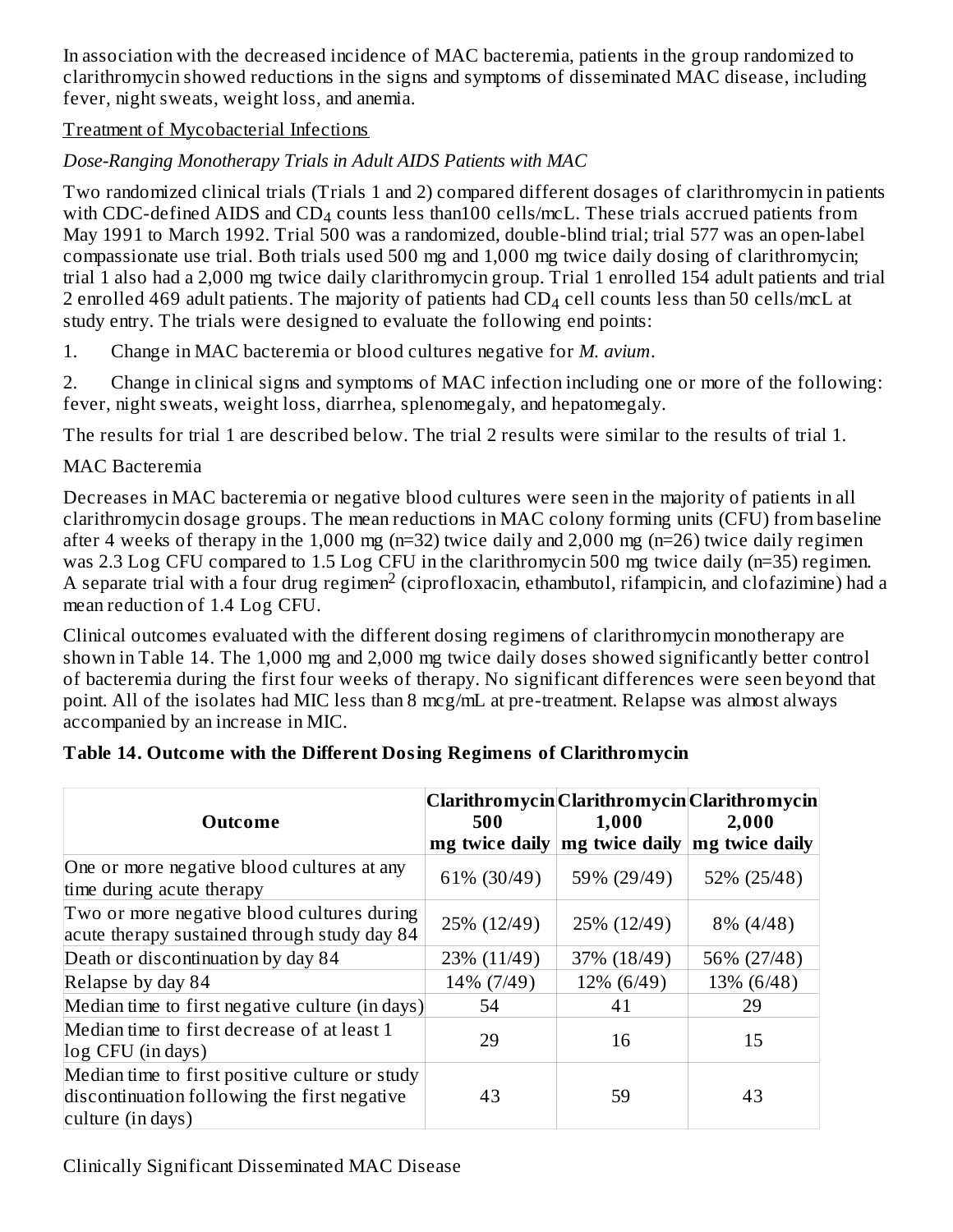In association with the decreased incidence of MAC bacteremia, patients in the group randomized to clarithromycin showed reductions in the signs and symptoms of disseminated MAC disease, including fever, night sweats, weight loss, and anemia.

Treatment of Mycobacterial Infections

*Dose-Ranging Monotherapy Trials in Adult AIDS Patients with MAC*

Two randomized clinical trials (Trials 1 and 2) compared different dosages of clarithromycin in patients with CDC-defined AIDS and $CD_4$ counts less than100 cells/mcL. These trials accrued patients from May 1991 to March 1992. Trial 500 was a randomized, double-blind trial; trial 577 was an open-label compassionate use trial. Both trials used 500 mg and 1,000 mg twice daily dosing of clarithromycin; trial 1 also had a 2,000 mg twice daily clarithromycin group. Trial 1 enrolled 154 adult patients and trial 2 enrolled 469 adult patients. The majority of patients had $CD_4$ cell counts less than 50 cells/mcL at study entry. The trials were designed to evaluate the following end points:

1. Change in MAC bacteremia or blood cultures negative for *M. avium*.

2. Change in clinical signs and symptoms of MAC infection including one or more of the following: fever, night sweats, weight loss, diarrhea, splenomegaly, and hepatomegaly.

The results for trial 1 are described below. The trial 2 results were similar to the results of trial 1.

MAC Bacteremia

Decreases in MAC bacteremia or negative blood cultures were seen in the majority of patients in all clarithromycin dosage groups. The mean reductions in MAC colony forming units (CFU) from baseline after 4 weeks of therapy in the 1,000 mg (n=32) twice daily and 2,000 mg (n=26) twice daily regimen was 2.3 Log CFU compared to 1.5 Log CFU in the clarithromycin 500 mg twice daily (n=35) regimen. A separate trial with a four drug regimen[2] (ciprofloxacin, ethambutol, rifampicin, and clofazimine) had a mean reduction of 1.4 Log CFU.

Clinical outcomes evaluated with the different dosing regimens of clarithromycin monotherapy are shown in Table 14. The 1,000 mg and 2,000 mg twice daily doses showed significantly better control of bacteremia during the first four weeks of therapy. No significant differences were seen beyond that point. All of the isolates had MIC less than 8 mcg/mL at pre-treatment. Relapse was almost always accompanied by an increase in MIC.

**Table 14. Outcome with the Different Dosing Regimens of Clarithromycin**

| Outcome | Clarithromycin 500 mg twice daily | Clarithromycin 1,000 mg twice daily | Clarithromycin 2,000 mg twice daily |
|---|---|---|---|
| One or more negative blood cultures at any time during acute therapy | 61% (30/49) | 59% (29/49) | 52% (25/48) |
| Two or more negative blood cultures during acute therapy sustained through study day 84 | 25% (12/49) | 25% (12/49) | 8% (4/48) |
| Death or discontinuation by day 84 | 23% (11/49) | 37% (18/49) | 56% (27/48) |
| Relapse by day 84 | 14% (7/49) | 12% (6/49) | 13% (6/48) |
| Median time to first negative culture (in days) | 54 | 41 | 29 |
| Median time to first decrease of at least 1 log CFU (in days) | 29 | 16 | 15 |
| Median time to first positive culture or study discontinuation following the first negative culture (in days) | 43 | 59 | 43 |

Clinically Significant Disseminated MAC Disease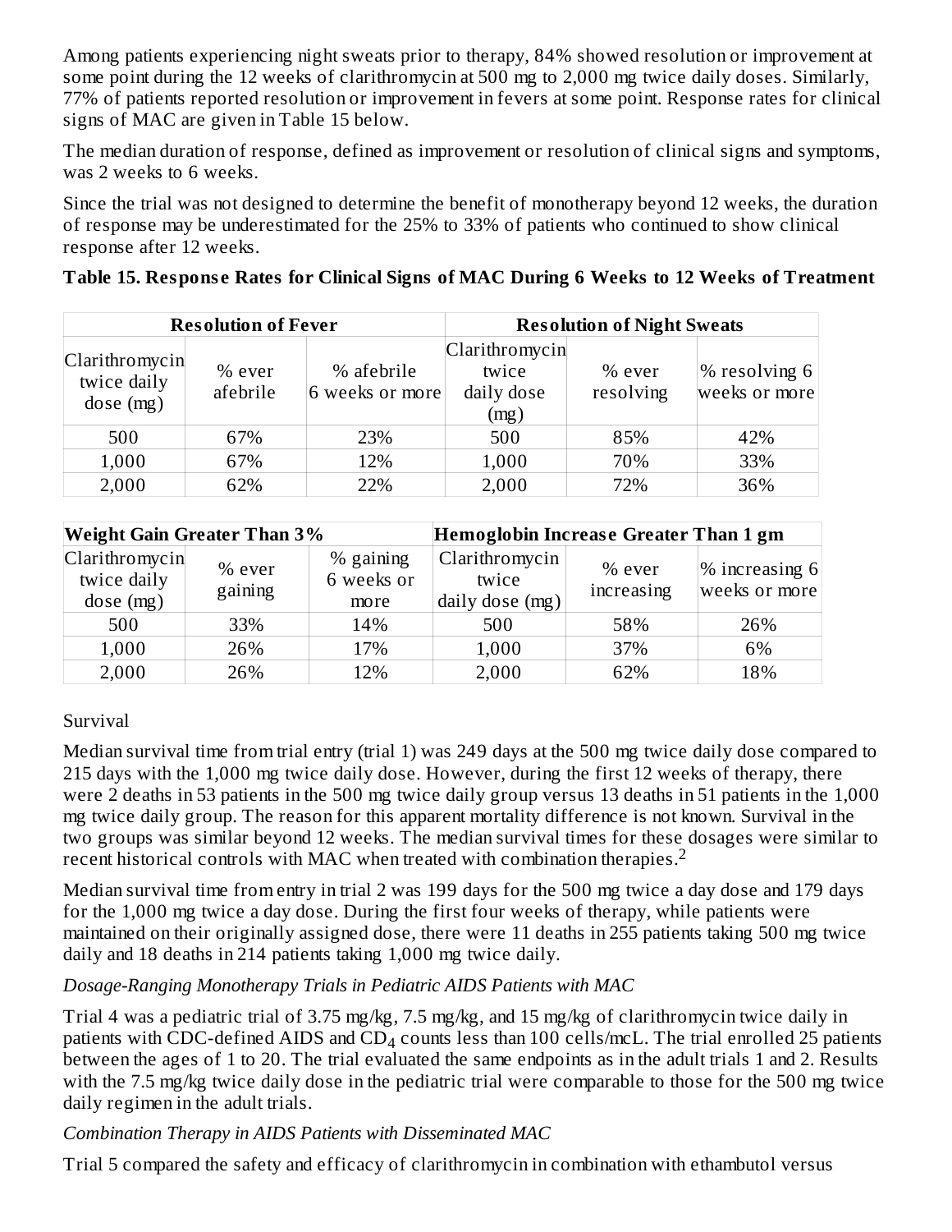Among patients experiencing night sweats prior to therapy, 84% showed resolution or improvement at some point during the 12 weeks of clarithromycin at 500 mg to 2,000 mg twice daily doses. Similarly, 77% of patients reported resolution or improvement in fevers at some point. Response rates for clinical signs of MAC are given in Table 15 below.

The median duration of response, defined as improvement or resolution of clinical signs and symptoms, was 2 weeks to 6 weeks.

Since the trial was not designed to determine the benefit of monotherapy beyond 12 weeks, the duration of response may be underestimated for the 25% to 33% of patients who continued to show clinical response after 12 weeks.

**Table 15. Response Rates for Clinical Signs of MAC During 6 Weeks to 12 Weeks of Treatment**

| **Resolution of Fever** | | | **Resolution of Night Sweats** | | |
|---|---|---|---|---|---|
| Clarithromycin twice daily dose (mg) | % ever afebrile | % afebrile 6 weeks or more | Clarithromycin twice daily dose (mg) | % ever resolving | % resolving 6 weeks or more |
| 500 | 67% | 23% | 500 | 85% | 42% |
| 1,000 | 67% | 12% | 1,000 | 70% | 33% |
| 2,000 | 62% | 22% | 2,000 | 72% | 36% |

| **Weight Gain Greater Than 3%** | | | **Hemoglobin Increase Greater Than 1 gm** | | |
|---|---|---|---|---|---|
| Clarithromycin twice daily dose (mg) | % ever gaining | % gaining 6 weeks or more | Clarithromycin twice daily dose (mg) | % ever increasing | % increasing 6 weeks or more |
| 500 | 33% | 14% | 500 | 58% | 26% |
| 1,000 | 26% | 17% | 1,000 | 37% | 6% |
| 2,000 | 26% | 12% | 2,000 | 62% | 18% |

Survival

Median survival time from trial entry (trial 1) was 249 days at the 500 mg twice daily dose compared to 215 days with the 1,000 mg twice daily dose. However, during the first 12 weeks of therapy, there were 2 deaths in 53 patients in the 500 mg twice daily group versus 13 deaths in 51 patients in the 1,000 mg twice daily group. The reason for this apparent mortality difference is not known. Survival in the two groups was similar beyond 12 weeks. The median survival times for these dosages were similar to recent historical controls with MAC when treated with combination therapies.[2]

Median survival time from entry in trial 2 was 199 days for the 500 mg twice a day dose and 179 days for the 1,000 mg twice a day dose. During the first four weeks of therapy, while patients were maintained on their originally assigned dose, there were 11 deaths in 255 patients taking 500 mg twice daily and 18 deaths in 214 patients taking 1,000 mg twice daily.

*Dosage-Ranging Monotherapy Trials in Pediatric AIDS Patients with MAC*

Trial 4 was a pediatric trial of 3.75 mg/kg, 7.5 mg/kg, and 15 mg/kg of clarithromycin twice daily in patients with CDC-defined AIDS and $CD_4$ counts less than 100 cells/mcL. The trial enrolled 25 patients between the ages of 1 to 20. The trial evaluated the same endpoints as in the adult trials 1 and 2. Results with the 7.5 mg/kg twice daily dose in the pediatric trial were comparable to those for the 500 mg twice daily regimen in the adult trials.

*Combination Therapy in AIDS Patients with Disseminated MAC*

Trial 5 compared the safety and efficacy of clarithromycin in combination with ethambutol versus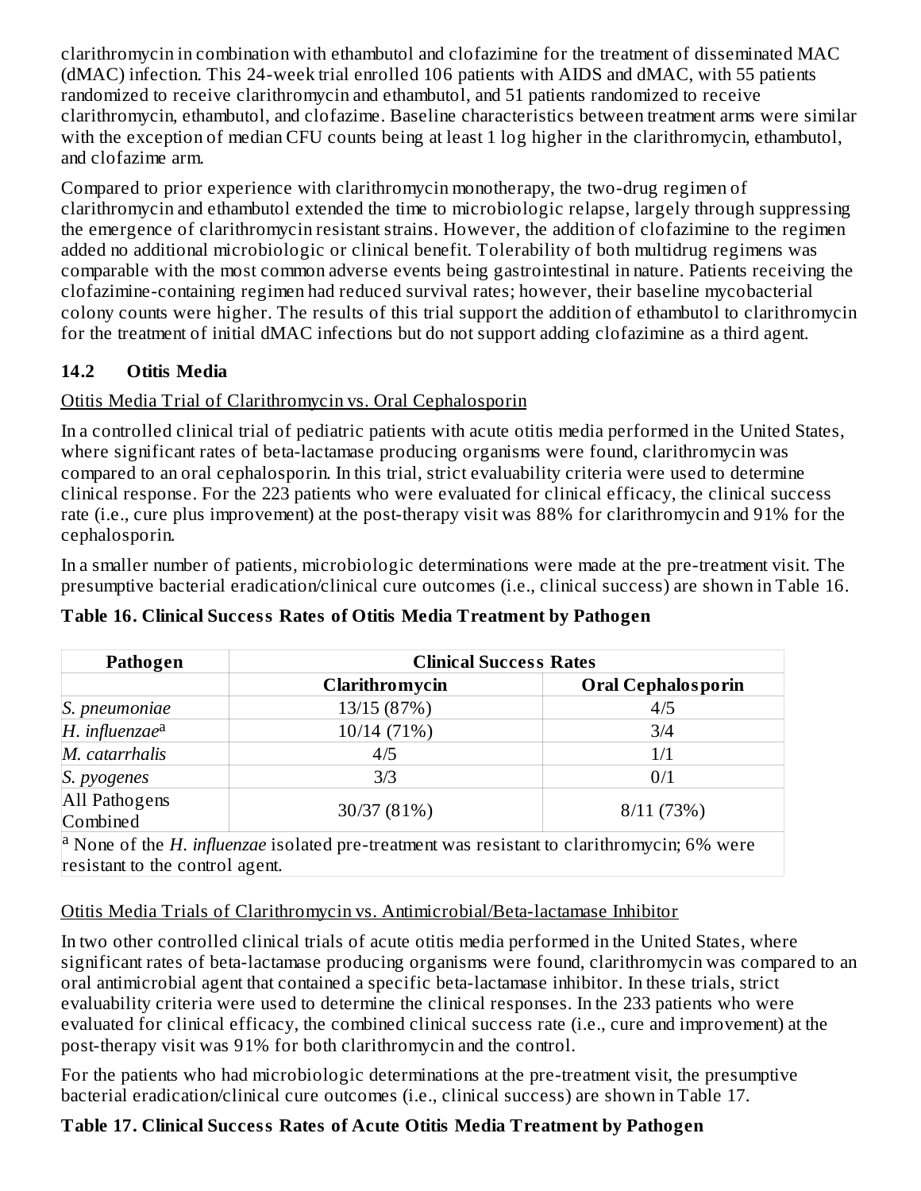clarithromycin in combination with ethambutol and clofazimine for the treatment of disseminated MAC (dMAC) infection. This 24-week trial enrolled 106 patients with AIDS and dMAC, with 55 patients randomized to receive clarithromycin and ethambutol, and 51 patients randomized to receive clarithromycin, ethambutol, and clofazime. Baseline characteristics between treatment arms were similar with the exception of median CFU counts being at least 1 log higher in the clarithromycin, ethambutol, and clofazime arm.

Compared to prior experience with clarithromycin monotherapy, the two-drug regimen of clarithromycin and ethambutol extended the time to microbiologic relapse, largely through suppressing the emergence of clarithromycin resistant strains. However, the addition of clofazimine to the regimen added no additional microbiologic or clinical benefit. Tolerability of both multidrug regimens was comparable with the most common adverse events being gastrointestinal in nature. Patients receiving the clofazimine-containing regimen had reduced survival rates; however, their baseline mycobacterial colony counts were higher. The results of this trial support the addition of ethambutol to clarithromycin for the treatment of initial dMAC infections but do not support adding clofazimine as a third agent.

### 14.2 Otitis Media

Otitis Media Trial of Clarithromycin vs. Oral Cephalosporin

In a controlled clinical trial of pediatric patients with acute otitis media performed in the United States, where significant rates of beta-lactamase producing organisms were found, clarithromycin was compared to an oral cephalosporin. In this trial, strict evaluability criteria were used to determine clinical response. For the 223 patients who were evaluated for clinical efficacy, the clinical success rate (i.e., cure plus improvement) at the post-therapy visit was 88% for clarithromycin and 91% for the cephalosporin.

In a smaller number of patients, microbiologic determinations were made at the pre-treatment visit. The presumptive bacterial eradication/clinical cure outcomes (i.e., clinical success) are shown in Table 16.

**Table 16. Clinical Success Rates of Otitis Media Treatment by Pathogen**

| Pathogen | Clinical Success Rates | |
|---|---|---|
| | Clarithromycin | Oral Cephalosporin |
| *S. pneumoniae* | 13/15 (87%) | 4/5 |
| *H. influenzae*[a] | 10/14 (71%) | 3/4 |
| *M. catarrhalis* | 4/5 | 1/1 |
| *S. pyogenes* | 3/3 | 0/1 |
| All Pathogens Combined | 30/37 (81%) | 8/11 (73%) |

[a] None of the *H. influenzae* isolated pre-treatment was resistant to clarithromycin; 6% were resistant to the control agent.

Otitis Media Trials of Clarithromycin vs. Antimicrobial/Beta-lactamase Inhibitor

In two other controlled clinical trials of acute otitis media performed in the United States, where significant rates of beta-lactamase producing organisms were found, clarithromycin was compared to an oral antimicrobial agent that contained a specific beta-lactamase inhibitor. In these trials, strict evaluability criteria were used to determine the clinical responses. In the 233 patients who were evaluated for clinical efficacy, the combined clinical success rate (i.e., cure and improvement) at the post-therapy visit was 91% for both clarithromycin and the control.

For the patients who had microbiologic determinations at the pre-treatment visit, the presumptive bacterial eradication/clinical cure outcomes (i.e., clinical success) are shown in Table 17.

**Table 17. Clinical Success Rates of Acute Otitis Media Treatment by Pathogen**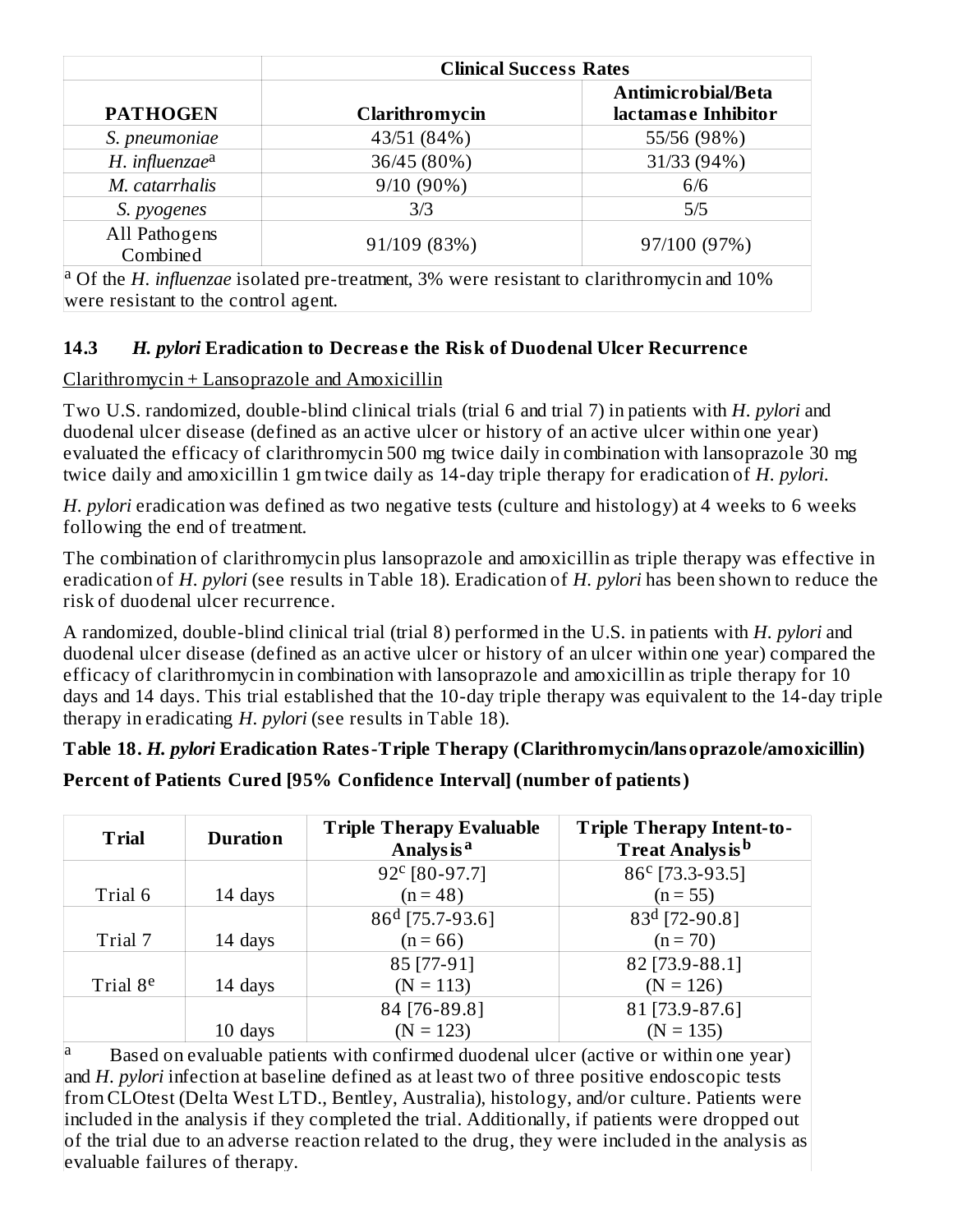| | Clinical Success Rates | |
|---|---|---|
| **PATHOGEN** | **Clarithromycin** | **Antimicrobial/Beta lactamase Inhibitor** |
| *S. pneumoniae* | 43/51 (84%) | 55/56 (98%) |
| *H. influenzae*[a] | 36/45 (80%) | 31/33 (94%) |
| *M. catarrhalis* | 9/10 (90%) | 6/6 |
| *S. pyogenes* | 3/3 | 5/5 |
| All Pathogens Combined | 91/109 (83%) | 97/100 (97%) |

[a] Of the *H. influenzae* isolated pre-treatment, 3% were resistant to clarithromycin and 10% were resistant to the control agent.

### 14.3 *H. pylori* Eradication to Decrease the Risk of Duodenal Ulcer Recurrence

Clarithromycin + Lansoprazole and Amoxicillin

Two U.S. randomized, double-blind clinical trials (trial 6 and trial 7) in patients with *H. pylori* and duodenal ulcer disease (defined as an active ulcer or history of an active ulcer within one year) evaluated the efficacy of clarithromycin 500 mg twice daily in combination with lansoprazole 30 mg twice daily and amoxicillin 1 gm twice daily as 14-day triple therapy for eradication of *H. pylori*.

*H. pylori* eradication was defined as two negative tests (culture and histology) at 4 weeks to 6 weeks following the end of treatment.

The combination of clarithromycin plus lansoprazole and amoxicillin as triple therapy was effective in eradication of *H. pylori* (see results in Table 18). Eradication of *H. pylori* has been shown to reduce the risk of duodenal ulcer recurrence.

A randomized, double-blind clinical trial (trial 8) performed in the U.S. in patients with *H. pylori* and duodenal ulcer disease (defined as an active ulcer or history of an ulcer within one year) compared the efficacy of clarithromycin in combination with lansoprazole and amoxicillin as triple therapy for 10 days and 14 days. This trial established that the 10-day triple therapy was equivalent to the 14-day triple therapy in eradicating *H. pylori* (see results in Table 18).

**Table 18. *H. pylori* Eradication Rates-Triple Therapy (Clarithromycin/lansoprazole/amoxicillin)**

**Percent of Patients Cured [95% Confidence Interval] (number of patients)**

| Trial | Duration | Triple Therapy Evaluable Analysis[a] | Triple Therapy Intent-to-Treat Analysis[b] |
|---|---|---|---|
| Trial 6 | 14 days | 92[c] [80-97.7] (n = 48) | 86[c] [73.3-93.5] (n = 55) |
| Trial 7 | 14 days | 86[d] [75.7-93.6] (n = 66) | 83[d] [72-90.8] (n = 70) |
| Trial 8[e] | 14 days | 85 [77-91] (N = 113) | 82 [73.9-88.1] (N = 126) |
| | 10 days | 84 [76-89.8] (N = 123) | 81 [73.9-87.6] (N = 135) |

[a] Based on evaluable patients with confirmed duodenal ulcer (active or within one year) and *H. pylori* infection at baseline defined as at least two of three positive endoscopic tests from CLOtest (Delta West LTD., Bentley, Australia), histology, and/or culture. Patients were included in the analysis if they completed the trial. Additionally, if patients were dropped out of the trial due to an adverse reaction related to the drug, they were included in the analysis as evaluable failures of therapy.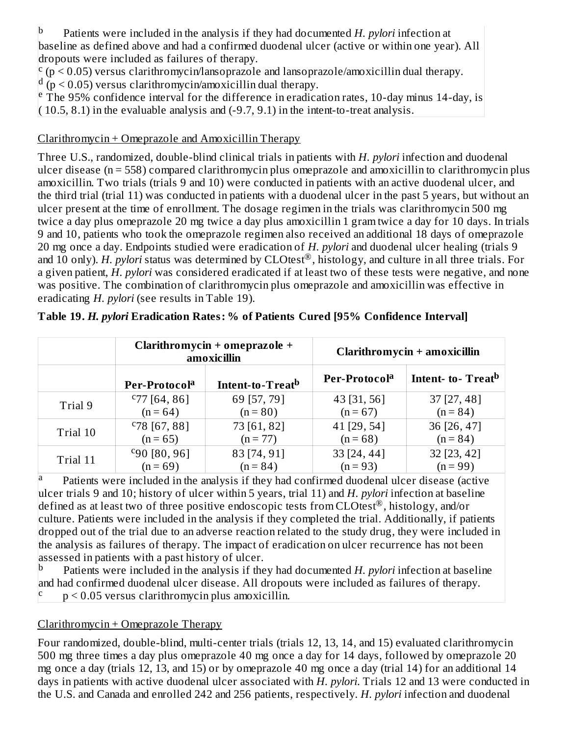[b] Patients were included in the analysis if they had documented *H. pylori* infection at baseline as defined above and had a confirmed duodenal ulcer (active or within one year). All dropouts were included as failures of therapy.
[c] ($p < 0.05$) versus clarithromycin/lansoprazole and lansoprazole/amoxicillin dual therapy.
[d] ($p < 0.05$) versus clarithromycin/amoxicillin dual therapy.
[e] The 95% confidence interval for the difference in eradication rates, 10-day minus 14-day, is ( 10.5, 8.1) in the evaluable analysis and (-9.7, 9.1) in the intent-to-treat analysis.

Clarithromycin + Omeprazole and Amoxicillin Therapy

Three U.S., randomized, double-blind clinical trials in patients with *H. pylori* infection and duodenal ulcer disease (n = 558) compared clarithromycin plus omeprazole and amoxicillin to clarithromycin plus amoxicillin. Two trials (trials 9 and 10) were conducted in patients with an active duodenal ulcer, and the third trial (trial 11) was conducted in patients with a duodenal ulcer in the past 5 years, but without an ulcer present at the time of enrollment. The dosage regimen in the trials was clarithromycin 500 mg twice a day plus omeprazole 20 mg twice a day plus amoxicillin 1 gram twice a day for 10 days. In trials 9 and 10, patients who took the omeprazole regimen also received an additional 18 days of omeprazole 20 mg once a day. Endpoints studied were eradication of *H. pylori* and duodenal ulcer healing (trials 9 and 10 only). *H. pylori* status was determined by CLOtest®, histology, and culture in all three trials. For a given patient, *H. pylori* was considered eradicated if at least two of these tests were negative, and none was positive. The combination of clarithromycin plus omeprazole and amoxicillin was effective in eradicating *H. pylori* (see results in Table 19).

**Table 19. *H. pylori* Eradication Rates: % of Patients Cured [95% Confidence Interval]**

| | Clarithromycin + omeprazole + amoxicillin | | Clarithromycin + amoxicillin | |
|---|---|---|---|---|
| | Per-Protocol[a] | Intent-to-Treat[b] | Per-Protocol[a] | Intent- to- Treat[b] |
| Trial 9 | [c]77 [64, 86] (n = 64) | 69 [57, 79] (n = 80) | 43 [31, 56] (n = 67) | 37 [27, 48] (n = 84) |
| Trial 10 | [c]78 [67, 88] (n = 65) | 73 [61, 82] (n = 77) | 41 [29, 54] (n = 68) | 36 [26, 47] (n = 84) |
| Trial 11 | [c]90 [80, 96] (n = 69) | 83 [74, 91] (n = 84) | 33 [24, 44] (n = 93) | 32 [23, 42] (n = 99) |

[a] Patients were included in the analysis if they had confirmed duodenal ulcer disease (active ulcer trials 9 and 10; history of ulcer within 5 years, trial 11) and *H. pylori* infection at baseline defined as at least two of three positive endoscopic tests from CLOtest®, histology, and/or culture. Patients were included in the analysis if they completed the trial. Additionally, if patients dropped out of the trial due to an adverse reaction related to the study drug, they were included in the analysis as failures of therapy. The impact of eradication on ulcer recurrence has not been assessed in patients with a past history of ulcer.
[b] Patients were included in the analysis if they had documented *H. pylori* infection at baseline and had confirmed duodenal ulcer disease. All dropouts were included as failures of therapy.
[c] $p < 0.05$ versus clarithromycin plus amoxicillin.

Clarithromycin + Omeprazole Therapy

Four randomized, double-blind, multi-center trials (trials 12, 13, 14, and 15) evaluated clarithromycin 500 mg three times a day plus omeprazole 40 mg once a day for 14 days, followed by omeprazole 20 mg once a day (trials 12, 13, and 15) or by omeprazole 40 mg once a day (trial 14) for an additional 14 days in patients with active duodenal ulcer associated with *H. pylori*. Trials 12 and 13 were conducted in the U.S. and Canada and enrolled 242 and 256 patients, respectively. *H. pylori* infection and duodenal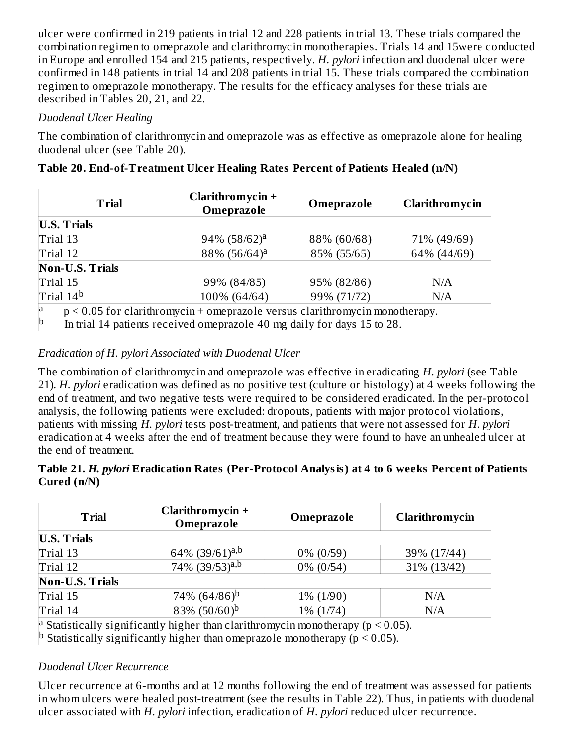ulcer were confirmed in 219 patients in trial 12 and 228 patients in trial 13. These trials compared the combination regimen to omeprazole and clarithromycin monotherapies. Trials 14 and 15were conducted in Europe and enrolled 154 and 215 patients, respectively. *H. pylori* infection and duodenal ulcer were confirmed in 148 patients in trial 14 and 208 patients in trial 15. These trials compared the combination regimen to omeprazole monotherapy. The results for the efficacy analyses for these trials are described in Tables 20, 21, and 22.

*Duodenal Ulcer Healing*

The combination of clarithromycin and omeprazole was as effective as omeprazole alone for healing duodenal ulcer (see Table 20).

**Table 20. End-of-Treatment Ulcer Healing Rates Percent of Patients Healed (n/N)**

| Trial | Clarithromycin + Omeprazole | Omeprazole | Clarithromycin |
|---|---|---|---|
| **U.S. Trials** | | | |
| Trial 13 | 94% (58/62)[a] | 88% (60/68) | 71% (49/69) |
| Trial 12 | 88% (56/64)[a] | 85% (55/65) | 64% (44/69) |
| **Non-U.S. Trials** | | | |
| Trial 15 | 99% (84/85) | 95% (82/86) | N/A |
| Trial 14[b] | 100% (64/64) | 99% (71/72) | N/A |

[a] $p < 0.05$ for clarithromycin + omeprazole versus clarithromycin monotherapy.
[b] In trial 14 patients received omeprazole 40 mg daily for days 15 to 28.

*Eradication of H. pylori Associated with Duodenal Ulcer*

The combination of clarithromycin and omeprazole was effective in eradicating *H. pylori* (see Table 21). *H. pylori* eradication was defined as no positive test (culture or histology) at 4 weeks following the end of treatment, and two negative tests were required to be considered eradicated. In the per-protocol analysis, the following patients were excluded: dropouts, patients with major protocol violations, patients with missing *H. pylori* tests post-treatment, and patients that were not assessed for *H. pylori* eradication at 4 weeks after the end of treatment because they were found to have an unhealed ulcer at the end of treatment.

**Table 21. *H. pylori* Eradication Rates (Per-Protocol Analysis) at 4 to 6 weeks Percent of Patients Cured (n/N)**

| Trial | Clarithromycin + Omeprazole | Omeprazole | Clarithromycin |
|---|---|---|---|
| **U.S. Trials** | | | |
| Trial 13 | 64% (39/61)[a,b] | 0% (0/59) | 39% (17/44) |
| Trial 12 | 74% (39/53)[a,b] | 0% (0/54) | 31% (13/42) |
| **Non-U.S. Trials** | | | |
| Trial 15 | 74% (64/86)[b] | 1% (1/90) | N/A |
| Trial 14 | 83% (50/60)[b] | 1% (1/74) | N/A |

[a] Statistically significantly higher than clarithromycin monotherapy ($p < 0.05$).
[b] Statistically significantly higher than omeprazole monotherapy ($p < 0.05$).

*Duodenal Ulcer Recurrence*

Ulcer recurrence at 6-months and at 12 months following the end of treatment was assessed for patients in whom ulcers were healed post-treatment (see the results in Table 22). Thus, in patients with duodenal ulcer associated with *H. pylori* infection, eradication of *H. pylori* reduced ulcer recurrence.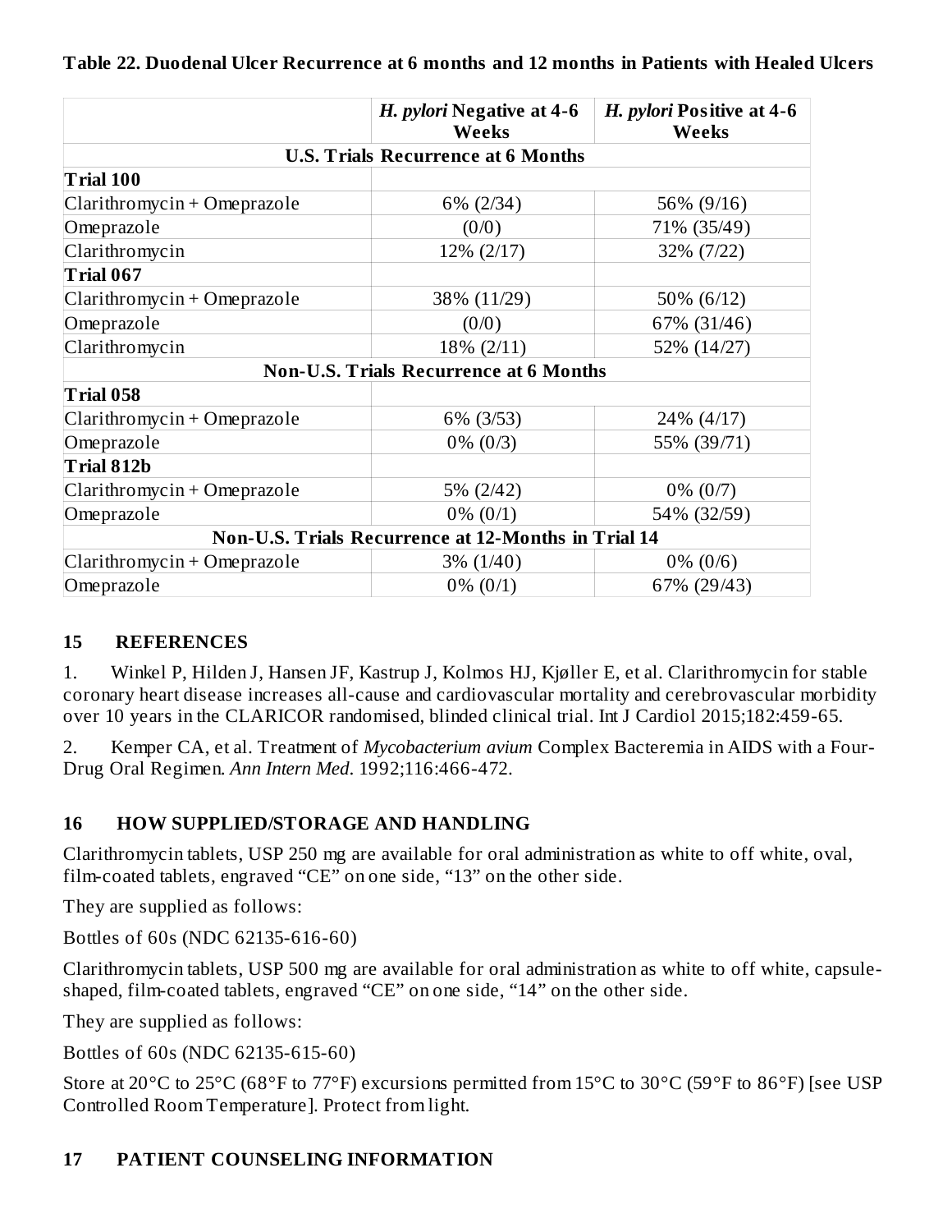**Table 22. Duodenal Ulcer Recurrence at 6 months and 12 months in Patients with Healed Ulcers**

| | *H. pylori* Negative at 4-6 Weeks | *H. pylori* Positive at 4-6 Weeks |
|---|---|---|
| **U.S. Trials Recurrence at 6 Months** | | |
| **Trial 100** | | |
| Clarithromycin + Omeprazole | 6% (2/34) | 56% (9/16) |
| Omeprazole | (0/0) | 71% (35/49) |
| Clarithromycin | 12% (2/17) | 32% (7/22) |
| **Trial 067** | | |
| Clarithromycin + Omeprazole | 38% (11/29) | 50% (6/12) |
| Omeprazole | (0/0) | 67% (31/46) |
| Clarithromycin | 18% (2/11) | 52% (14/27) |
| **Non-U.S. Trials Recurrence at 6 Months** | | |
| **Trial 058** | | |
| Clarithromycin + Omeprazole | 6% (3/53) | 24% (4/17) |
| Omeprazole | 0% (0/3) | 55% (39/71) |
| **Trial 812b** | | |
| Clarithromycin + Omeprazole | 5% (2/42) | 0% (0/7) |
| Omeprazole | 0% (0/1) | 54% (32/59) |
| **Non-U.S. Trials Recurrence at 12-Months in Trial 14** | | |
| Clarithromycin + Omeprazole | 3% (1/40) | 0% (0/6) |
| Omeprazole | 0% (0/1) | 67% (29/43) |

## 15 REFERENCES

1. Winkel P, Hilden J, Hansen JF, Kastrup J, Kolmos HJ, Kjøller E, et al. Clarithromycin for stable coronary heart disease increases all-cause and cardiovascular mortality and cerebrovascular morbidity over 10 years in the CLARICOR randomised, blinded clinical trial. Int J Cardiol 2015;182:459-65.

2. Kemper CA, et al. Treatment of *Mycobacterium avium* Complex Bacteremia in AIDS with a Four-Drug Oral Regimen. *Ann Intern Med*. 1992;116:466-472.

## 16 HOW SUPPLIED/STORAGE AND HANDLING

Clarithromycin tablets, USP 250 mg are available for oral administration as white to off white, oval, film-coated tablets, engraved "CE" on one side, "13" on the other side.

They are supplied as follows:

Bottles of 60s (NDC 62135-616-60)

Clarithromycin tablets, USP 500 mg are available for oral administration as white to off white, capsule-shaped, film-coated tablets, engraved "CE" on one side, "14" on the other side.

They are supplied as follows:

Bottles of 60s (NDC 62135-615-60)

Store at 20°C to 25°C (68°F to 77°F) excursions permitted from 15°C to 30°C (59°F to 86°F) [see USP Controlled Room Temperature]. Protect from light.

## 17 PATIENT COUNSELING INFORMATION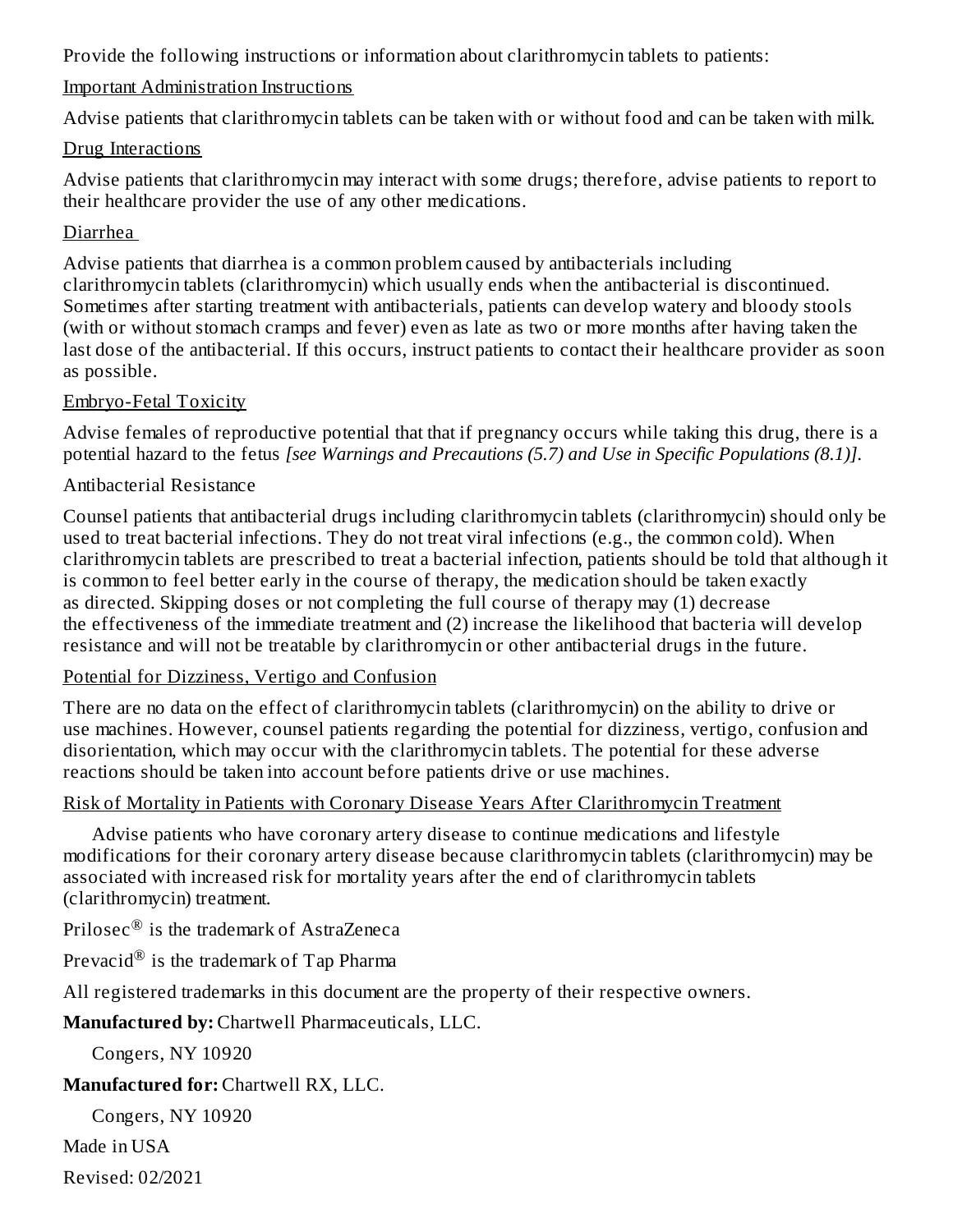Provide the following instructions or information about clarithromycin tablets to patients:

Important Administration Instructions

Advise patients that clarithromycin tablets can be taken with or without food and can be taken with milk.

Drug Interactions

Advise patients that clarithromycin may interact with some drugs; therefore, advise patients to report to their healthcare provider the use of any other medications.

Diarrhea

Advise patients that diarrhea is a common problem caused by antibacterials including clarithromycin tablets (clarithromycin) which usually ends when the antibacterial is discontinued. Sometimes after starting treatment with antibacterials, patients can develop watery and bloody stools (with or without stomach cramps and fever) even as late as two or more months after having taken the last dose of the antibacterial. If this occurs, instruct patients to contact their healthcare provider as soon as possible.

Embryo-Fetal Toxicity

Advise females of reproductive potential that that if pregnancy occurs while taking this drug, there is a potential hazard to the fetus *[see Warnings and Precautions (5.7) and Use in Specific Populations (8.1)]*.

Antibacterial Resistance

Counsel patients that antibacterial drugs including clarithromycin tablets (clarithromycin) should only be used to treat bacterial infections. They do not treat viral infections (e.g., the common cold). When clarithromycin tablets are prescribed to treat a bacterial infection, patients should be told that although it is common to feel better early in the course of therapy, the medication should be taken exactly as directed. Skipping doses or not completing the full course of therapy may (1) decrease the effectiveness of the immediate treatment and (2) increase the likelihood that bacteria will develop resistance and will not be treatable by clarithromycin or other antibacterial drugs in the future.

Potential for Dizziness, Vertigo and Confusion

There are no data on the effect of clarithromycin tablets (clarithromycin) on the ability to drive or use machines. However, counsel patients regarding the potential for dizziness, vertigo, confusion and disorientation, which may occur with the clarithromycin tablets. The potential for these adverse reactions should be taken into account before patients drive or use machines.

Risk of Mortality in Patients with Coronary Disease Years After Clarithromycin Treatment

Advise patients who have coronary artery disease to continue medications and lifestyle modifications for their coronary artery disease because clarithromycin tablets (clarithromycin) may be associated with increased risk for mortality years after the end of clarithromycin tablets (clarithromycin) treatment.

Prilosec® is the trademark of AstraZeneca

Prevacid® is the trademark of Tap Pharma

All registered trademarks in this document are the property of their respective owners.

**Manufactured by:** Chartwell Pharmaceuticals, LLC.

Congers, NY 10920

**Manufactured for:** Chartwell RX, LLC.

Congers, NY 10920

Made in USA

Revised: 02/2021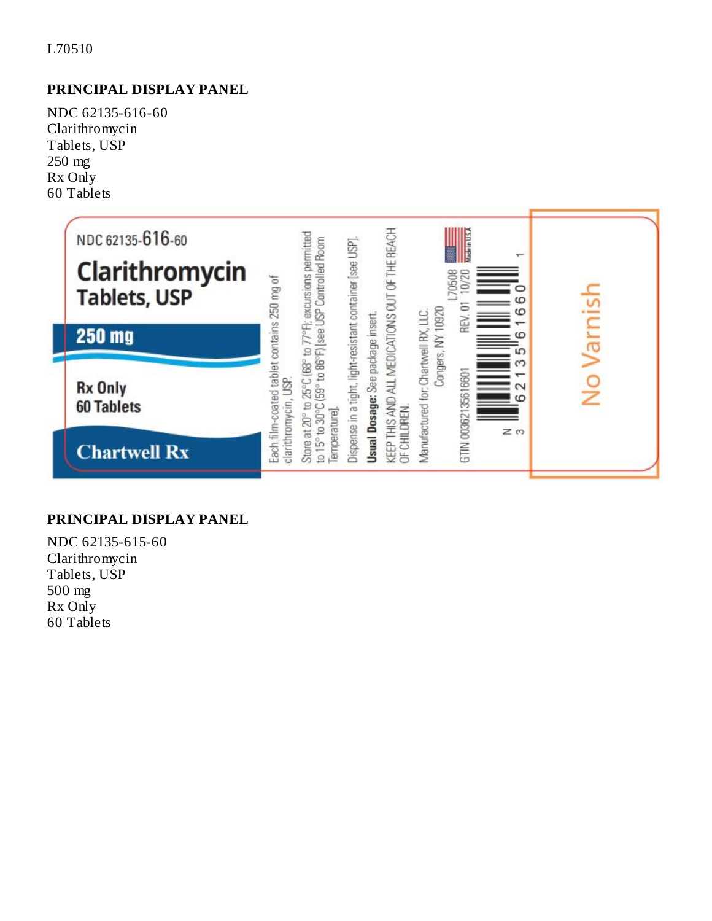L70510

**PRINCIPAL DISPLAY PANEL**

NDC 62135-616-60
Clarithromycin
Tablets, USP
250 mg
Rx Only
60 Tablets

NDC 62135-616-60

**Clarithromycin Tablets, USP**

**250 mg**

**Rx Only**
**60 Tablets**

**Chartwell Rx**

Each film-coated tablet contains 250 mg of clarithromycin, USP.

Store at 20° to 25°C (68° to 77°F); excursions permitted to 15° to 30°C (59° to 86°F) [see USP Controlled Room Temperature].

Dispense in a tight, light-resistant container [see USP].

**Usual Dosage:** See package insert.

KEEP THIS AND ALL MEDICATIONS OUT OF THE REACH OF CHILDREN.

Manufactured for: Chartwell RX, LLC.
Congers, NY 10920

L70508
REV. 01 10/20

Made in USA

GTIN 00362135616601

N 3 62135 61660 1

No Varnish

**PRINCIPAL DISPLAY PANEL**

NDC 62135-615-60
Clarithromycin
Tablets, USP
500 mg
Rx Only
60 Tablets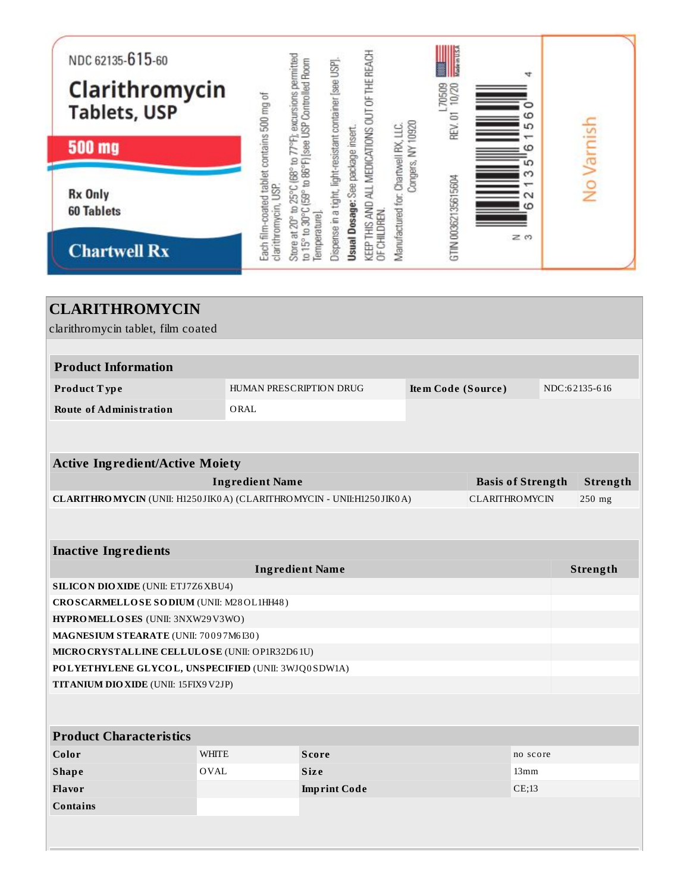NDC 62135-615-60

**Clarithromycin Tablets, USP**

**500 mg**

**Rx Only**
**60 Tablets**

**Chartwell Rx**

Each film-coated tablet contains 500 mg of clarithromycin, USP.

Store at 20° to 25°C (68° to 77°F); excursions permitted to 15° to 30°C (59° to 86°F) [see USP Controlled Room Temperature].

Dispense in a tight, light-resistant container [see USP].

**Usual Dosage:** See package insert.

KEEP THIS AND ALL MEDICATIONS OUT OF THE REACH OF CHILDREN.

Manufactured for: Chartwell RX, LLC. Congers, NY 10920

L70509
REV. 01 10/20

Made in USA

GTIN 00362135615604

N 3 62135 61560 4

No Varnish

# CLARITHROMYCIN

clarithromycin tablet, film coated

| Product Information | | | |
|---|---|---|---|
| **Product Type** | HUMAN PRESCRIPTION DRUG | **Item Code (Source)** | NDC:62135-616 |
| **Route of Administration** | ORAL | | |

| Active Ingredient/Active Moiety | | |
|---|---|---|
| **Ingredient Name** | **Basis of Strength** | **Strength** |
| **CLARITHROMYCIN** (UNII: H1250JIK0A) (CLARITHROMYCIN - UNII:H1250JIK0A) | CLARITHROMYCIN | 250 mg |

| Inactive Ingredients | |
|---|---|
| **Ingredient Name** | **Strength** |
| **SILICON DIOXIDE** (UNII: ETJ7Z6XBU4) | |
| **CROSCARMELLOSE SODIUM** (UNII: M28OL1HH48) | |
| **HYPROMELLOSES** (UNII: 3NXW29V3WO) | |
| **MAGNESIUM STEARATE** (UNII: 70097M6I30) | |
| **MICROCRYSTALLINE CELLULOSE** (UNII: OP1R32D61U) | |
| **POLYETHYLENE GLYCOL, UNSPECIFIED** (UNII: 3WJQ0SDW1A) | |
| **TITANIUM DIOXIDE** (UNII: 15FIX9V2JP) | |

| Product Characteristics | | | |
|---|---|---|---|
| **Color** | WHITE | **Score** | no score |
| **Shape** | OVAL | **Size** | 13mm |
| **Flavor** | | **Imprint Code** | CE;13 |
| **Contains** | | | |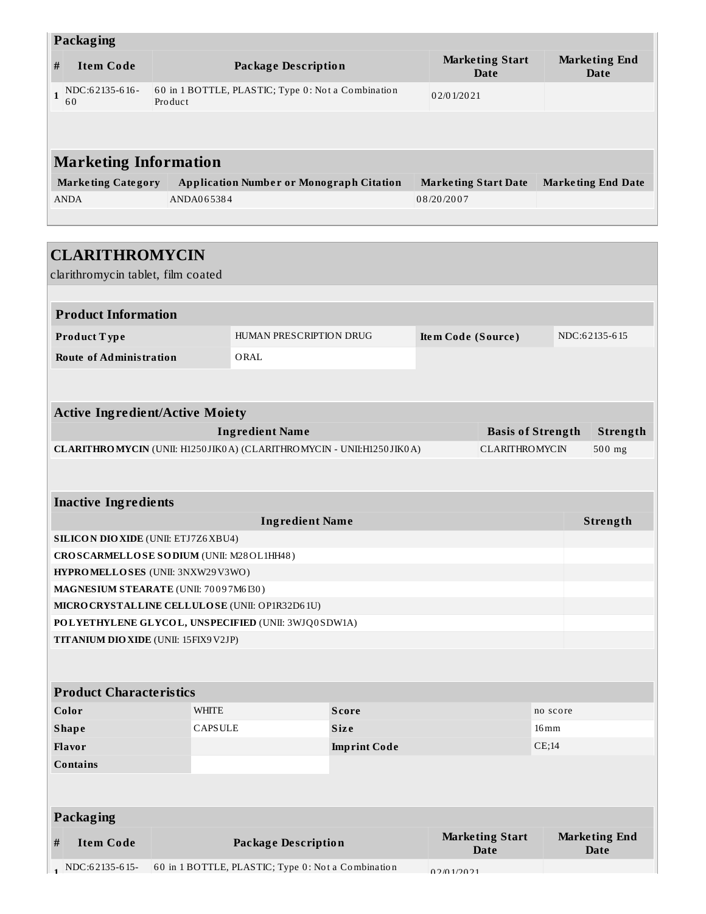| Packaging | | | | |
|---|---|---|---|---|
| # | Item Code | Package Description | Marketing Start Date | Marketing End Date |
| 1 | NDC:62135-616-60 | 60 in 1 BOTTLE, PLASTIC; Type 0: Not a Combination Product | 02/01/2021 | |

| Marketing Information | | | |
|---|---|---|---|
| Marketing Category | Application Number or Monograph Citation | Marketing Start Date | Marketing End Date |
| ANDA | ANDA065384 | 08/20/2007 | |

## CLARITHROMYCIN

clarithromycin tablet, film coated

| Product Information | | | |
|---|---|---|---|
| Product Type | HUMAN PRESCRIPTION DRUG | Item Code (Source) | NDC:62135-615 |
| Route of Administration | ORAL | | |

| Active Ingredient/Active Moiety | | |
|---|---|---|
| Ingredient Name | Basis of Strength | Strength |
| **CLARITHROMYCIN** (UNII: H1250JIK0A) (CLARITHROMYCIN - UNII:H1250JIK0A) | CLARITHROMYCIN | 500 mg |

| Inactive Ingredients | |
|---|---|
| Ingredient Name | Strength |
| **SILICON DIOXIDE** (UNII: ETJ7Z6XBU4) | |
| **CROSCARMELLOSE SODIUM** (UNII: M28OL1HH48) | |
| **HYPROMELLOSES** (UNII: 3NXW29V3WO) | |
| **MAGNESIUM STEARATE** (UNII: 70097M6I30) | |
| **MICROCRYSTALLINE CELLULOSE** (UNII: OP1R32D61U) | |
| **POLYETHYLENE GLYCOL, UNSPECIFIED** (UNII: 3WJQ0SDW1A) | |
| **TITANIUM DIOXIDE** (UNII: 15FIX9V2JP) | |

| Product Characteristics | | | |
|---|---|---|---|
| Color | WHITE | Score | no score |
| Shape | CAPSULE | Size | 16mm |
| Flavor | | Imprint Code | CE;14 |
| Contains | | | |

| Packaging | | | | |
|---|---|---|---|---|
| # | Item Code | Package Description | Marketing Start Date | Marketing End Date |
| 1 | NDC:62135-615- | 60 in 1 BOTTLE, PLASTIC; Type 0: Not a Combination | 02/01/2021 | |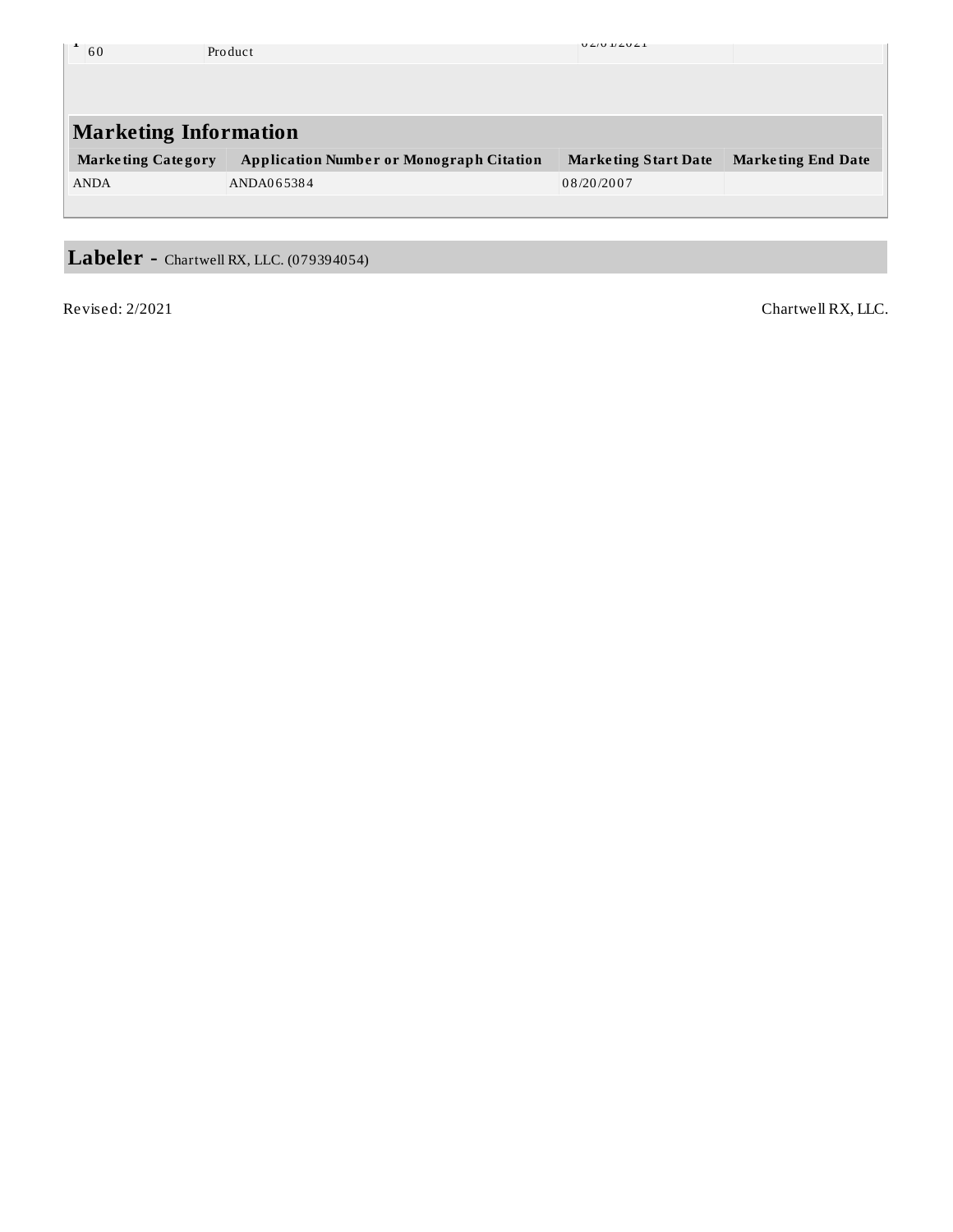| | | | | |
|---|---|---|---|---|
| 1 | 60 | Product | 02/01/2021 | |

## Marketing Information

| Marketing Category | Application Number or Monograph Citation | Marketing Start Date | Marketing End Date |
|---|---|---|---|
| ANDA | ANDA065384 | 08/20/2007 | |

## Labeler - Chartwell RX, LLC. (079394054)

Revised: 2/2021

Chartwell RX, LLC.